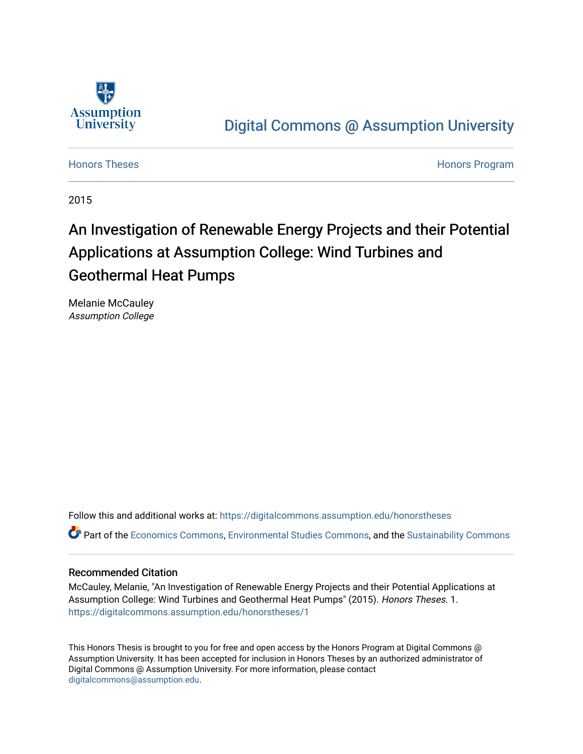Assumption University

Digital Commons @ Assumption University

Honors Theses

Honors Program

2015

# An Investigation of Renewable Energy Projects and their Potential Applications at Assumption College: Wind Turbines and Geothermal Heat Pumps

Melanie McCauley
*Assumption College*

Follow this and additional works at: https://digitalcommons.assumption.edu/honorstheses

Part of the Economics Commons, Environmental Studies Commons, and the Sustainability Commons

## Recommended Citation

McCauley, Melanie, "An Investigation of Renewable Energy Projects and their Potential Applications at Assumption College: Wind Turbines and Geothermal Heat Pumps" (2015). *Honors Theses*. 1.
https://digitalcommons.assumption.edu/honorstheses/1

This Honors Thesis is brought to you for free and open access by the Honors Program at Digital Commons @ Assumption University. It has been accepted for inclusion in Honors Theses by an authorized administrator of Digital Commons @ Assumption University. For more information, please contact digitalcommons@assumption.edu.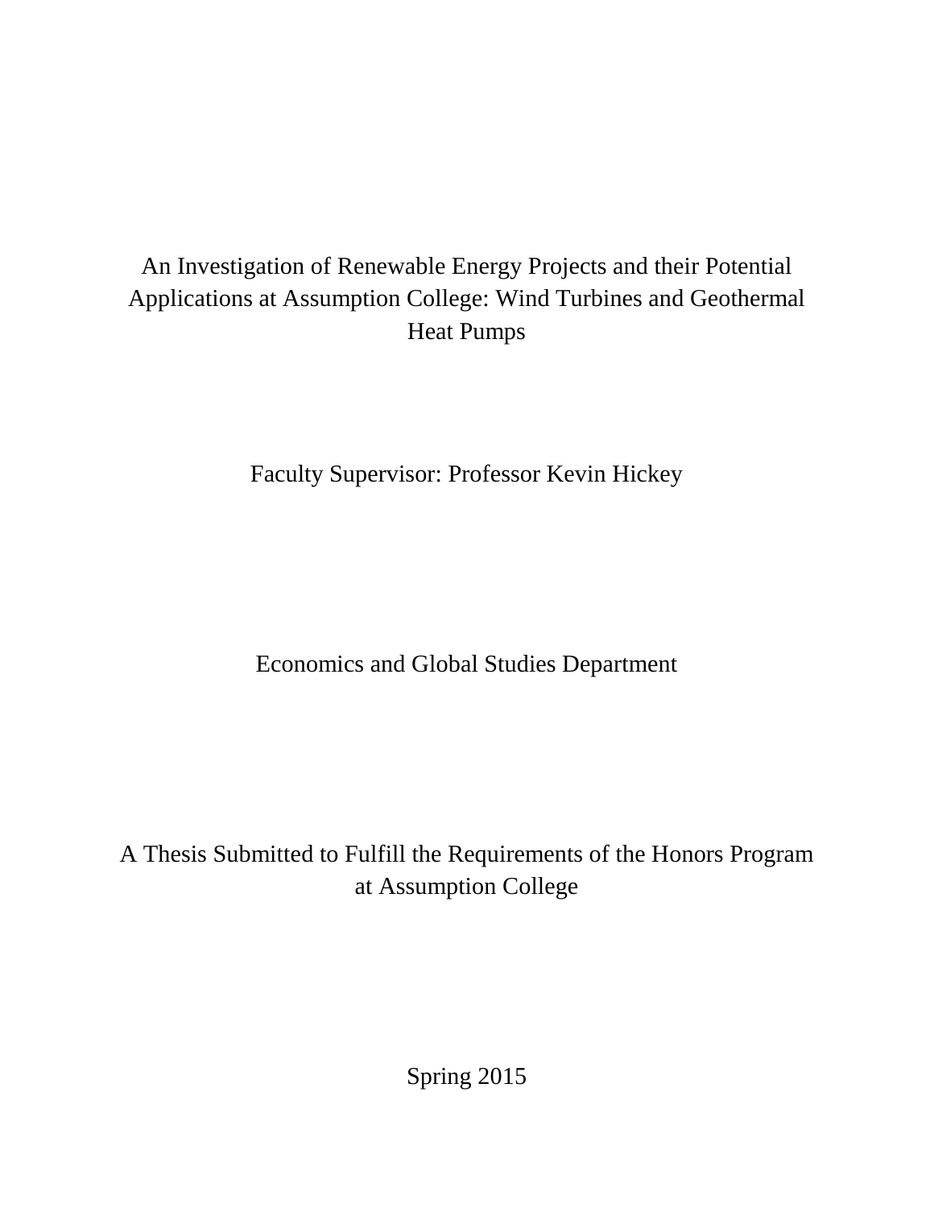# An Investigation of Renewable Energy Projects and their Potential Applications at Assumption College: Wind Turbines and Geothermal Heat Pumps

Faculty Supervisor: Professor Kevin Hickey

Economics and Global Studies Department

A Thesis Submitted to Fulfill the Requirements of the Honors Program at Assumption College

Spring 2015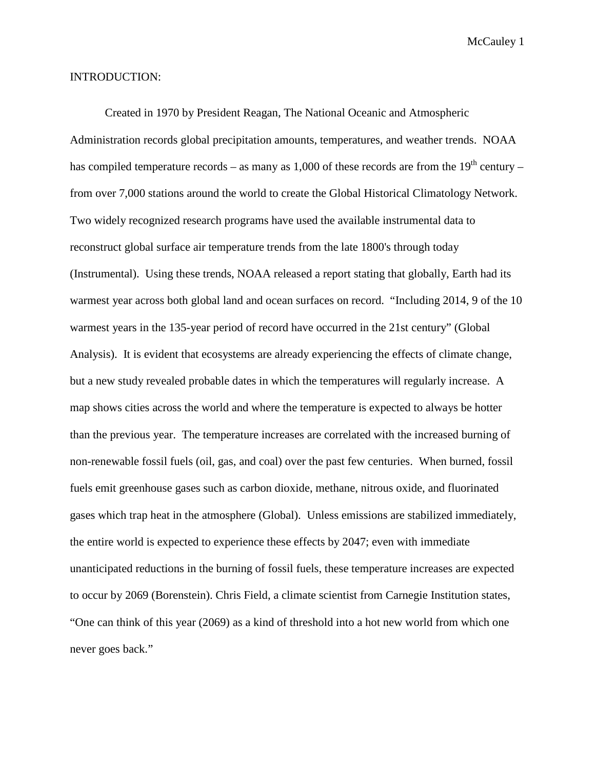INTRODUCTION:

Created in 1970 by President Reagan, The National Oceanic and Atmospheric Administration records global precipitation amounts, temperatures, and weather trends. NOAA has compiled temperature records – as many as 1,000 of these records are from the 19th century – from over 7,000 stations around the world to create the Global Historical Climatology Network. Two widely recognized research programs have used the available instrumental data to reconstruct global surface air temperature trends from the late 1800's through today (Instrumental). Using these trends, NOAA released a report stating that globally, Earth had its warmest year across both global land and ocean surfaces on record. "Including 2014, 9 of the 10 warmest years in the 135-year period of record have occurred in the 21st century" (Global Analysis). It is evident that ecosystems are already experiencing the effects of climate change, but a new study revealed probable dates in which the temperatures will regularly increase. A map shows cities across the world and where the temperature is expected to always be hotter than the previous year. The temperature increases are correlated with the increased burning of non-renewable fossil fuels (oil, gas, and coal) over the past few centuries. When burned, fossil fuels emit greenhouse gases such as carbon dioxide, methane, nitrous oxide, and fluorinated gases which trap heat in the atmosphere (Global). Unless emissions are stabilized immediately, the entire world is expected to experience these effects by 2047; even with immediate unanticipated reductions in the burning of fossil fuels, these temperature increases are expected to occur by 2069 (Borenstein). Chris Field, a climate scientist from Carnegie Institution states, "One can think of this year (2069) as a kind of threshold into a hot new world from which one never goes back."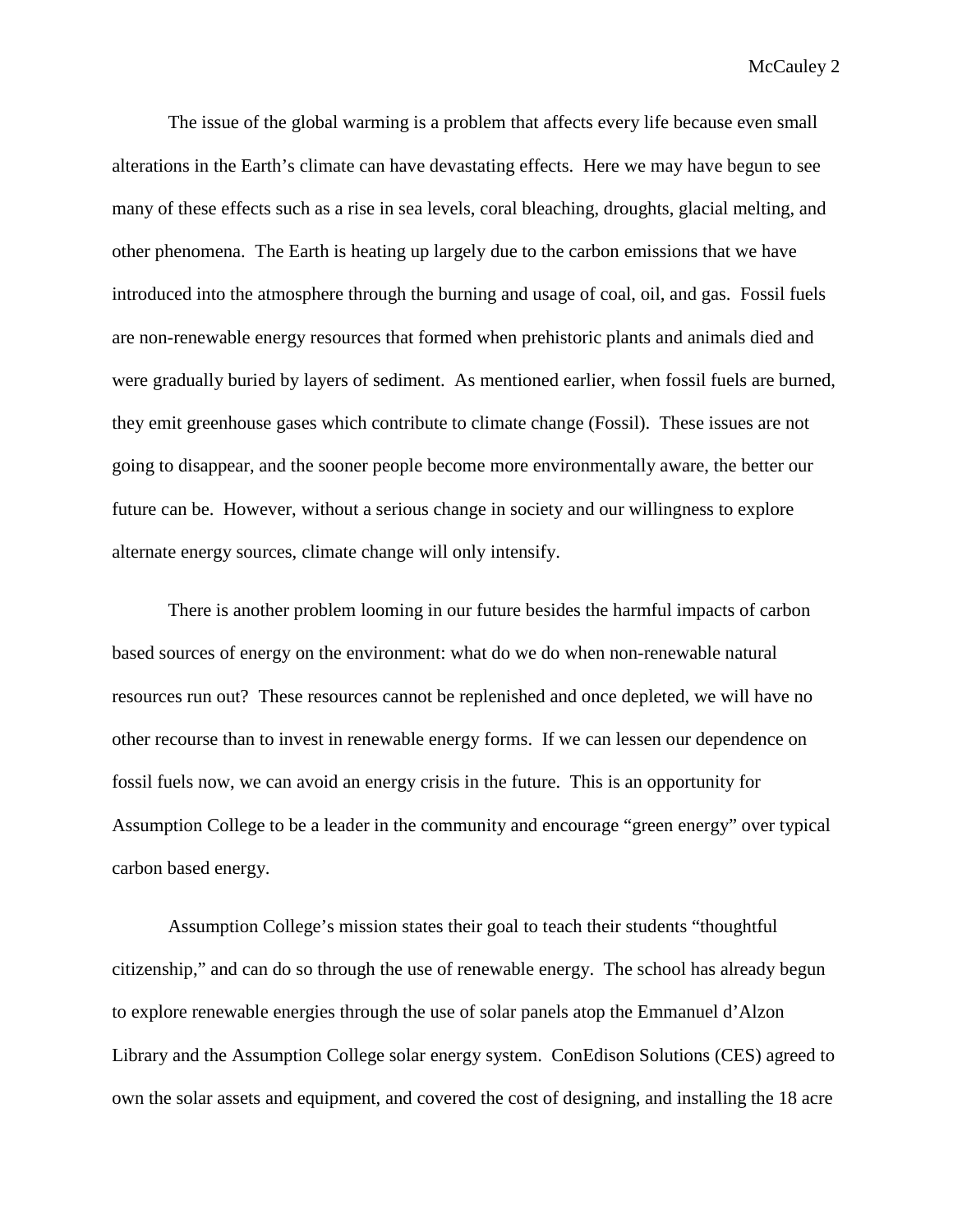The issue of the global warming is a problem that affects every life because even small alterations in the Earth's climate can have devastating effects. Here we may have begun to see many of these effects such as a rise in sea levels, coral bleaching, droughts, glacial melting, and other phenomena. The Earth is heating up largely due to the carbon emissions that we have introduced into the atmosphere through the burning and usage of coal, oil, and gas. Fossil fuels are non-renewable energy resources that formed when prehistoric plants and animals died and were gradually buried by layers of sediment. As mentioned earlier, when fossil fuels are burned, they emit greenhouse gases which contribute to climate change (Fossil). These issues are not going to disappear, and the sooner people become more environmentally aware, the better our future can be. However, without a serious change in society and our willingness to explore alternate energy sources, climate change will only intensify.

There is another problem looming in our future besides the harmful impacts of carbon based sources of energy on the environment: what do we do when non-renewable natural resources run out? These resources cannot be replenished and once depleted, we will have no other recourse than to invest in renewable energy forms. If we can lessen our dependence on fossil fuels now, we can avoid an energy crisis in the future. This is an opportunity for Assumption College to be a leader in the community and encourage "green energy" over typical carbon based energy.

Assumption College's mission states their goal to teach their students "thoughtful citizenship," and can do so through the use of renewable energy. The school has already begun to explore renewable energies through the use of solar panels atop the Emmanuel d'Alzon Library and the Assumption College solar energy system. ConEdison Solutions (CES) agreed to own the solar assets and equipment, and covered the cost of designing, and installing the 18 acre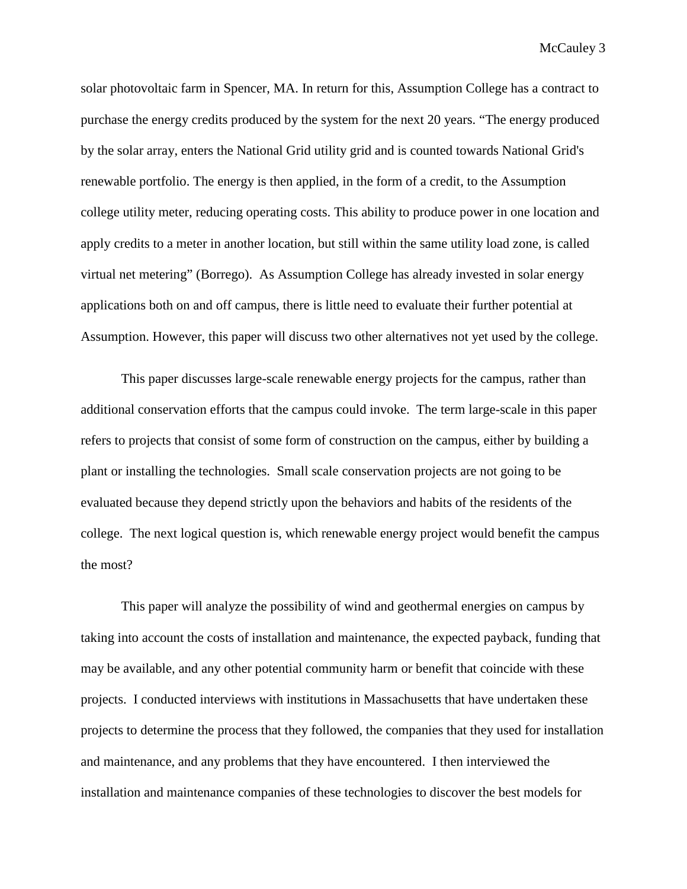solar photovoltaic farm in Spencer, MA. In return for this, Assumption College has a contract to purchase the energy credits produced by the system for the next 20 years. "The energy produced by the solar array, enters the National Grid utility grid and is counted towards National Grid's renewable portfolio. The energy is then applied, in the form of a credit, to the Assumption college utility meter, reducing operating costs. This ability to produce power in one location and apply credits to a meter in another location, but still within the same utility load zone, is called virtual net metering" (Borrego). As Assumption College has already invested in solar energy applications both on and off campus, there is little need to evaluate their further potential at Assumption. However, this paper will discuss two other alternatives not yet used by the college.

This paper discusses large-scale renewable energy projects for the campus, rather than additional conservation efforts that the campus could invoke. The term large-scale in this paper refers to projects that consist of some form of construction on the campus, either by building a plant or installing the technologies. Small scale conservation projects are not going to be evaluated because they depend strictly upon the behaviors and habits of the residents of the college. The next logical question is, which renewable energy project would benefit the campus the most?

This paper will analyze the possibility of wind and geothermal energies on campus by taking into account the costs of installation and maintenance, the expected payback, funding that may be available, and any other potential community harm or benefit that coincide with these projects. I conducted interviews with institutions in Massachusetts that have undertaken these projects to determine the process that they followed, the companies that they used for installation and maintenance, and any problems that they have encountered. I then interviewed the installation and maintenance companies of these technologies to discover the best models for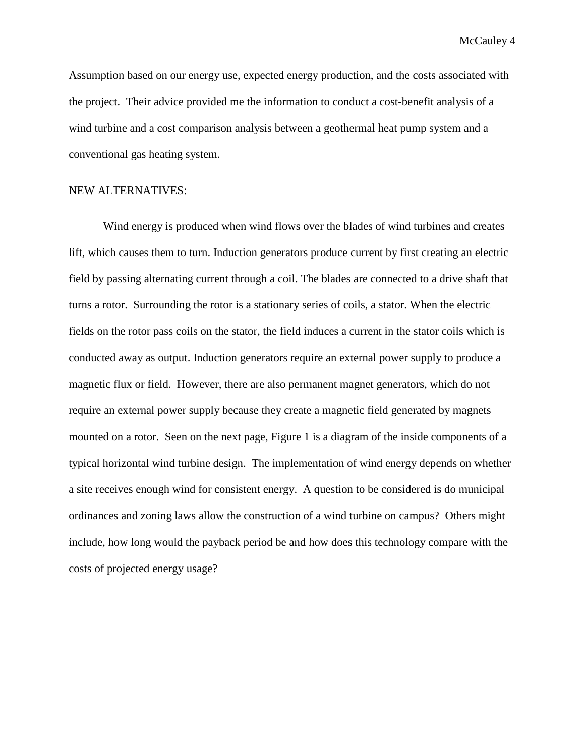Assumption based on our energy use, expected energy production, and the costs associated with the project. Their advice provided me the information to conduct a cost-benefit analysis of a wind turbine and a cost comparison analysis between a geothermal heat pump system and a conventional gas heating system.

NEW ALTERNATIVES:

Wind energy is produced when wind flows over the blades of wind turbines and creates lift, which causes them to turn. Induction generators produce current by first creating an electric field by passing alternating current through a coil. The blades are connected to a drive shaft that turns a rotor. Surrounding the rotor is a stationary series of coils, a stator. When the electric fields on the rotor pass coils on the stator, the field induces a current in the stator coils which is conducted away as output. Induction generators require an external power supply to produce a magnetic flux or field. However, there are also permanent magnet generators, which do not require an external power supply because they create a magnetic field generated by magnets mounted on a rotor. Seen on the next page, Figure 1 is a diagram of the inside components of a typical horizontal wind turbine design. The implementation of wind energy depends on whether a site receives enough wind for consistent energy. A question to be considered is do municipal ordinances and zoning laws allow the construction of a wind turbine on campus? Others might include, how long would the payback period be and how does this technology compare with the costs of projected energy usage?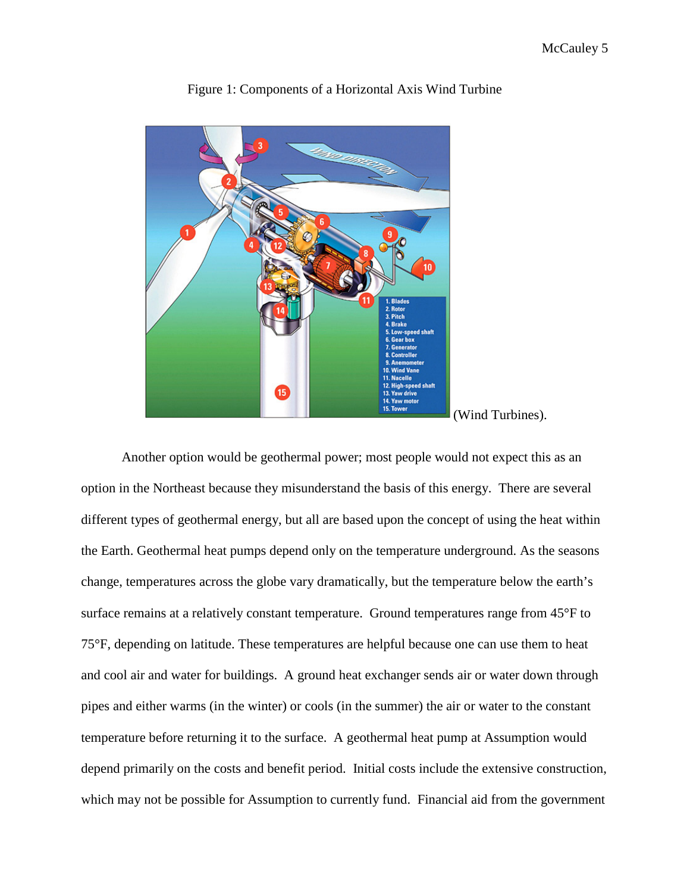Figure 1: Components of a Horizontal Axis Wind Turbine

(Wind Turbines).

Another option would be geothermal power; most people would not expect this as an option in the Northeast because they misunderstand the basis of this energy. There are several different types of geothermal energy, but all are based upon the concept of using the heat within the Earth. Geothermal heat pumps depend only on the temperature underground. As the seasons change, temperatures across the globe vary dramatically, but the temperature below the earth's surface remains at a relatively constant temperature. Ground temperatures range from 45°F to 75°F, depending on latitude. These temperatures are helpful because one can use them to heat and cool air and water for buildings. A ground heat exchanger sends air or water down through pipes and either warms (in the winter) or cools (in the summer) the air or water to the constant temperature before returning it to the surface. A geothermal heat pump at Assumption would depend primarily on the costs and benefit period. Initial costs include the extensive construction, which may not be possible for Assumption to currently fund. Financial aid from the government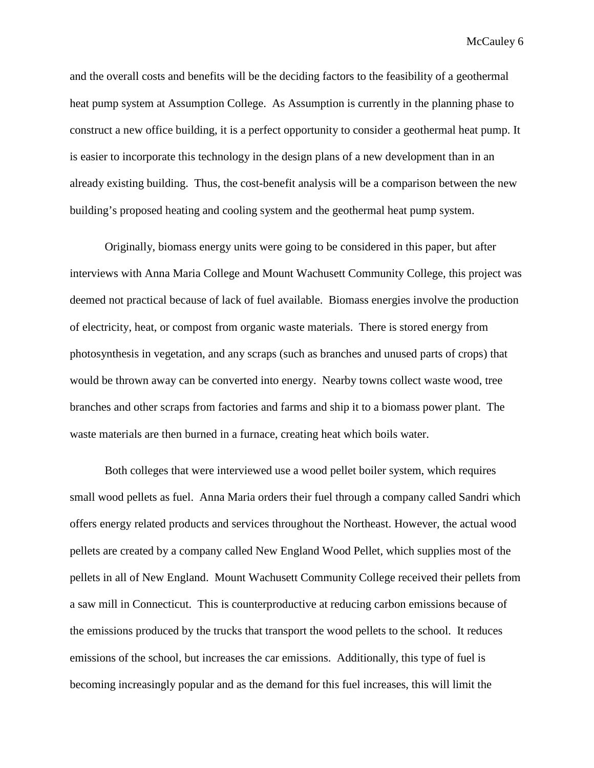and the overall costs and benefits will be the deciding factors to the feasibility of a geothermal heat pump system at Assumption College. As Assumption is currently in the planning phase to construct a new office building, it is a perfect opportunity to consider a geothermal heat pump. It is easier to incorporate this technology in the design plans of a new development than in an already existing building. Thus, the cost-benefit analysis will be a comparison between the new building's proposed heating and cooling system and the geothermal heat pump system.

Originally, biomass energy units were going to be considered in this paper, but after interviews with Anna Maria College and Mount Wachusett Community College, this project was deemed not practical because of lack of fuel available. Biomass energies involve the production of electricity, heat, or compost from organic waste materials. There is stored energy from photosynthesis in vegetation, and any scraps (such as branches and unused parts of crops) that would be thrown away can be converted into energy. Nearby towns collect waste wood, tree branches and other scraps from factories and farms and ship it to a biomass power plant. The waste materials are then burned in a furnace, creating heat which boils water.

Both colleges that were interviewed use a wood pellet boiler system, which requires small wood pellets as fuel. Anna Maria orders their fuel through a company called Sandri which offers energy related products and services throughout the Northeast. However, the actual wood pellets are created by a company called New England Wood Pellet, which supplies most of the pellets in all of New England. Mount Wachusett Community College received their pellets from a saw mill in Connecticut. This is counterproductive at reducing carbon emissions because of the emissions produced by the trucks that transport the wood pellets to the school. It reduces emissions of the school, but increases the car emissions. Additionally, this type of fuel is becoming increasingly popular and as the demand for this fuel increases, this will limit the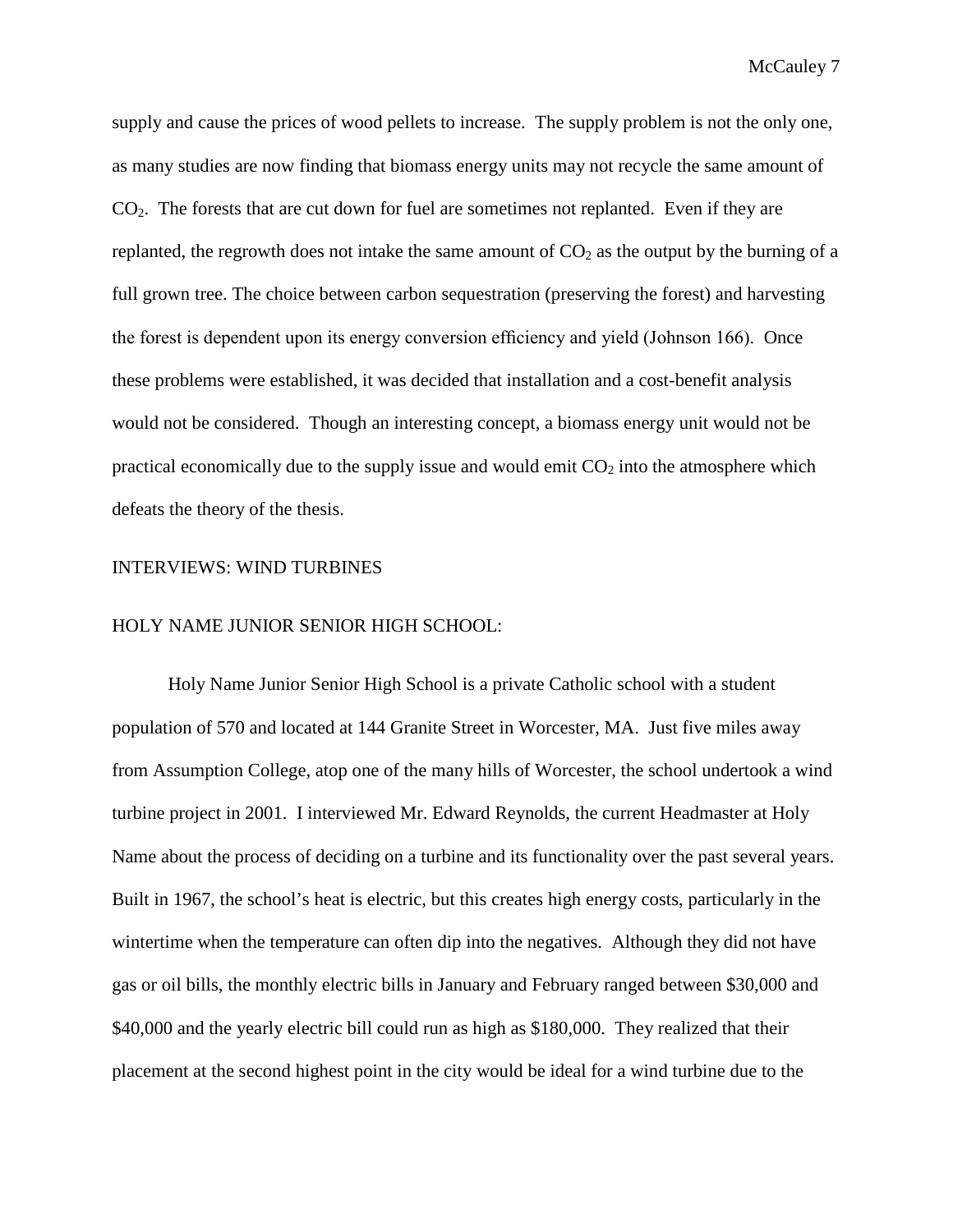supply and cause the prices of wood pellets to increase. The supply problem is not the only one, as many studies are now finding that biomass energy units may not recycle the same amount of $CO_2$. The forests that are cut down for fuel are sometimes not replanted. Even if they are replanted, the regrowth does not intake the same amount of $CO_2$ as the output by the burning of a full grown tree. The choice between carbon sequestration (preserving the forest) and harvesting the forest is dependent upon its energy conversion efficiency and yield (Johnson 166). Once these problems were established, it was decided that installation and a cost-benefit analysis would not be considered. Though an interesting concept, a biomass energy unit would not be practical economically due to the supply issue and would emit $CO_2$ into the atmosphere which defeats the theory of the thesis.

## INTERVIEWS: WIND TURBINES

### HOLY NAME JUNIOR SENIOR HIGH SCHOOL:

Holy Name Junior Senior High School is a private Catholic school with a student population of 570 and located at 144 Granite Street in Worcester, MA. Just five miles away from Assumption College, atop one of the many hills of Worcester, the school undertook a wind turbine project in 2001. I interviewed Mr. Edward Reynolds, the current Headmaster at Holy Name about the process of deciding on a turbine and its functionality over the past several years. Built in 1967, the school's heat is electric, but this creates high energy costs, particularly in the wintertime when the temperature can often dip into the negatives. Although they did not have gas or oil bills, the monthly electric bills in January and February ranged between \$30,000 and \$40,000 and the yearly electric bill could run as high as \$180,000. They realized that their placement at the second highest point in the city would be ideal for a wind turbine due to the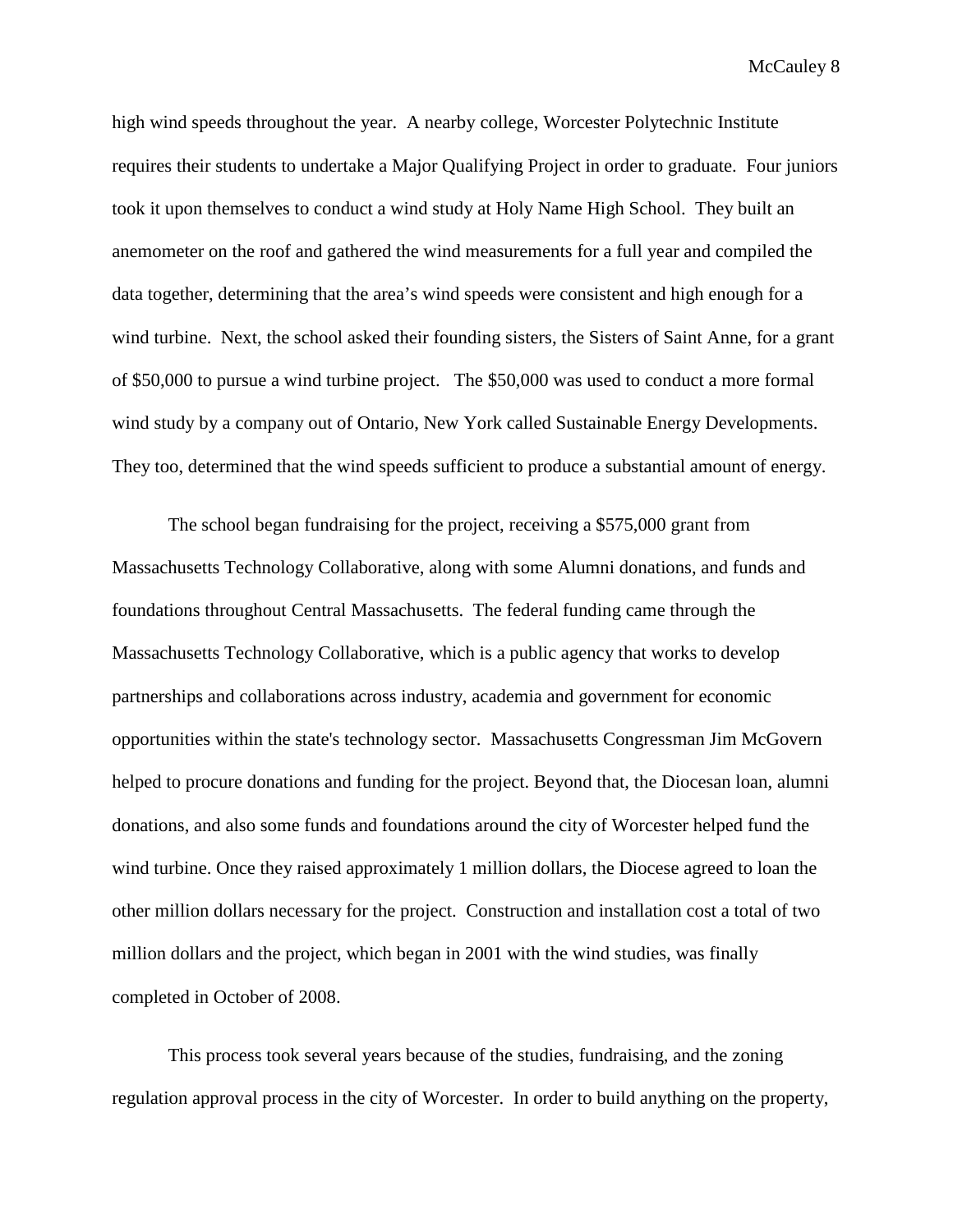high wind speeds throughout the year. A nearby college, Worcester Polytechnic Institute requires their students to undertake a Major Qualifying Project in order to graduate. Four juniors took it upon themselves to conduct a wind study at Holy Name High School. They built an anemometer on the roof and gathered the wind measurements for a full year and compiled the data together, determining that the area's wind speeds were consistent and high enough for a wind turbine. Next, the school asked their founding sisters, the Sisters of Saint Anne, for a grant of $50,000 to pursue a wind turbine project. The $50,000 was used to conduct a more formal wind study by a company out of Ontario, New York called Sustainable Energy Developments. They too, determined that the wind speeds sufficient to produce a substantial amount of energy.

The school began fundraising for the project, receiving a $575,000 grant from Massachusetts Technology Collaborative, along with some Alumni donations, and funds and foundations throughout Central Massachusetts. The federal funding came through the Massachusetts Technology Collaborative, which is a public agency that works to develop partnerships and collaborations across industry, academia and government for economic opportunities within the state's technology sector. Massachusetts Congressman Jim McGovern helped to procure donations and funding for the project. Beyond that, the Diocesan loan, alumni donations, and also some funds and foundations around the city of Worcester helped fund the wind turbine. Once they raised approximately 1 million dollars, the Diocese agreed to loan the other million dollars necessary for the project. Construction and installation cost a total of two million dollars and the project, which began in 2001 with the wind studies, was finally completed in October of 2008.

This process took several years because of the studies, fundraising, and the zoning regulation approval process in the city of Worcester. In order to build anything on the property,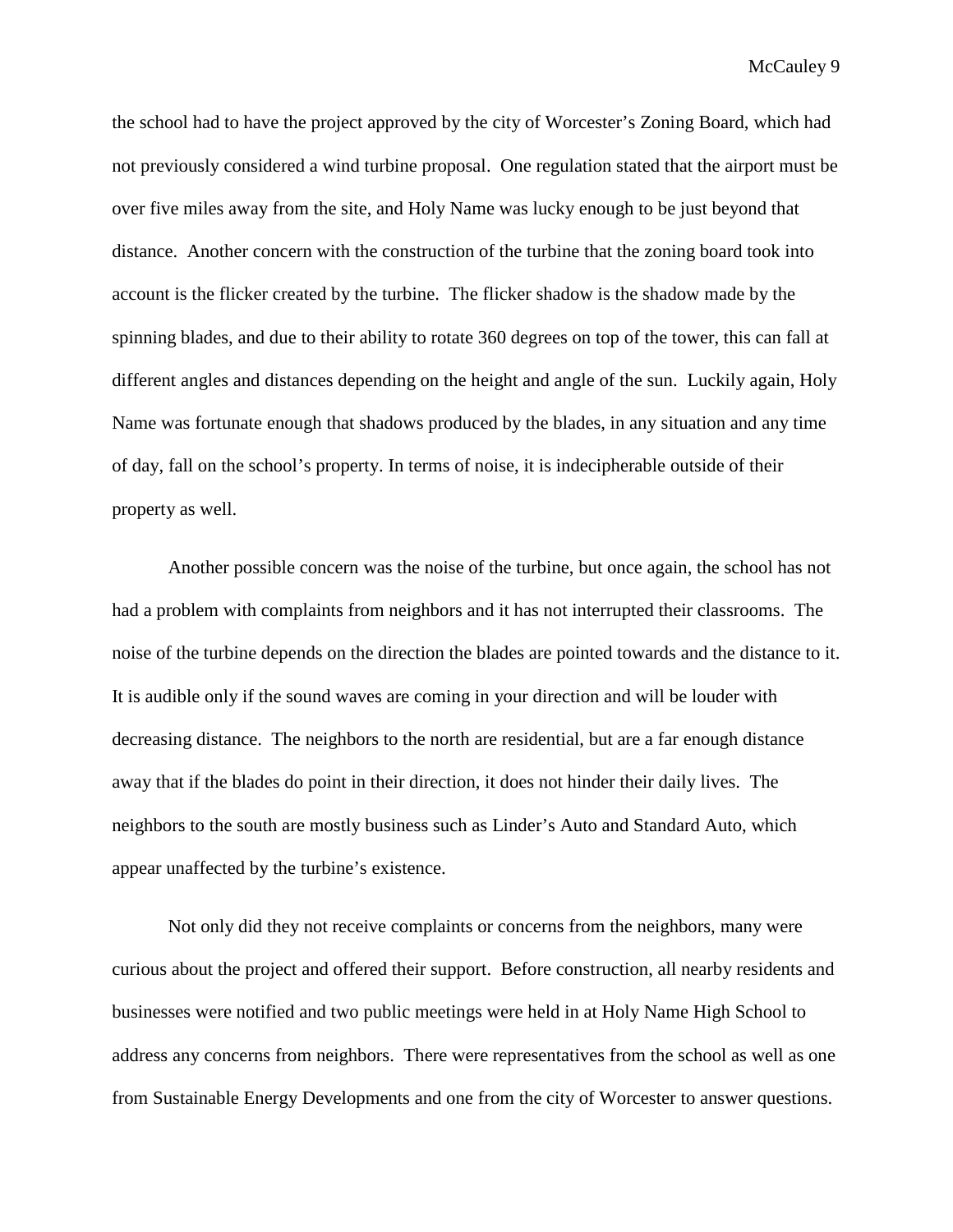the school had to have the project approved by the city of Worcester's Zoning Board, which had not previously considered a wind turbine proposal. One regulation stated that the airport must be over five miles away from the site, and Holy Name was lucky enough to be just beyond that distance. Another concern with the construction of the turbine that the zoning board took into account is the flicker created by the turbine. The flicker shadow is the shadow made by the spinning blades, and due to their ability to rotate 360 degrees on top of the tower, this can fall at different angles and distances depending on the height and angle of the sun. Luckily again, Holy Name was fortunate enough that shadows produced by the blades, in any situation and any time of day, fall on the school's property. In terms of noise, it is indecipherable outside of their property as well.

Another possible concern was the noise of the turbine, but once again, the school has not had a problem with complaints from neighbors and it has not interrupted their classrooms. The noise of the turbine depends on the direction the blades are pointed towards and the distance to it. It is audible only if the sound waves are coming in your direction and will be louder with decreasing distance. The neighbors to the north are residential, but are a far enough distance away that if the blades do point in their direction, it does not hinder their daily lives. The neighbors to the south are mostly business such as Linder's Auto and Standard Auto, which appear unaffected by the turbine's existence.

Not only did they not receive complaints or concerns from the neighbors, many were curious about the project and offered their support. Before construction, all nearby residents and businesses were notified and two public meetings were held in at Holy Name High School to address any concerns from neighbors. There were representatives from the school as well as one from Sustainable Energy Developments and one from the city of Worcester to answer questions.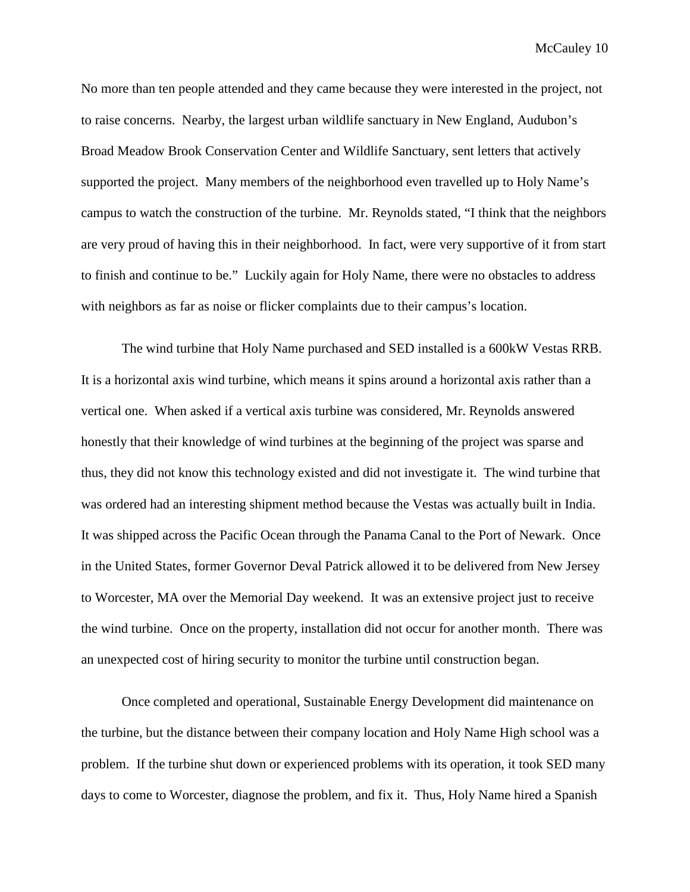No more than ten people attended and they came because they were interested in the project, not to raise concerns. Nearby, the largest urban wildlife sanctuary in New England, Audubon's Broad Meadow Brook Conservation Center and Wildlife Sanctuary, sent letters that actively supported the project. Many members of the neighborhood even travelled up to Holy Name's campus to watch the construction of the turbine. Mr. Reynolds stated, "I think that the neighbors are very proud of having this in their neighborhood. In fact, were very supportive of it from start to finish and continue to be." Luckily again for Holy Name, there were no obstacles to address with neighbors as far as noise or flicker complaints due to their campus's location.

The wind turbine that Holy Name purchased and SED installed is a 600kW Vestas RRB. It is a horizontal axis wind turbine, which means it spins around a horizontal axis rather than a vertical one. When asked if a vertical axis turbine was considered, Mr. Reynolds answered honestly that their knowledge of wind turbines at the beginning of the project was sparse and thus, they did not know this technology existed and did not investigate it. The wind turbine that was ordered had an interesting shipment method because the Vestas was actually built in India. It was shipped across the Pacific Ocean through the Panama Canal to the Port of Newark. Once in the United States, former Governor Deval Patrick allowed it to be delivered from New Jersey to Worcester, MA over the Memorial Day weekend. It was an extensive project just to receive the wind turbine. Once on the property, installation did not occur for another month. There was an unexpected cost of hiring security to monitor the turbine until construction began.

Once completed and operational, Sustainable Energy Development did maintenance on the turbine, but the distance between their company location and Holy Name High school was a problem. If the turbine shut down or experienced problems with its operation, it took SED many days to come to Worcester, diagnose the problem, and fix it. Thus, Holy Name hired a Spanish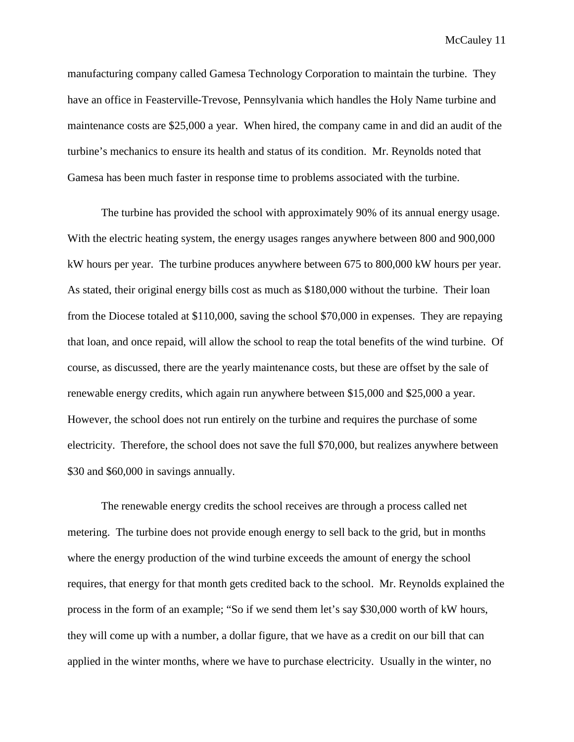manufacturing company called Gamesa Technology Corporation to maintain the turbine. They have an office in Feasterville-Trevose, Pennsylvania which handles the Holy Name turbine and maintenance costs are $25,000 a year. When hired, the company came in and did an audit of the turbine's mechanics to ensure its health and status of its condition. Mr. Reynolds noted that Gamesa has been much faster in response time to problems associated with the turbine.

The turbine has provided the school with approximately 90% of its annual energy usage. With the electric heating system, the energy usages ranges anywhere between 800 and 900,000 kW hours per year. The turbine produces anywhere between 675 to 800,000 kW hours per year. As stated, their original energy bills cost as much as $180,000 without the turbine. Their loan from the Diocese totaled at $110,000, saving the school $70,000 in expenses. They are repaying that loan, and once repaid, will allow the school to reap the total benefits of the wind turbine. Of course, as discussed, there are the yearly maintenance costs, but these are offset by the sale of renewable energy credits, which again run anywhere between $15,000 and $25,000 a year. However, the school does not run entirely on the turbine and requires the purchase of some electricity. Therefore, the school does not save the full $70,000, but realizes anywhere between $30 and $60,000 in savings annually.

The renewable energy credits the school receives are through a process called net metering. The turbine does not provide enough energy to sell back to the grid, but in months where the energy production of the wind turbine exceeds the amount of energy the school requires, that energy for that month gets credited back to the school. Mr. Reynolds explained the process in the form of an example; "So if we send them let's say $30,000 worth of kW hours, they will come up with a number, a dollar figure, that we have as a credit on our bill that can applied in the winter months, where we have to purchase electricity. Usually in the winter, no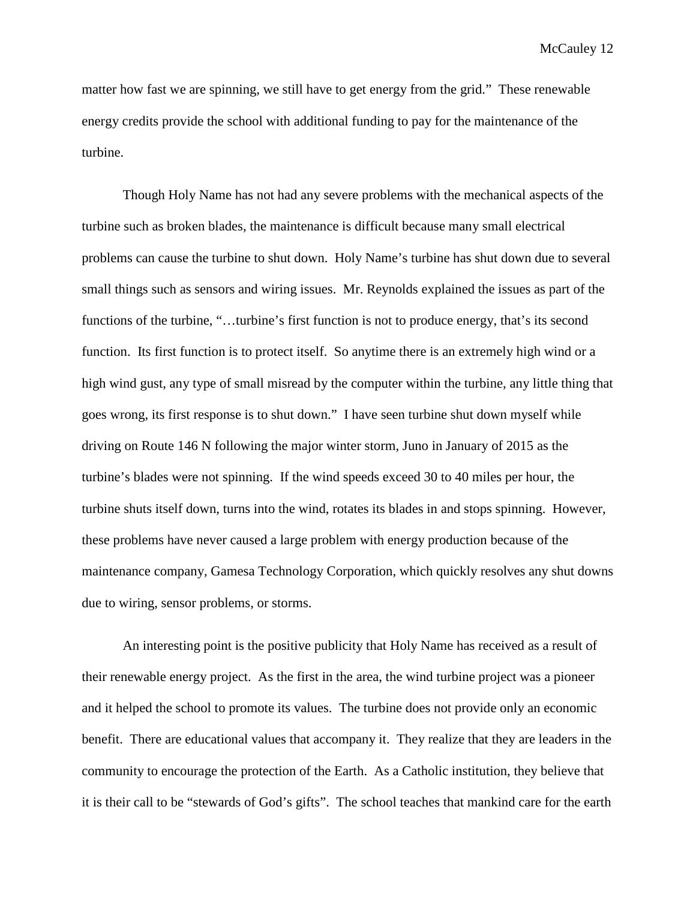matter how fast we are spinning, we still have to get energy from the grid." These renewable energy credits provide the school with additional funding to pay for the maintenance of the turbine.

Though Holy Name has not had any severe problems with the mechanical aspects of the turbine such as broken blades, the maintenance is difficult because many small electrical problems can cause the turbine to shut down. Holy Name's turbine has shut down due to several small things such as sensors and wiring issues. Mr. Reynolds explained the issues as part of the functions of the turbine, "…turbine's first function is not to produce energy, that's its second function. Its first function is to protect itself. So anytime there is an extremely high wind or a high wind gust, any type of small misread by the computer within the turbine, any little thing that goes wrong, its first response is to shut down." I have seen turbine shut down myself while driving on Route 146 N following the major winter storm, Juno in January of 2015 as the turbine's blades were not spinning. If the wind speeds exceed 30 to 40 miles per hour, the turbine shuts itself down, turns into the wind, rotates its blades in and stops spinning. However, these problems have never caused a large problem with energy production because of the maintenance company, Gamesa Technology Corporation, which quickly resolves any shut downs due to wiring, sensor problems, or storms.

An interesting point is the positive publicity that Holy Name has received as a result of their renewable energy project. As the first in the area, the wind turbine project was a pioneer and it helped the school to promote its values. The turbine does not provide only an economic benefit. There are educational values that accompany it. They realize that they are leaders in the community to encourage the protection of the Earth. As a Catholic institution, they believe that it is their call to be "stewards of God's gifts". The school teaches that mankind care for the earth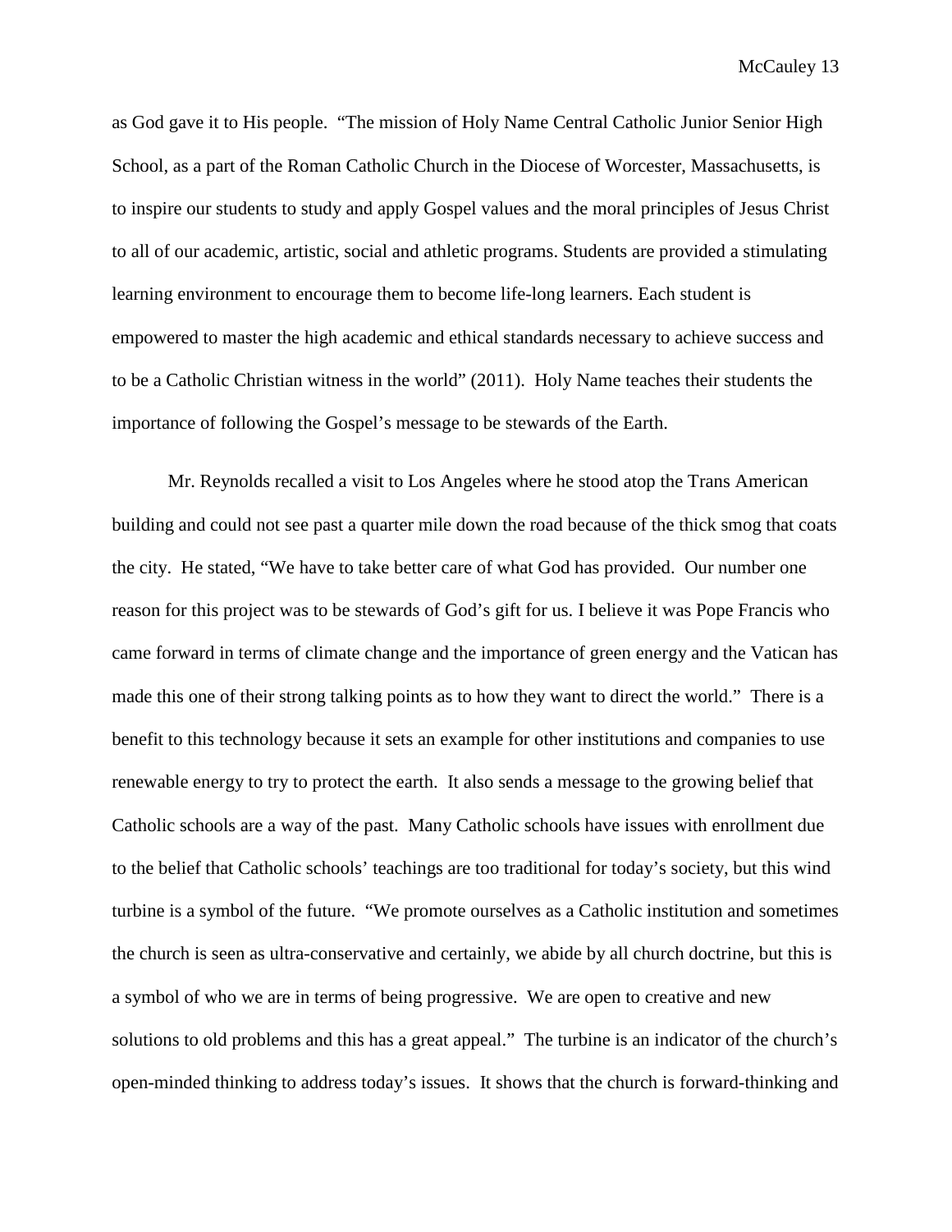as God gave it to His people. "The mission of Holy Name Central Catholic Junior Senior High School, as a part of the Roman Catholic Church in the Diocese of Worcester, Massachusetts, is to inspire our students to study and apply Gospel values and the moral principles of Jesus Christ to all of our academic, artistic, social and athletic programs. Students are provided a stimulating learning environment to encourage them to become life-long learners. Each student is empowered to master the high academic and ethical standards necessary to achieve success and to be a Catholic Christian witness in the world" (2011). Holy Name teaches their students the importance of following the Gospel's message to be stewards of the Earth.

Mr. Reynolds recalled a visit to Los Angeles where he stood atop the Trans American building and could not see past a quarter mile down the road because of the thick smog that coats the city. He stated, "We have to take better care of what God has provided. Our number one reason for this project was to be stewards of God's gift for us. I believe it was Pope Francis who came forward in terms of climate change and the importance of green energy and the Vatican has made this one of their strong talking points as to how they want to direct the world." There is a benefit to this technology because it sets an example for other institutions and companies to use renewable energy to try to protect the earth. It also sends a message to the growing belief that Catholic schools are a way of the past. Many Catholic schools have issues with enrollment due to the belief that Catholic schools' teachings are too traditional for today's society, but this wind turbine is a symbol of the future. "We promote ourselves as a Catholic institution and sometimes the church is seen as ultra-conservative and certainly, we abide by all church doctrine, but this is a symbol of who we are in terms of being progressive. We are open to creative and new solutions to old problems and this has a great appeal." The turbine is an indicator of the church's open-minded thinking to address today's issues. It shows that the church is forward-thinking and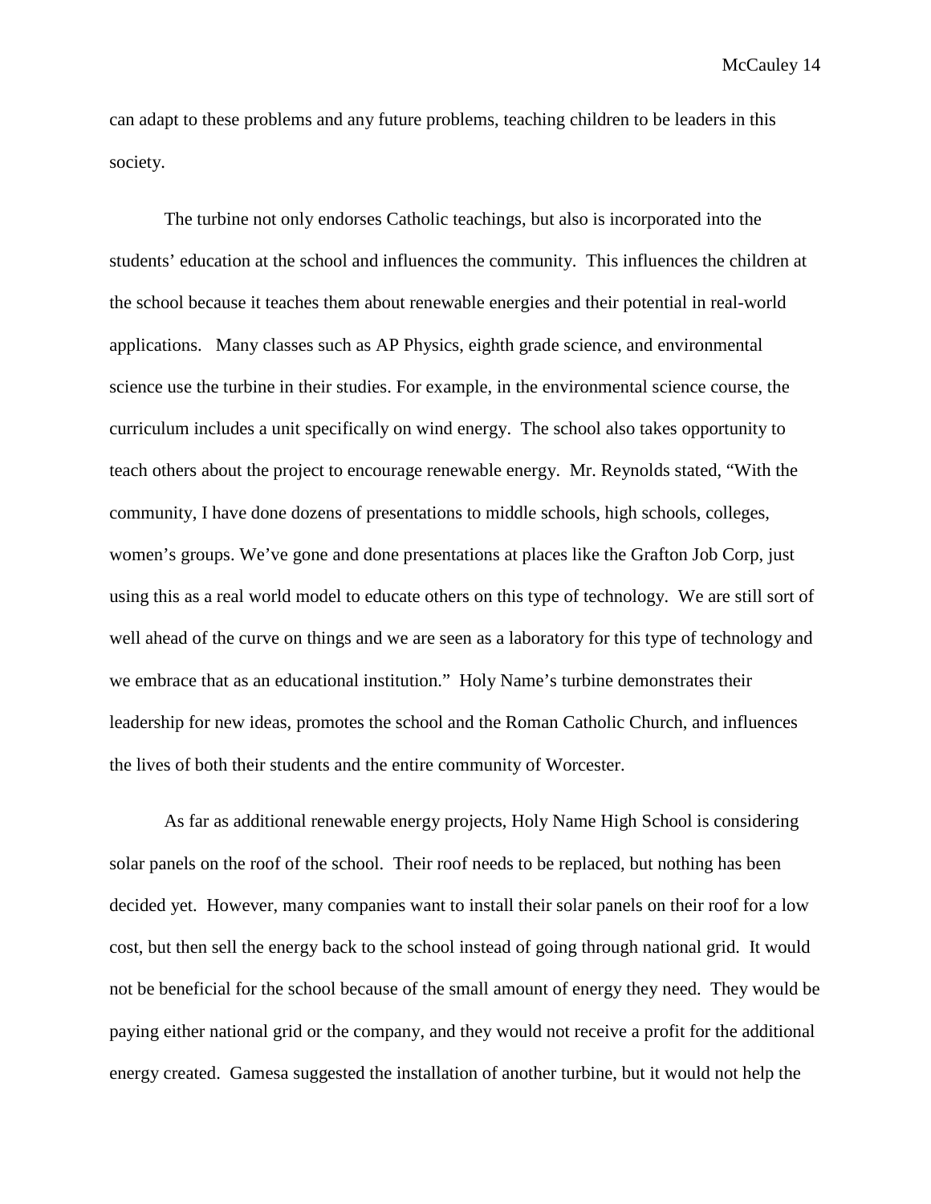can adapt to these problems and any future problems, teaching children to be leaders in this society.

The turbine not only endorses Catholic teachings, but also is incorporated into the students' education at the school and influences the community. This influences the children at the school because it teaches them about renewable energies and their potential in real-world applications. Many classes such as AP Physics, eighth grade science, and environmental science use the turbine in their studies. For example, in the environmental science course, the curriculum includes a unit specifically on wind energy. The school also takes opportunity to teach others about the project to encourage renewable energy. Mr. Reynolds stated, "With the community, I have done dozens of presentations to middle schools, high schools, colleges, women's groups. We've gone and done presentations at places like the Grafton Job Corp, just using this as a real world model to educate others on this type of technology. We are still sort of well ahead of the curve on things and we are seen as a laboratory for this type of technology and we embrace that as an educational institution." Holy Name's turbine demonstrates their leadership for new ideas, promotes the school and the Roman Catholic Church, and influences the lives of both their students and the entire community of Worcester.

As far as additional renewable energy projects, Holy Name High School is considering solar panels on the roof of the school. Their roof needs to be replaced, but nothing has been decided yet. However, many companies want to install their solar panels on their roof for a low cost, but then sell the energy back to the school instead of going through national grid. It would not be beneficial for the school because of the small amount of energy they need. They would be paying either national grid or the company, and they would not receive a profit for the additional energy created. Gamesa suggested the installation of another turbine, but it would not help the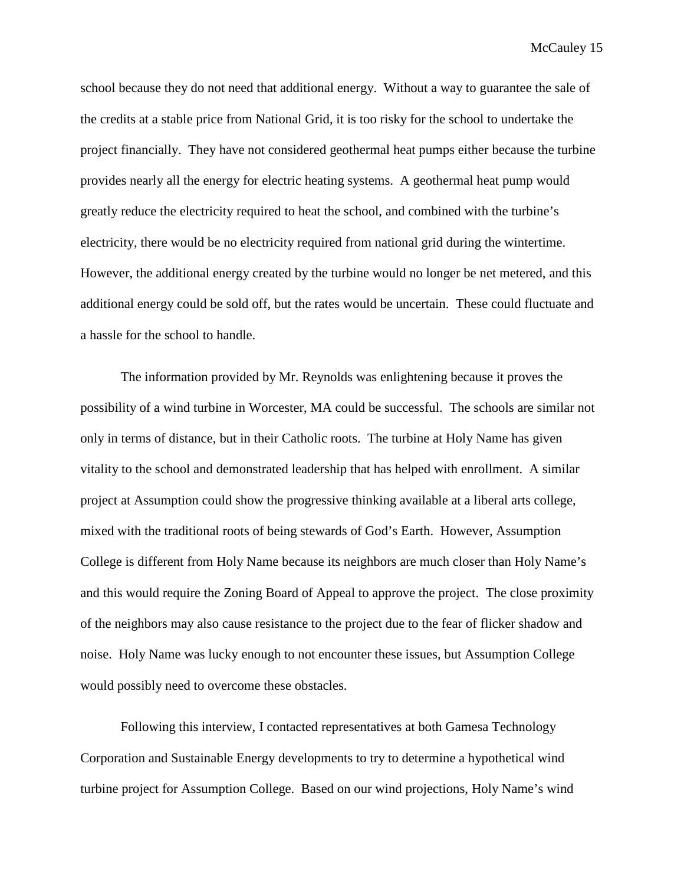school because they do not need that additional energy.  Without a way to guarantee the sale of the credits at a stable price from National Grid, it is too risky for the school to undertake the project financially.  They have not considered geothermal heat pumps either because the turbine provides nearly all the energy for electric heating systems.  A geothermal heat pump would greatly reduce the electricity required to heat the school, and combined with the turbine's electricity, there would be no electricity required from national grid during the wintertime.  However, the additional energy created by the turbine would no longer be net metered, and this additional energy could be sold off, but the rates would be uncertain.  These could fluctuate and a hassle for the school to handle.

The information provided by Mr. Reynolds was enlightening because it proves the possibility of a wind turbine in Worcester, MA could be successful.  The schools are similar not only in terms of distance, but in their Catholic roots.  The turbine at Holy Name has given vitality to the school and demonstrated leadership that has helped with enrollment.  A similar project at Assumption could show the progressive thinking available at a liberal arts college, mixed with the traditional roots of being stewards of God's Earth.  However, Assumption College is different from Holy Name because its neighbors are much closer than Holy Name's and this would require the Zoning Board of Appeal to approve the project.  The close proximity of the neighbors may also cause resistance to the project due to the fear of flicker shadow and noise.  Holy Name was lucky enough to not encounter these issues, but Assumption College would possibly need to overcome these obstacles.

Following this interview, I contacted representatives at both Gamesa Technology Corporation and Sustainable Energy developments to try to determine a hypothetical wind turbine project for Assumption College.  Based on our wind projections, Holy Name's wind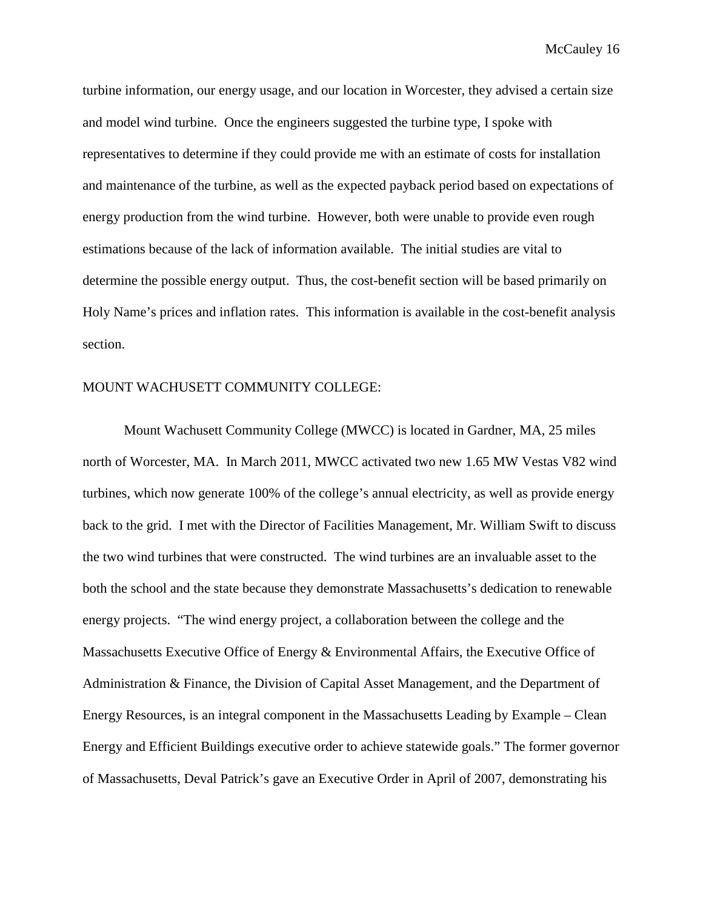turbine information, our energy usage, and our location in Worcester, they advised a certain size and model wind turbine. Once the engineers suggested the turbine type, I spoke with representatives to determine if they could provide me with an estimate of costs for installation and maintenance of the turbine, as well as the expected payback period based on expectations of energy production from the wind turbine. However, both were unable to provide even rough estimations because of the lack of information available. The initial studies are vital to determine the possible energy output. Thus, the cost-benefit section will be based primarily on Holy Name's prices and inflation rates. This information is available in the cost-benefit analysis section.

## MOUNT WACHUSETT COMMUNITY COLLEGE:

Mount Wachusett Community College (MWCC) is located in Gardner, MA, 25 miles north of Worcester, MA. In March 2011, MWCC activated two new 1.65 MW Vestas V82 wind turbines, which now generate 100% of the college's annual electricity, as well as provide energy back to the grid. I met with the Director of Facilities Management, Mr. William Swift to discuss the two wind turbines that were constructed. The wind turbines are an invaluable asset to the both the school and the state because they demonstrate Massachusetts's dedication to renewable energy projects. "The wind energy project, a collaboration between the college and the Massachusetts Executive Office of Energy & Environmental Affairs, the Executive Office of Administration & Finance, the Division of Capital Asset Management, and the Department of Energy Resources, is an integral component in the Massachusetts Leading by Example – Clean Energy and Efficient Buildings executive order to achieve statewide goals." The former governor of Massachusetts, Deval Patrick's gave an Executive Order in April of 2007, demonstrating his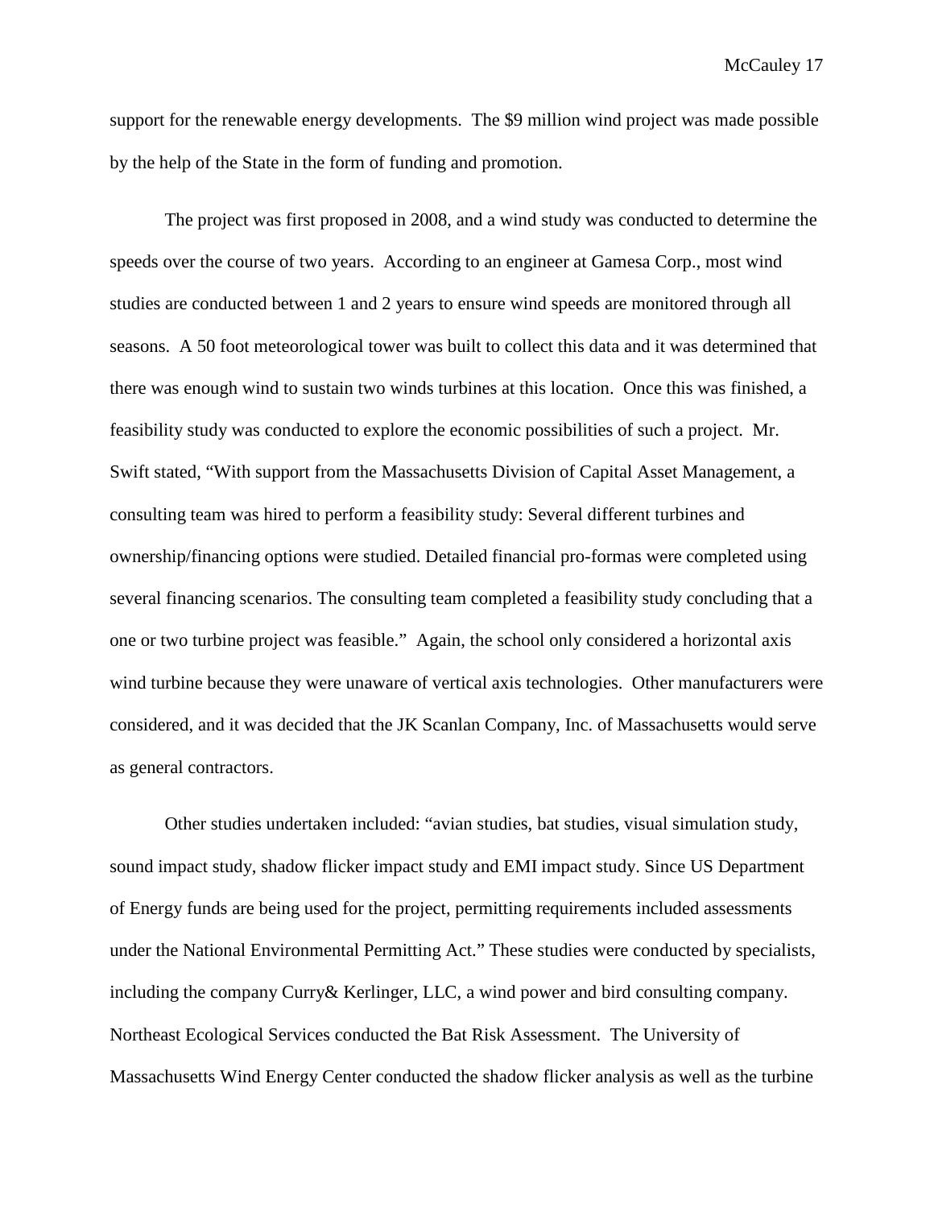support for the renewable energy developments. The $9 million wind project was made possible by the help of the State in the form of funding and promotion.

The project was first proposed in 2008, and a wind study was conducted to determine the speeds over the course of two years. According to an engineer at Gamesa Corp., most wind studies are conducted between 1 and 2 years to ensure wind speeds are monitored through all seasons. A 50 foot meteorological tower was built to collect this data and it was determined that there was enough wind to sustain two winds turbines at this location. Once this was finished, a feasibility study was conducted to explore the economic possibilities of such a project. Mr. Swift stated, "With support from the Massachusetts Division of Capital Asset Management, a consulting team was hired to perform a feasibility study: Several different turbines and ownership/financing options were studied. Detailed financial pro-formas were completed using several financing scenarios. The consulting team completed a feasibility study concluding that a one or two turbine project was feasible." Again, the school only considered a horizontal axis wind turbine because they were unaware of vertical axis technologies. Other manufacturers were considered, and it was decided that the JK Scanlan Company, Inc. of Massachusetts would serve as general contractors.

Other studies undertaken included: "avian studies, bat studies, visual simulation study, sound impact study, shadow flicker impact study and EMI impact study. Since US Department of Energy funds are being used for the project, permitting requirements included assessments under the National Environmental Permitting Act." These studies were conducted by specialists, including the company Curry& Kerlinger, LLC, a wind power and bird consulting company. Northeast Ecological Services conducted the Bat Risk Assessment. The University of Massachusetts Wind Energy Center conducted the shadow flicker analysis as well as the turbine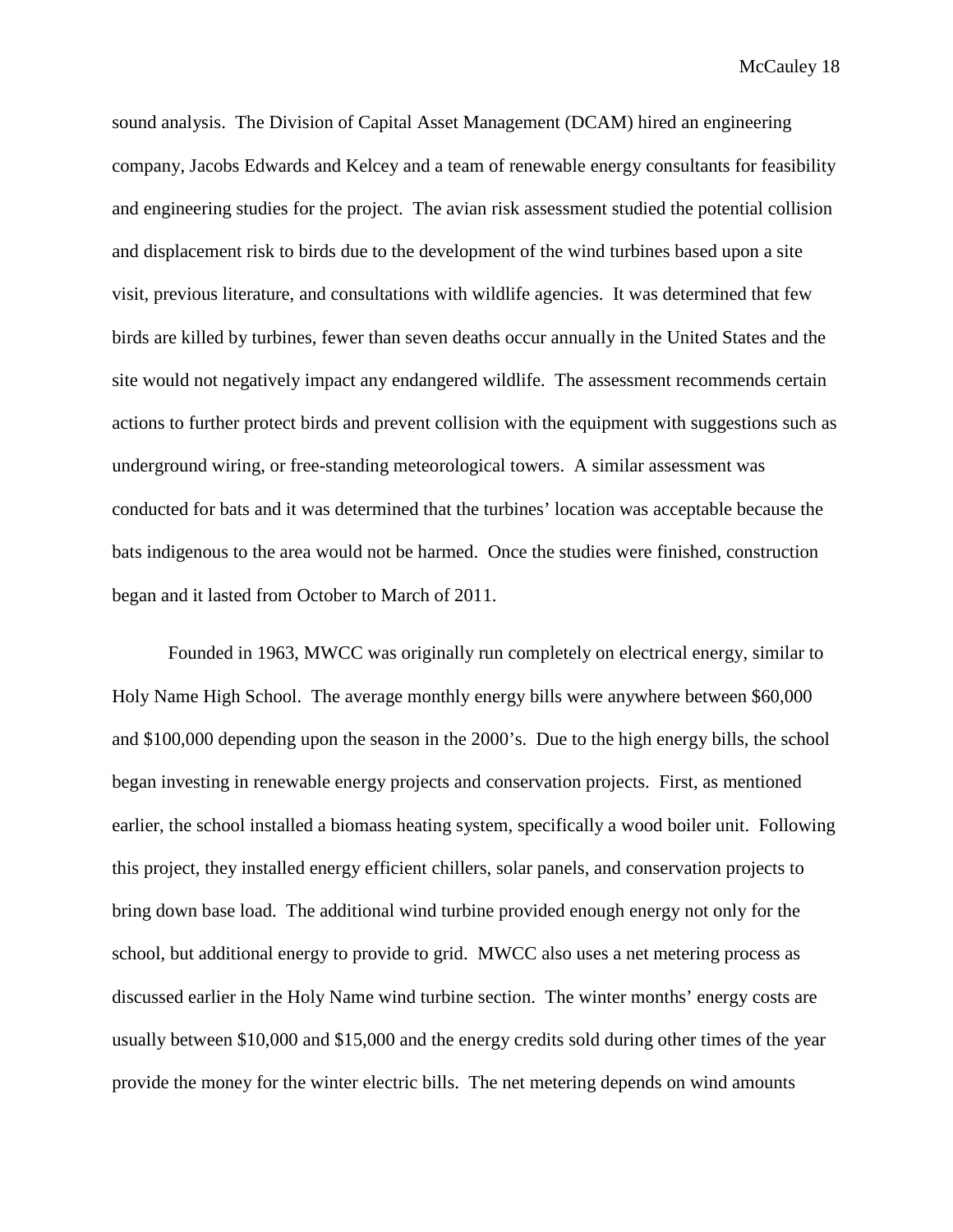sound analysis. The Division of Capital Asset Management (DCAM) hired an engineering company, Jacobs Edwards and Kelcey and a team of renewable energy consultants for feasibility and engineering studies for the project. The avian risk assessment studied the potential collision and displacement risk to birds due to the development of the wind turbines based upon a site visit, previous literature, and consultations with wildlife agencies. It was determined that few birds are killed by turbines, fewer than seven deaths occur annually in the United States and the site would not negatively impact any endangered wildlife. The assessment recommends certain actions to further protect birds and prevent collision with the equipment with suggestions such as underground wiring, or free-standing meteorological towers. A similar assessment was conducted for bats and it was determined that the turbines' location was acceptable because the bats indigenous to the area would not be harmed. Once the studies were finished, construction began and it lasted from October to March of 2011.

Founded in 1963, MWCC was originally run completely on electrical energy, similar to Holy Name High School. The average monthly energy bills were anywhere between $60,000 and $100,000 depending upon the season in the 2000's. Due to the high energy bills, the school began investing in renewable energy projects and conservation projects. First, as mentioned earlier, the school installed a biomass heating system, specifically a wood boiler unit. Following this project, they installed energy efficient chillers, solar panels, and conservation projects to bring down base load. The additional wind turbine provided enough energy not only for the school, but additional energy to provide to grid. MWCC also uses a net metering process as discussed earlier in the Holy Name wind turbine section. The winter months' energy costs are usually between $10,000 and $15,000 and the energy credits sold during other times of the year provide the money for the winter electric bills. The net metering depends on wind amounts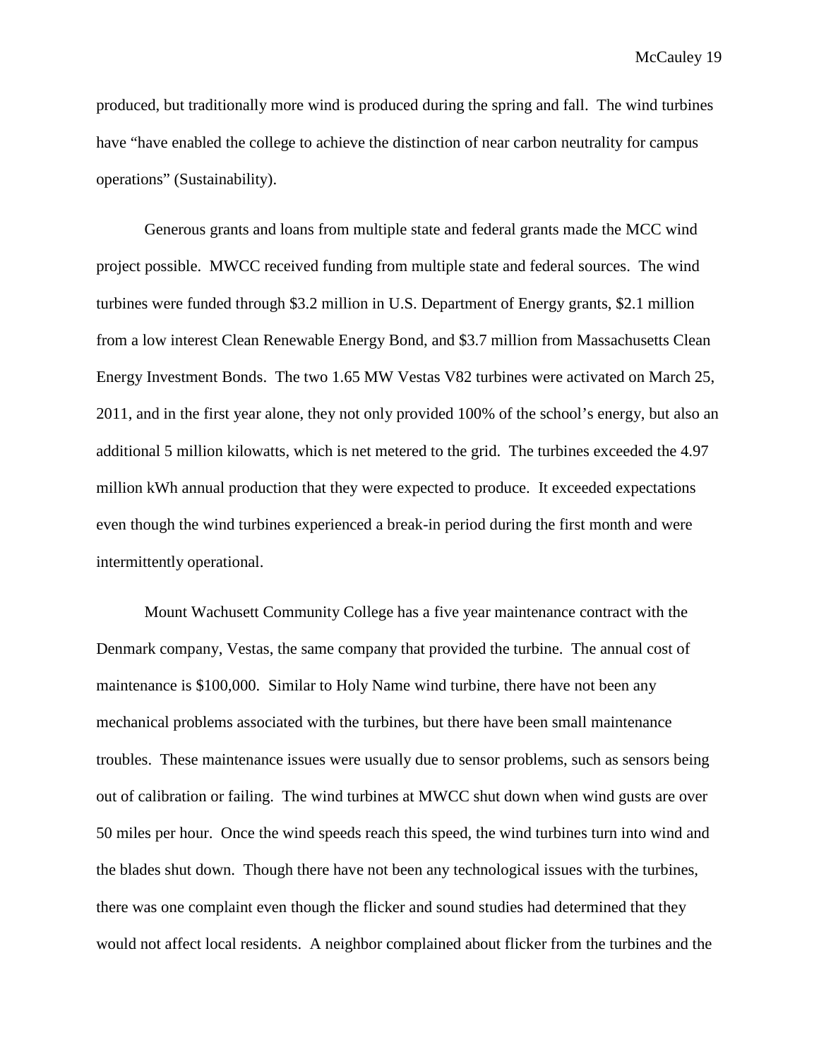produced, but traditionally more wind is produced during the spring and fall. The wind turbines have "have enabled the college to achieve the distinction of near carbon neutrality for campus operations" (Sustainability).

Generous grants and loans from multiple state and federal grants made the MCC wind project possible. MWCC received funding from multiple state and federal sources. The wind turbines were funded through $3.2 million in U.S. Department of Energy grants, $2.1 million from a low interest Clean Renewable Energy Bond, and $3.7 million from Massachusetts Clean Energy Investment Bonds. The two 1.65 MW Vestas V82 turbines were activated on March 25, 2011, and in the first year alone, they not only provided 100% of the school's energy, but also an additional 5 million kilowatts, which is net metered to the grid. The turbines exceeded the 4.97 million kWh annual production that they were expected to produce. It exceeded expectations even though the wind turbines experienced a break-in period during the first month and were intermittently operational.

Mount Wachusett Community College has a five year maintenance contract with the Denmark company, Vestas, the same company that provided the turbine. The annual cost of maintenance is $100,000. Similar to Holy Name wind turbine, there have not been any mechanical problems associated with the turbines, but there have been small maintenance troubles. These maintenance issues were usually due to sensor problems, such as sensors being out of calibration or failing. The wind turbines at MWCC shut down when wind gusts are over 50 miles per hour. Once the wind speeds reach this speed, the wind turbines turn into wind and the blades shut down. Though there have not been any technological issues with the turbines, there was one complaint even though the flicker and sound studies had determined that they would not affect local residents. A neighbor complained about flicker from the turbines and the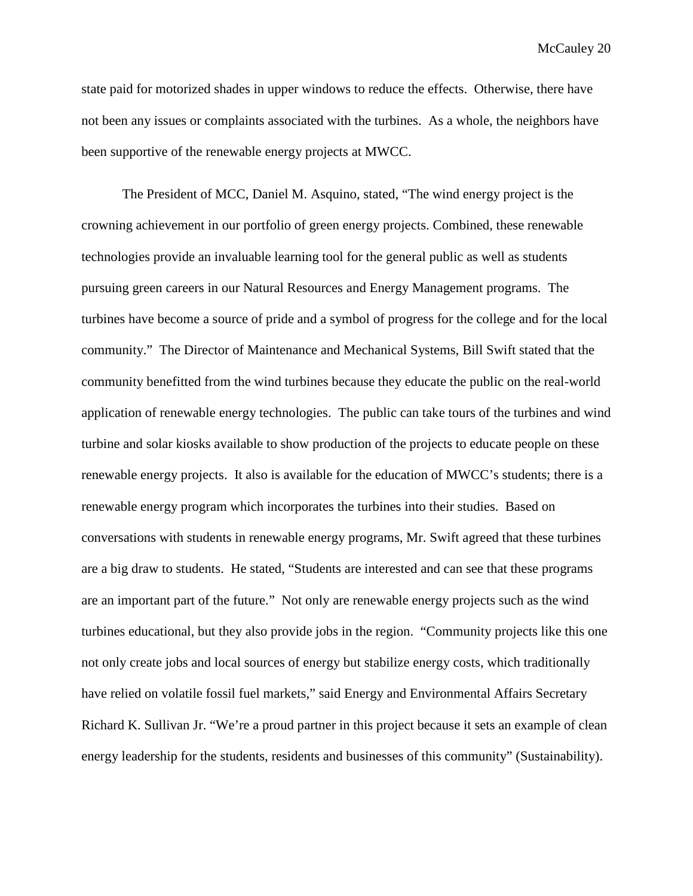state paid for motorized shades in upper windows to reduce the effects. Otherwise, there have not been any issues or complaints associated with the turbines. As a whole, the neighbors have been supportive of the renewable energy projects at MWCC.

The President of MCC, Daniel M. Asquino, stated, "The wind energy project is the crowning achievement in our portfolio of green energy projects. Combined, these renewable technologies provide an invaluable learning tool for the general public as well as students pursuing green careers in our Natural Resources and Energy Management programs. The turbines have become a source of pride and a symbol of progress for the college and for the local community." The Director of Maintenance and Mechanical Systems, Bill Swift stated that the community benefitted from the wind turbines because they educate the public on the real-world application of renewable energy technologies. The public can take tours of the turbines and wind turbine and solar kiosks available to show production of the projects to educate people on these renewable energy projects. It also is available for the education of MWCC's students; there is a renewable energy program which incorporates the turbines into their studies. Based on conversations with students in renewable energy programs, Mr. Swift agreed that these turbines are a big draw to students. He stated, "Students are interested and can see that these programs are an important part of the future." Not only are renewable energy projects such as the wind turbines educational, but they also provide jobs in the region. "Community projects like this one not only create jobs and local sources of energy but stabilize energy costs, which traditionally have relied on volatile fossil fuel markets," said Energy and Environmental Affairs Secretary Richard K. Sullivan Jr. "We're a proud partner in this project because it sets an example of clean energy leadership for the students, residents and businesses of this community" (Sustainability).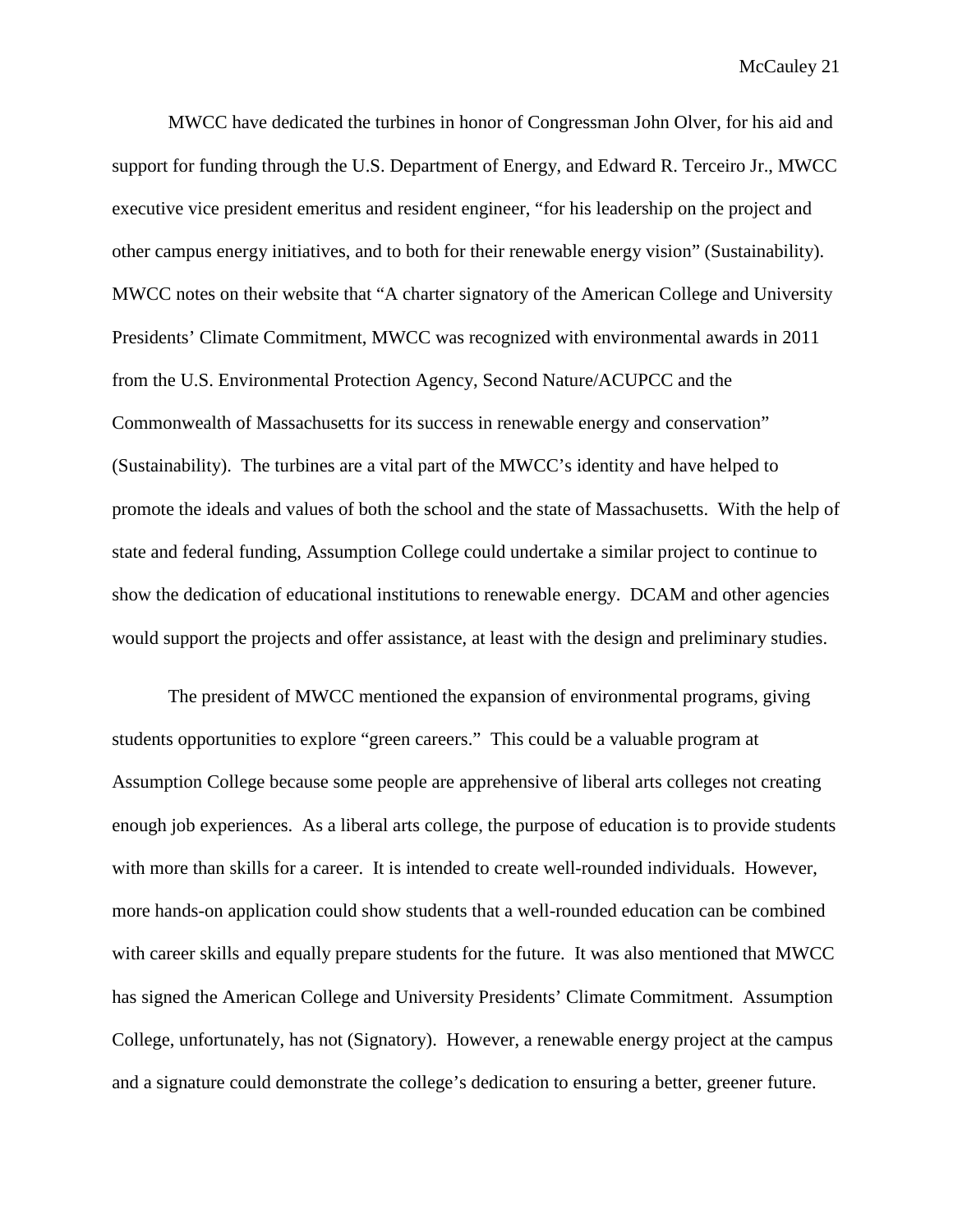MWCC have dedicated the turbines in honor of Congressman John Olver, for his aid and support for funding through the U.S. Department of Energy, and Edward R. Terceiro Jr., MWCC executive vice president emeritus and resident engineer, "for his leadership on the project and other campus energy initiatives, and to both for their renewable energy vision" (Sustainability). MWCC notes on their website that "A charter signatory of the American College and University Presidents' Climate Commitment, MWCC was recognized with environmental awards in 2011 from the U.S. Environmental Protection Agency, Second Nature/ACUPCC and the Commonwealth of Massachusetts for its success in renewable energy and conservation" (Sustainability). The turbines are a vital part of the MWCC's identity and have helped to promote the ideals and values of both the school and the state of Massachusetts. With the help of state and federal funding, Assumption College could undertake a similar project to continue to show the dedication of educational institutions to renewable energy. DCAM and other agencies would support the projects and offer assistance, at least with the design and preliminary studies.

The president of MWCC mentioned the expansion of environmental programs, giving students opportunities to explore "green careers." This could be a valuable program at Assumption College because some people are apprehensive of liberal arts colleges not creating enough job experiences. As a liberal arts college, the purpose of education is to provide students with more than skills for a career. It is intended to create well-rounded individuals. However, more hands-on application could show students that a well-rounded education can be combined with career skills and equally prepare students for the future. It was also mentioned that MWCC has signed the American College and University Presidents' Climate Commitment. Assumption College, unfortunately, has not (Signatory). However, a renewable energy project at the campus and a signature could demonstrate the college's dedication to ensuring a better, greener future.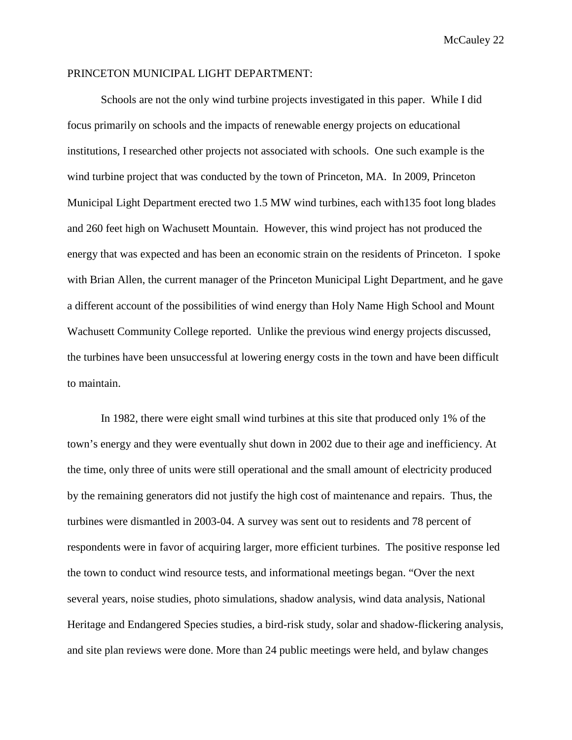PRINCETON MUNICIPAL LIGHT DEPARTMENT:

Schools are not the only wind turbine projects investigated in this paper. While I did focus primarily on schools and the impacts of renewable energy projects on educational institutions, I researched other projects not associated with schools. One such example is the wind turbine project that was conducted by the town of Princeton, MA. In 2009, Princeton Municipal Light Department erected two 1.5 MW wind turbines, each with135 foot long blades and 260 feet high on Wachusett Mountain. However, this wind project has not produced the energy that was expected and has been an economic strain on the residents of Princeton. I spoke with Brian Allen, the current manager of the Princeton Municipal Light Department, and he gave a different account of the possibilities of wind energy than Holy Name High School and Mount Wachusett Community College reported. Unlike the previous wind energy projects discussed, the turbines have been unsuccessful at lowering energy costs in the town and have been difficult to maintain.

In 1982, there were eight small wind turbines at this site that produced only 1% of the town's energy and they were eventually shut down in 2002 due to their age and inefficiency. At the time, only three of units were still operational and the small amount of electricity produced by the remaining generators did not justify the high cost of maintenance and repairs. Thus, the turbines were dismantled in 2003-04. A survey was sent out to residents and 78 percent of respondents were in favor of acquiring larger, more efficient turbines. The positive response led the town to conduct wind resource tests, and informational meetings began. "Over the next several years, noise studies, photo simulations, shadow analysis, wind data analysis, National Heritage and Endangered Species studies, a bird-risk study, solar and shadow-flickering analysis, and site plan reviews were done. More than 24 public meetings were held, and bylaw changes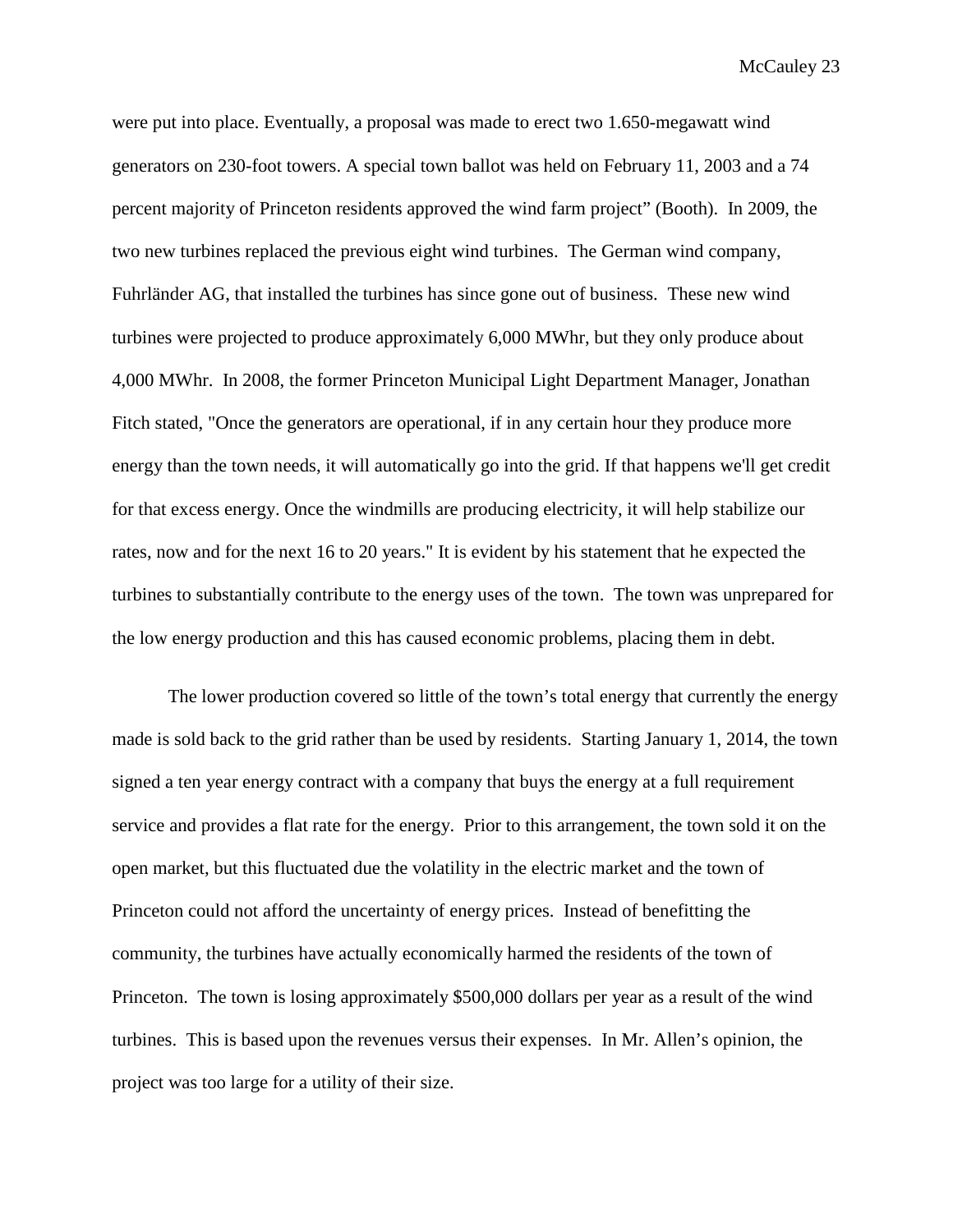were put into place. Eventually, a proposal was made to erect two 1.650-megawatt wind generators on 230-foot towers. A special town ballot was held on February 11, 2003 and a 74 percent majority of Princeton residents approved the wind farm project" (Booth). In 2009, the two new turbines replaced the previous eight wind turbines. The German wind company, Fuhrländer AG, that installed the turbines has since gone out of business. These new wind turbines were projected to produce approximately 6,000 MWhr, but they only produce about 4,000 MWhr. In 2008, the former Princeton Municipal Light Department Manager, Jonathan Fitch stated, "Once the generators are operational, if in any certain hour they produce more energy than the town needs, it will automatically go into the grid. If that happens we'll get credit for that excess energy. Once the windmills are producing electricity, it will help stabilize our rates, now and for the next 16 to 20 years." It is evident by his statement that he expected the turbines to substantially contribute to the energy uses of the town. The town was unprepared for the low energy production and this has caused economic problems, placing them in debt.

The lower production covered so little of the town's total energy that currently the energy made is sold back to the grid rather than be used by residents. Starting January 1, 2014, the town signed a ten year energy contract with a company that buys the energy at a full requirement service and provides a flat rate for the energy. Prior to this arrangement, the town sold it on the open market, but this fluctuated due the volatility in the electric market and the town of Princeton could not afford the uncertainty of energy prices. Instead of benefitting the community, the turbines have actually economically harmed the residents of the town of Princeton. The town is losing approximately $500,000 dollars per year as a result of the wind turbines. This is based upon the revenues versus their expenses. In Mr. Allen's opinion, the project was too large for a utility of their size.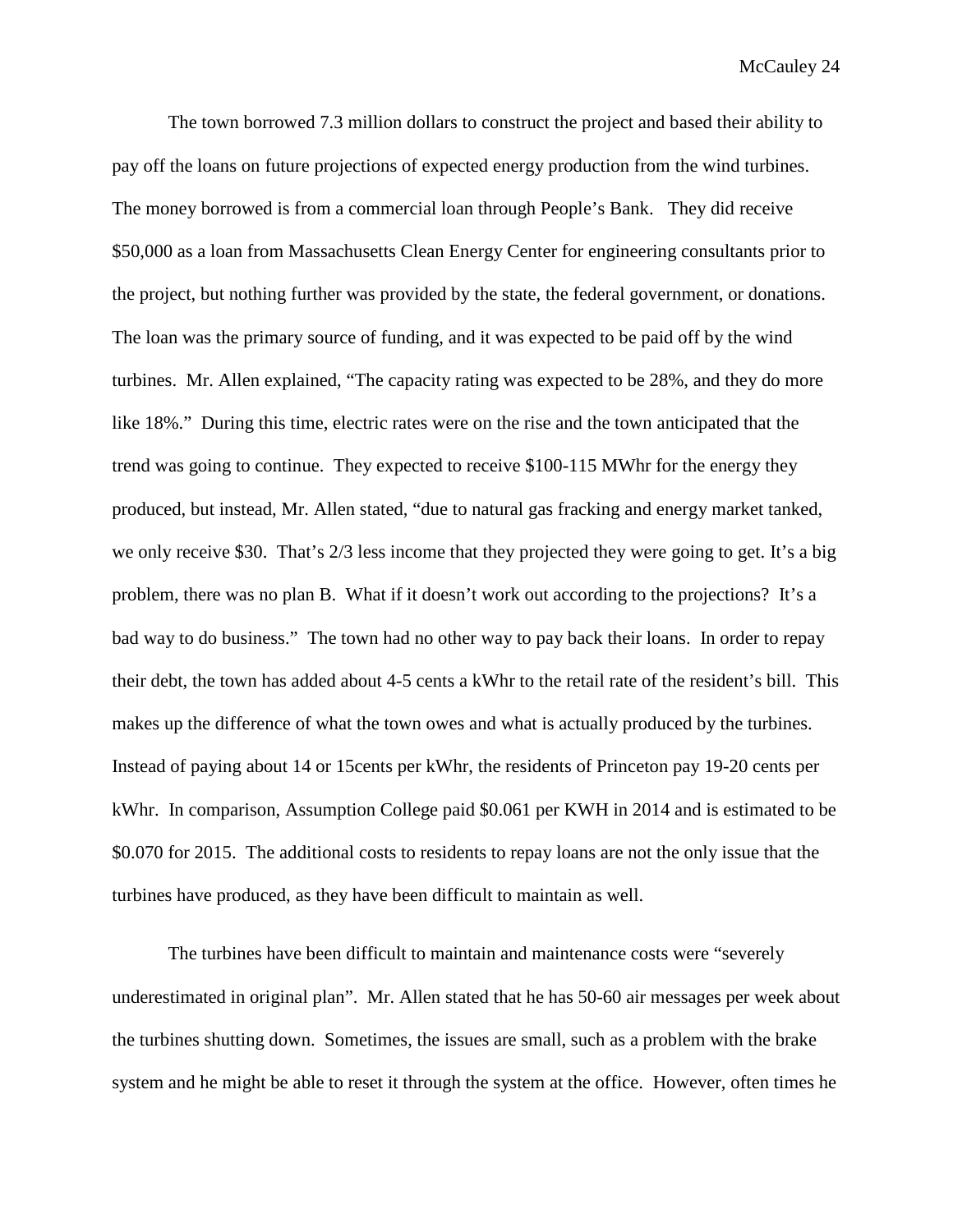The town borrowed 7.3 million dollars to construct the project and based their ability to pay off the loans on future projections of expected energy production from the wind turbines. The money borrowed is from a commercial loan through People's Bank. They did receive $50,000 as a loan from Massachusetts Clean Energy Center for engineering consultants prior to the project, but nothing further was provided by the state, the federal government, or donations. The loan was the primary source of funding, and it was expected to be paid off by the wind turbines. Mr. Allen explained, "The capacity rating was expected to be 28%, and they do more like 18%." During this time, electric rates were on the rise and the town anticipated that the trend was going to continue. They expected to receive $100-115 MWhr for the energy they produced, but instead, Mr. Allen stated, "due to natural gas fracking and energy market tanked, we only receive $30. That's 2/3 less income that they projected they were going to get. It's a big problem, there was no plan B. What if it doesn't work out according to the projections? It's a bad way to do business." The town had no other way to pay back their loans. In order to repay their debt, the town has added about 4-5 cents a kWhr to the retail rate of the resident's bill. This makes up the difference of what the town owes and what is actually produced by the turbines. Instead of paying about 14 or 15cents per kWhr, the residents of Princeton pay 19-20 cents per kWhr. In comparison, Assumption College paid $0.061 per KWH in 2014 and is estimated to be $0.070 for 2015. The additional costs to residents to repay loans are not the only issue that the turbines have produced, as they have been difficult to maintain as well.

The turbines have been difficult to maintain and maintenance costs were "severely underestimated in original plan". Mr. Allen stated that he has 50-60 air messages per week about the turbines shutting down. Sometimes, the issues are small, such as a problem with the brake system and he might be able to reset it through the system at the office. However, often times he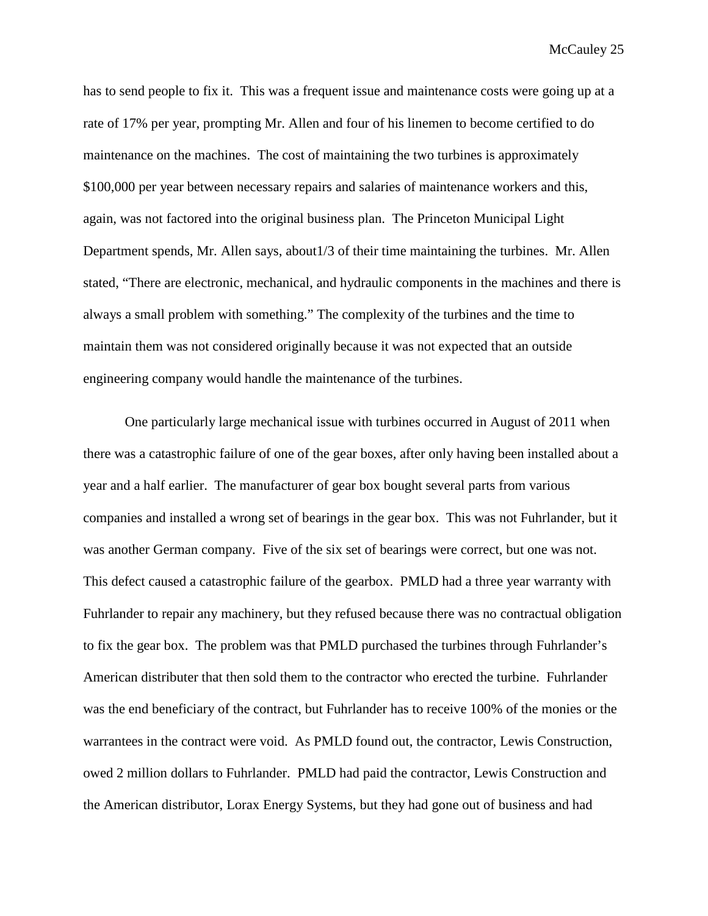has to send people to fix it. This was a frequent issue and maintenance costs were going up at a rate of 17% per year, prompting Mr. Allen and four of his linemen to become certified to do maintenance on the machines. The cost of maintaining the two turbines is approximately $100,000 per year between necessary repairs and salaries of maintenance workers and this, again, was not factored into the original business plan. The Princeton Municipal Light Department spends, Mr. Allen says, about1/3 of their time maintaining the turbines. Mr. Allen stated, “There are electronic, mechanical, and hydraulic components in the machines and there is always a small problem with something.” The complexity of the turbines and the time to maintain them was not considered originally because it was not expected that an outside engineering company would handle the maintenance of the turbines.

One particularly large mechanical issue with turbines occurred in August of 2011 when there was a catastrophic failure of one of the gear boxes, after only having been installed about a year and a half earlier. The manufacturer of gear box bought several parts from various companies and installed a wrong set of bearings in the gear box. This was not Fuhrlander, but it was another German company. Five of the six set of bearings were correct, but one was not. This defect caused a catastrophic failure of the gearbox. PMLD had a three year warranty with Fuhrlander to repair any machinery, but they refused because there was no contractual obligation to fix the gear box. The problem was that PMLD purchased the turbines through Fuhrlander’s American distributer that then sold them to the contractor who erected the turbine. Fuhrlander was the end beneficiary of the contract, but Fuhrlander has to receive 100% of the monies or the warrantees in the contract were void. As PMLD found out, the contractor, Lewis Construction, owed 2 million dollars to Fuhrlander. PMLD had paid the contractor, Lewis Construction and the American distributor, Lorax Energy Systems, but they had gone out of business and had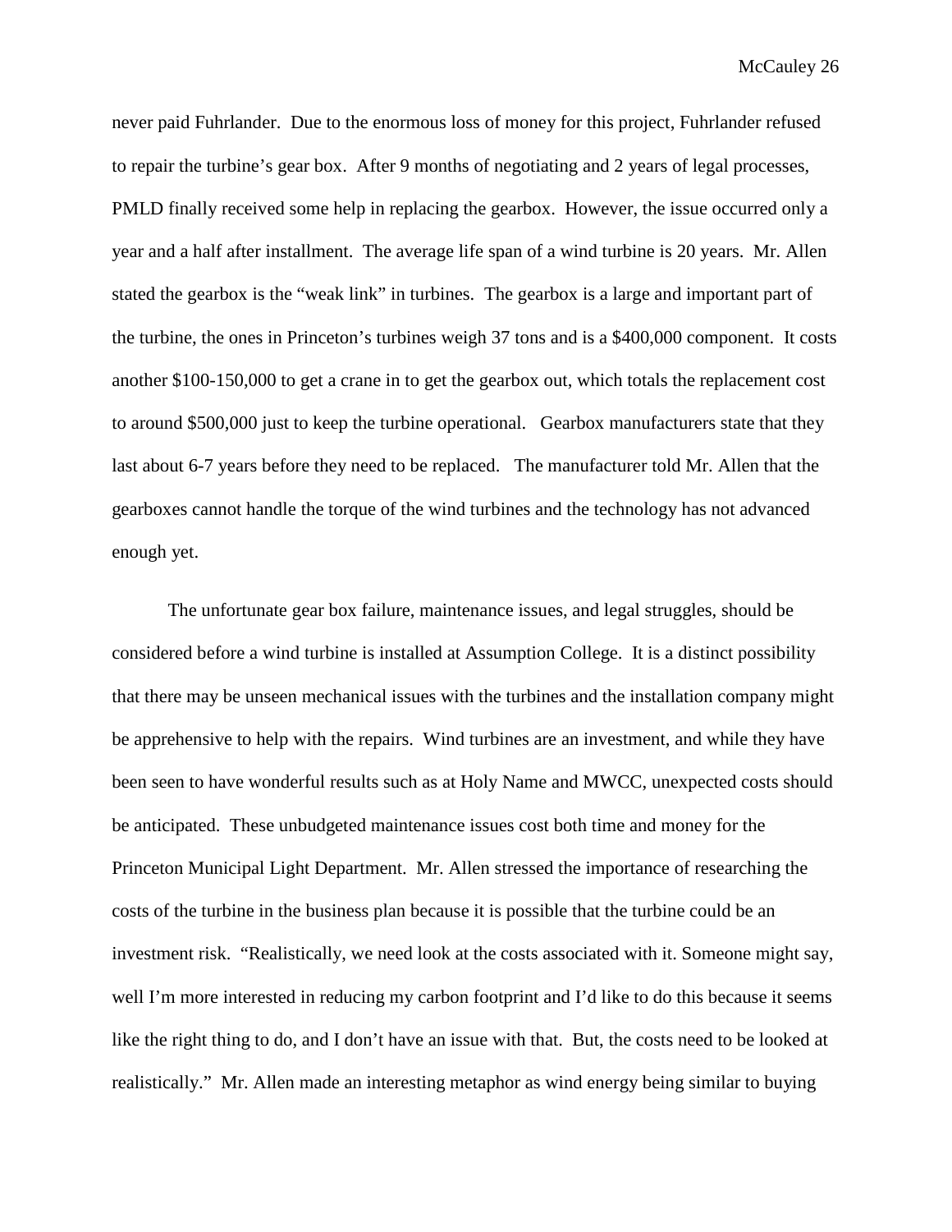never paid Fuhrlander. Due to the enormous loss of money for this project, Fuhrlander refused to repair the turbine's gear box. After 9 months of negotiating and 2 years of legal processes, PMLD finally received some help in replacing the gearbox. However, the issue occurred only a year and a half after installment. The average life span of a wind turbine is 20 years. Mr. Allen stated the gearbox is the "weak link" in turbines. The gearbox is a large and important part of the turbine, the ones in Princeton's turbines weigh 37 tons and is a $400,000 component. It costs another $100-150,000 to get a crane in to get the gearbox out, which totals the replacement cost to around $500,000 just to keep the turbine operational. Gearbox manufacturers state that they last about 6-7 years before they need to be replaced. The manufacturer told Mr. Allen that the gearboxes cannot handle the torque of the wind turbines and the technology has not advanced enough yet.

The unfortunate gear box failure, maintenance issues, and legal struggles, should be considered before a wind turbine is installed at Assumption College. It is a distinct possibility that there may be unseen mechanical issues with the turbines and the installation company might be apprehensive to help with the repairs. Wind turbines are an investment, and while they have been seen to have wonderful results such as at Holy Name and MWCC, unexpected costs should be anticipated. These unbudgeted maintenance issues cost both time and money for the Princeton Municipal Light Department. Mr. Allen stressed the importance of researching the costs of the turbine in the business plan because it is possible that the turbine could be an investment risk. "Realistically, we need look at the costs associated with it. Someone might say, well I'm more interested in reducing my carbon footprint and I'd like to do this because it seems like the right thing to do, and I don't have an issue with that. But, the costs need to be looked at realistically." Mr. Allen made an interesting metaphor as wind energy being similar to buying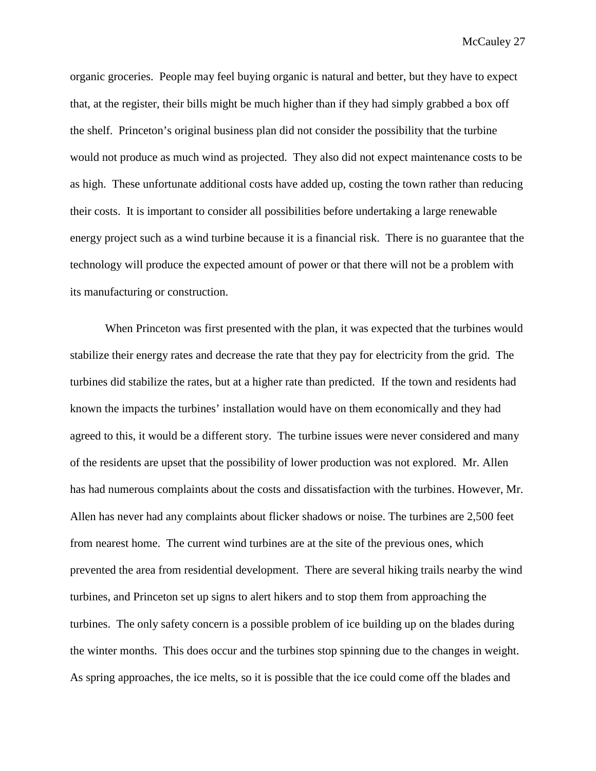organic groceries. People may feel buying organic is natural and better, but they have to expect that, at the register, their bills might be much higher than if they had simply grabbed a box off the shelf. Princeton's original business plan did not consider the possibility that the turbine would not produce as much wind as projected. They also did not expect maintenance costs to be as high. These unfortunate additional costs have added up, costing the town rather than reducing their costs. It is important to consider all possibilities before undertaking a large renewable energy project such as a wind turbine because it is a financial risk. There is no guarantee that the technology will produce the expected amount of power or that there will not be a problem with its manufacturing or construction.

When Princeton was first presented with the plan, it was expected that the turbines would stabilize their energy rates and decrease the rate that they pay for electricity from the grid. The turbines did stabilize the rates, but at a higher rate than predicted. If the town and residents had known the impacts the turbines' installation would have on them economically and they had agreed to this, it would be a different story. The turbine issues were never considered and many of the residents are upset that the possibility of lower production was not explored. Mr. Allen has had numerous complaints about the costs and dissatisfaction with the turbines. However, Mr. Allen has never had any complaints about flicker shadows or noise. The turbines are 2,500 feet from nearest home. The current wind turbines are at the site of the previous ones, which prevented the area from residential development. There are several hiking trails nearby the wind turbines, and Princeton set up signs to alert hikers and to stop them from approaching the turbines. The only safety concern is a possible problem of ice building up on the blades during the winter months. This does occur and the turbines stop spinning due to the changes in weight. As spring approaches, the ice melts, so it is possible that the ice could come off the blades and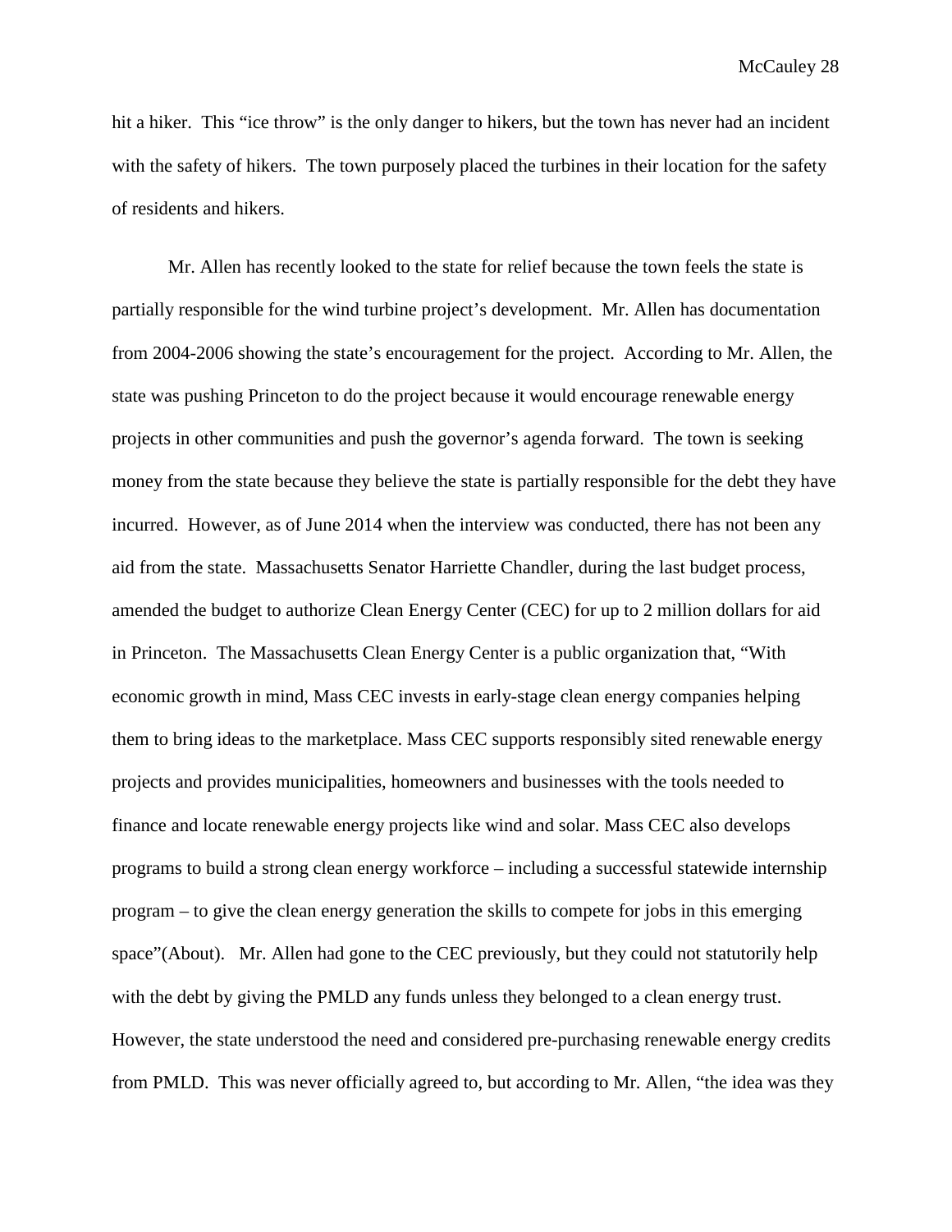hit a hiker. This "ice throw" is the only danger to hikers, but the town has never had an incident with the safety of hikers. The town purposely placed the turbines in their location for the safety of residents and hikers.

Mr. Allen has recently looked to the state for relief because the town feels the state is partially responsible for the wind turbine project's development. Mr. Allen has documentation from 2004-2006 showing the state's encouragement for the project. According to Mr. Allen, the state was pushing Princeton to do the project because it would encourage renewable energy projects in other communities and push the governor's agenda forward. The town is seeking money from the state because they believe the state is partially responsible for the debt they have incurred. However, as of June 2014 when the interview was conducted, there has not been any aid from the state. Massachusetts Senator Harriette Chandler, during the last budget process, amended the budget to authorize Clean Energy Center (CEC) for up to 2 million dollars for aid in Princeton. The Massachusetts Clean Energy Center is a public organization that, "With economic growth in mind, Mass CEC invests in early-stage clean energy companies helping them to bring ideas to the marketplace. Mass CEC supports responsibly sited renewable energy projects and provides municipalities, homeowners and businesses with the tools needed to finance and locate renewable energy projects like wind and solar. Mass CEC also develops programs to build a strong clean energy workforce – including a successful statewide internship program – to give the clean energy generation the skills to compete for jobs in this emerging space"(About). Mr. Allen had gone to the CEC previously, but they could not statutorily help with the debt by giving the PMLD any funds unless they belonged to a clean energy trust. However, the state understood the need and considered pre-purchasing renewable energy credits from PMLD. This was never officially agreed to, but according to Mr. Allen, "the idea was they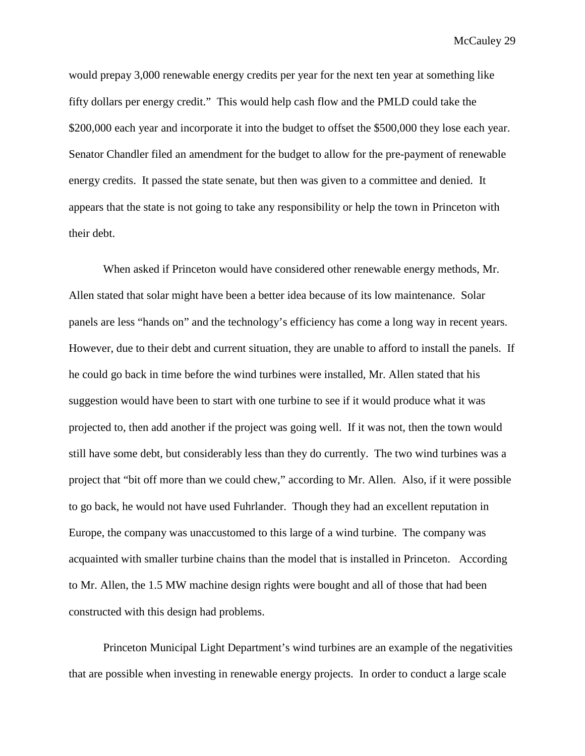would prepay 3,000 renewable energy credits per year for the next ten year at something like fifty dollars per energy credit." This would help cash flow and the PMLD could take the $200,000 each year and incorporate it into the budget to offset the $500,000 they lose each year. Senator Chandler filed an amendment for the budget to allow for the pre-payment of renewable energy credits. It passed the state senate, but then was given to a committee and denied. It appears that the state is not going to take any responsibility or help the town in Princeton with their debt.

When asked if Princeton would have considered other renewable energy methods, Mr. Allen stated that solar might have been a better idea because of its low maintenance. Solar panels are less "hands on" and the technology's efficiency has come a long way in recent years. However, due to their debt and current situation, they are unable to afford to install the panels. If he could go back in time before the wind turbines were installed, Mr. Allen stated that his suggestion would have been to start with one turbine to see if it would produce what it was projected to, then add another if the project was going well. If it was not, then the town would still have some debt, but considerably less than they do currently. The two wind turbines was a project that "bit off more than we could chew," according to Mr. Allen. Also, if it were possible to go back, he would not have used Fuhrlander. Though they had an excellent reputation in Europe, the company was unaccustomed to this large of a wind turbine. The company was acquainted with smaller turbine chains than the model that is installed in Princeton. According to Mr. Allen, the 1.5 MW machine design rights were bought and all of those that had been constructed with this design had problems.

Princeton Municipal Light Department's wind turbines are an example of the negativities that are possible when investing in renewable energy projects. In order to conduct a large scale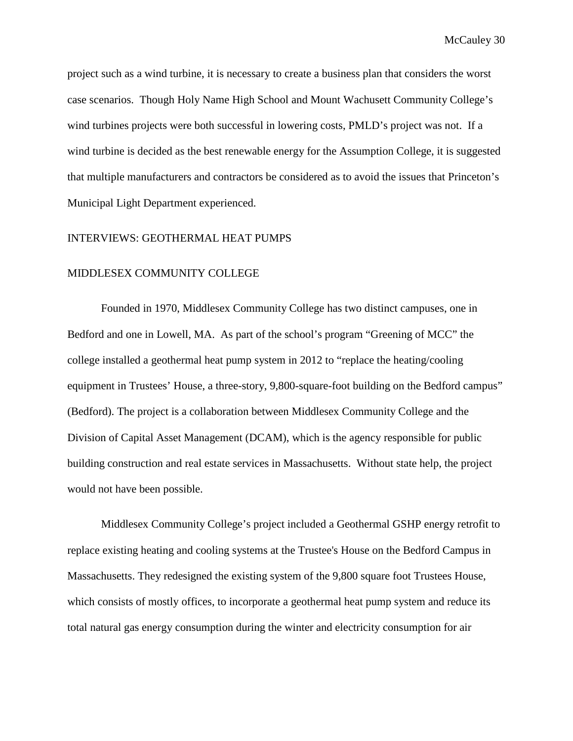project such as a wind turbine, it is necessary to create a business plan that considers the worst case scenarios. Though Holy Name High School and Mount Wachusett Community College's wind turbines projects were both successful in lowering costs, PMLD's project was not. If a wind turbine is decided as the best renewable energy for the Assumption College, it is suggested that multiple manufacturers and contractors be considered as to avoid the issues that Princeton's Municipal Light Department experienced.

## INTERVIEWS: GEOTHERMAL HEAT PUMPS

### MIDDLESEX COMMUNITY COLLEGE

Founded in 1970, Middlesex Community College has two distinct campuses, one in Bedford and one in Lowell, MA. As part of the school's program "Greening of MCC" the college installed a geothermal heat pump system in 2012 to "replace the heating/cooling equipment in Trustees' House, a three-story, 9,800-square-foot building on the Bedford campus" (Bedford). The project is a collaboration between Middlesex Community College and the Division of Capital Asset Management (DCAM), which is the agency responsible for public building construction and real estate services in Massachusetts. Without state help, the project would not have been possible.

Middlesex Community College's project included a Geothermal GSHP energy retrofit to replace existing heating and cooling systems at the Trustee's House on the Bedford Campus in Massachusetts. They redesigned the existing system of the 9,800 square foot Trustees House, which consists of mostly offices, to incorporate a geothermal heat pump system and reduce its total natural gas energy consumption during the winter and electricity consumption for air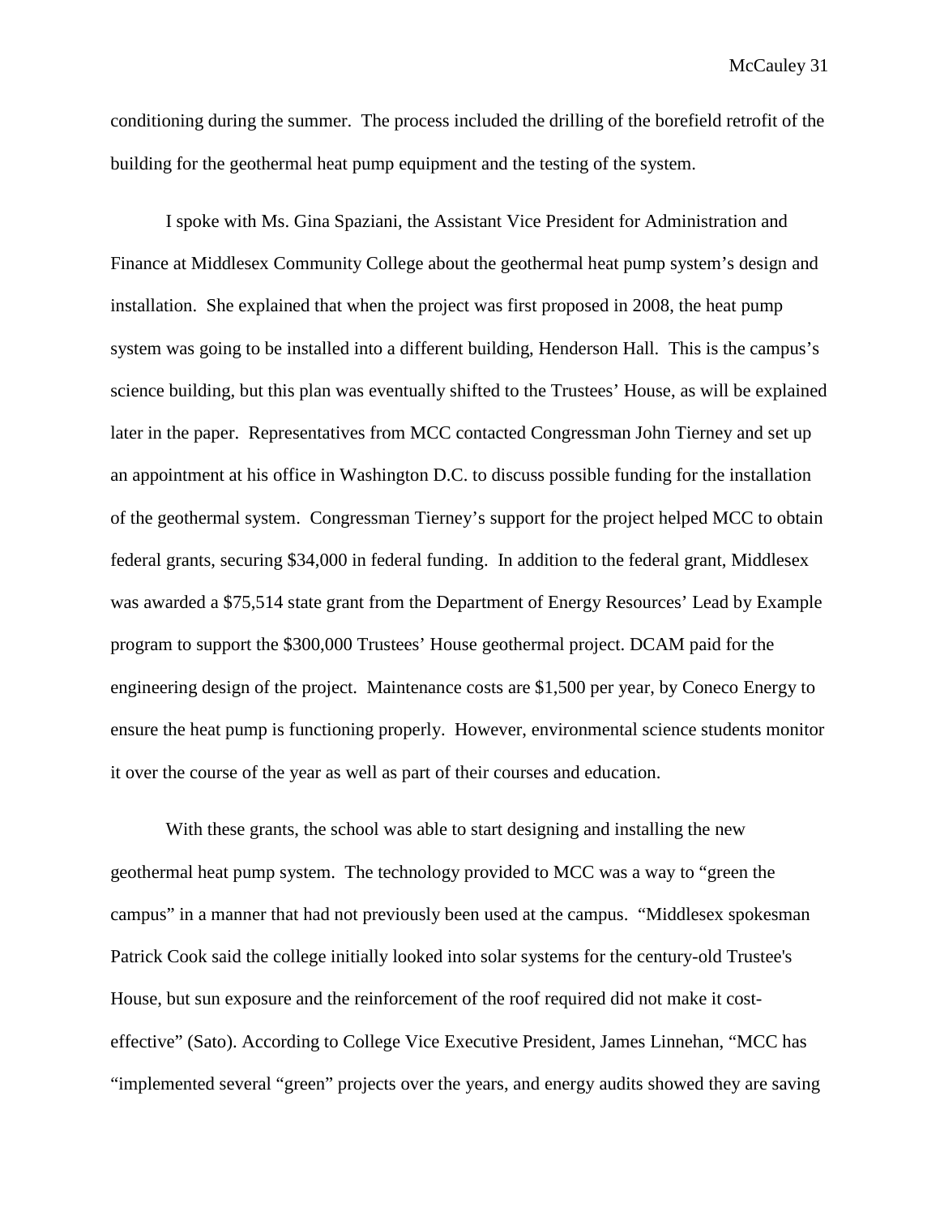conditioning during the summer.  The process included the drilling of the borefield retrofit of the building for the geothermal heat pump equipment and the testing of the system.

I spoke with Ms. Gina Spaziani, the Assistant Vice President for Administration and Finance at Middlesex Community College about the geothermal heat pump system's design and installation.  She explained that when the project was first proposed in 2008, the heat pump system was going to be installed into a different building, Henderson Hall.  This is the campus's science building, but this plan was eventually shifted to the Trustees' House, as will be explained later in the paper.  Representatives from MCC contacted Congressman John Tierney and set up an appointment at his office in Washington D.C. to discuss possible funding for the installation of the geothermal system.  Congressman Tierney's support for the project helped MCC to obtain federal grants, securing $34,000 in federal funding.  In addition to the federal grant, Middlesex was awarded a $75,514 state grant from the Department of Energy Resources' Lead by Example program to support the $300,000 Trustees' House geothermal project. DCAM paid for the engineering design of the project.  Maintenance costs are $1,500 per year, by Coneco Energy to ensure the heat pump is functioning properly.  However, environmental science students monitor it over the course of the year as well as part of their courses and education.

With these grants, the school was able to start designing and installing the new geothermal heat pump system.  The technology provided to MCC was a way to "green the campus" in a manner that had not previously been used at the campus.  "Middlesex spokesman Patrick Cook said the college initially looked into solar systems for the century-old Trustee's House, but sun exposure and the reinforcement of the roof required did not make it cost-effective" (Sato). According to College Vice Executive President, James Linnehan, "MCC has "implemented several "green" projects over the years, and energy audits showed they are saving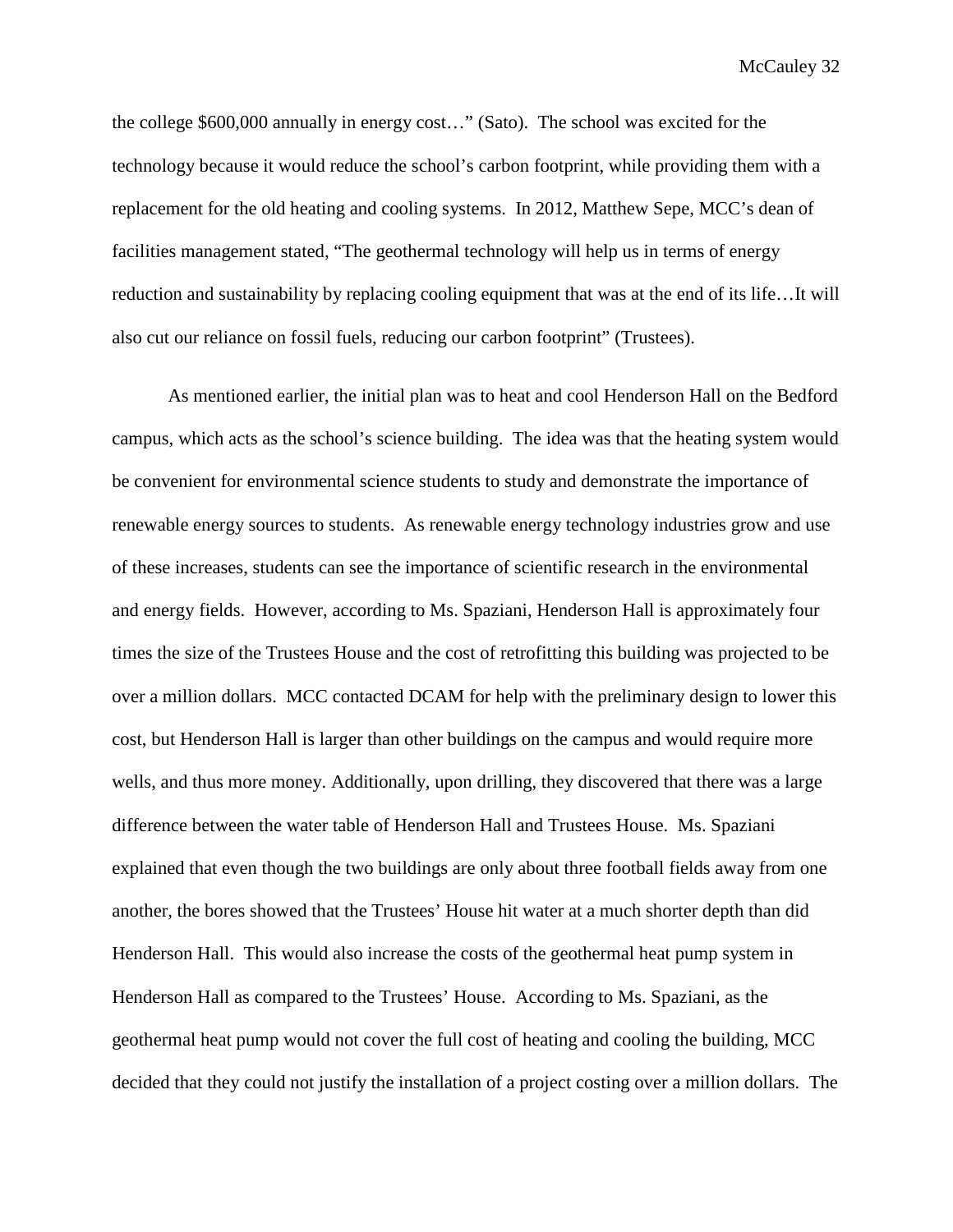the college $600,000 annually in energy cost…" (Sato). The school was excited for the technology because it would reduce the school's carbon footprint, while providing them with a replacement for the old heating and cooling systems. In 2012, Matthew Sepe, MCC's dean of facilities management stated, "The geothermal technology will help us in terms of energy reduction and sustainability by replacing cooling equipment that was at the end of its life…It will also cut our reliance on fossil fuels, reducing our carbon footprint" (Trustees).

As mentioned earlier, the initial plan was to heat and cool Henderson Hall on the Bedford campus, which acts as the school's science building. The idea was that the heating system would be convenient for environmental science students to study and demonstrate the importance of renewable energy sources to students. As renewable energy technology industries grow and use of these increases, students can see the importance of scientific research in the environmental and energy fields. However, according to Ms. Spaziani, Henderson Hall is approximately four times the size of the Trustees House and the cost of retrofitting this building was projected to be over a million dollars. MCC contacted DCAM for help with the preliminary design to lower this cost, but Henderson Hall is larger than other buildings on the campus and would require more wells, and thus more money. Additionally, upon drilling, they discovered that there was a large difference between the water table of Henderson Hall and Trustees House. Ms. Spaziani explained that even though the two buildings are only about three football fields away from one another, the bores showed that the Trustees' House hit water at a much shorter depth than did Henderson Hall. This would also increase the costs of the geothermal heat pump system in Henderson Hall as compared to the Trustees' House. According to Ms. Spaziani, as the geothermal heat pump would not cover the full cost of heating and cooling the building, MCC decided that they could not justify the installation of a project costing over a million dollars. The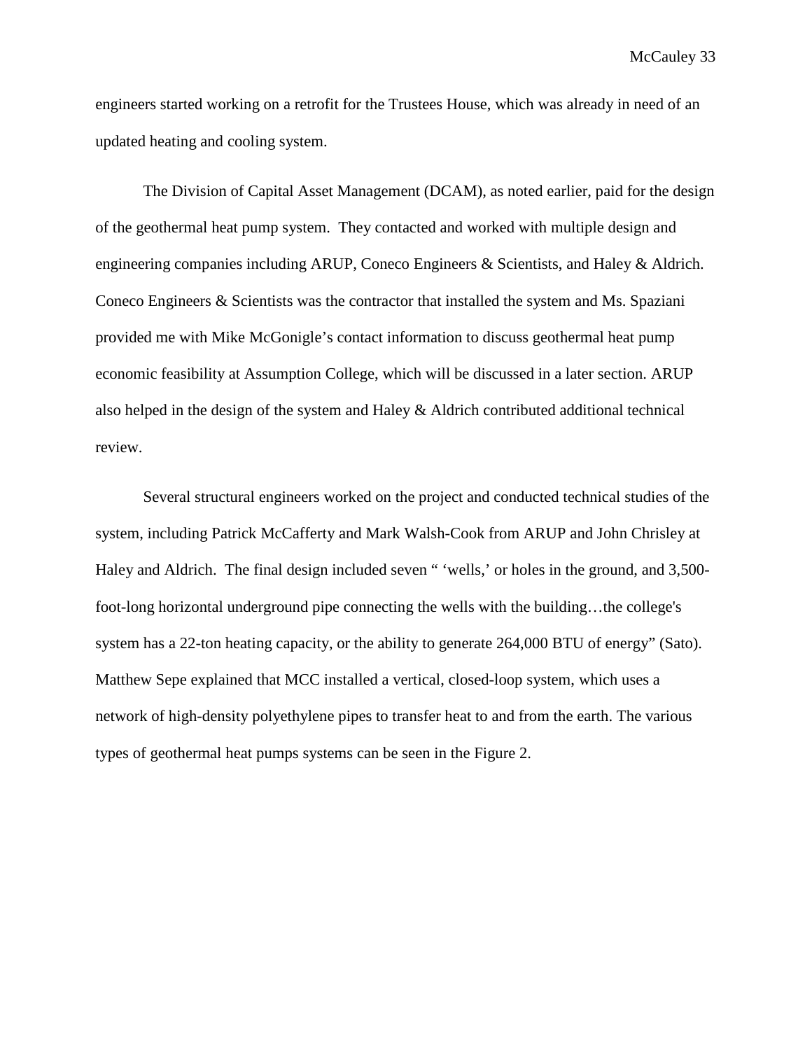engineers started working on a retrofit for the Trustees House, which was already in need of an updated heating and cooling system.

The Division of Capital Asset Management (DCAM), as noted earlier, paid for the design of the geothermal heat pump system. They contacted and worked with multiple design and engineering companies including ARUP, Coneco Engineers & Scientists, and Haley & Aldrich. Coneco Engineers & Scientists was the contractor that installed the system and Ms. Spaziani provided me with Mike McGonigle's contact information to discuss geothermal heat pump economic feasibility at Assumption College, which will be discussed in a later section. ARUP also helped in the design of the system and Haley & Aldrich contributed additional technical review.

Several structural engineers worked on the project and conducted technical studies of the system, including Patrick McCafferty and Mark Walsh-Cook from ARUP and John Chrisley at Haley and Aldrich. The final design included seven " 'wells,' or holes in the ground, and 3,500-foot-long horizontal underground pipe connecting the wells with the building…the college's system has a 22-ton heating capacity, or the ability to generate 264,000 BTU of energy" (Sato). Matthew Sepe explained that MCC installed a vertical, closed-loop system, which uses a network of high-density polyethylene pipes to transfer heat to and from the earth. The various types of geothermal heat pumps systems can be seen in the Figure 2.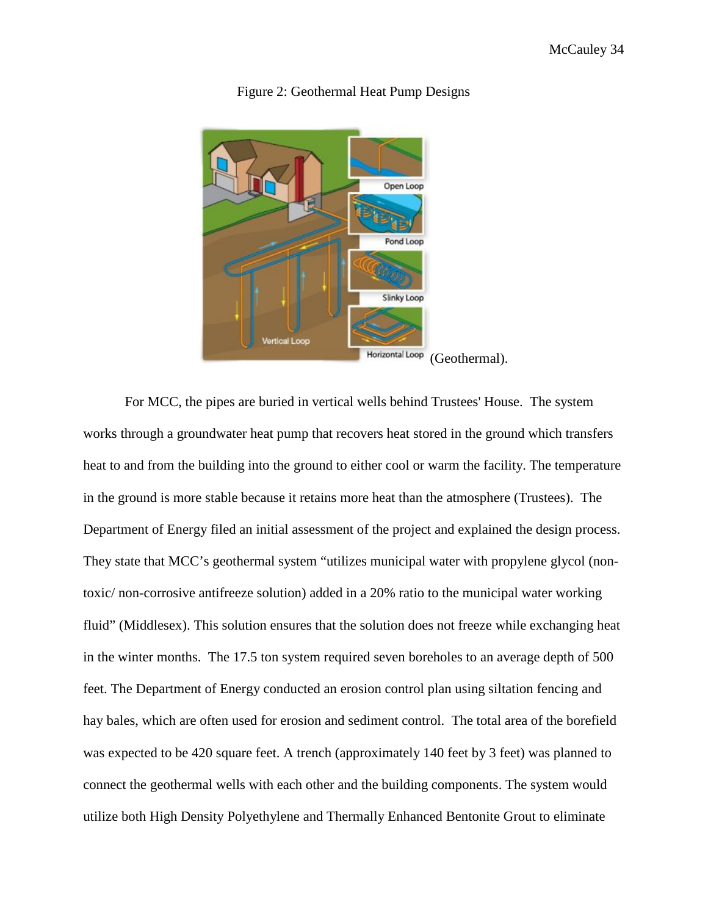Figure 2: Geothermal Heat Pump Designs

(Geothermal).

For MCC, the pipes are buried in vertical wells behind Trustees' House. The system works through a groundwater heat pump that recovers heat stored in the ground which transfers heat to and from the building into the ground to either cool or warm the facility. The temperature in the ground is more stable because it retains more heat than the atmosphere (Trustees). The Department of Energy filed an initial assessment of the project and explained the design process. They state that MCC's geothermal system "utilizes municipal water with propylene glycol (non-toxic/ non-corrosive antifreeze solution) added in a 20% ratio to the municipal water working fluid" (Middlesex). This solution ensures that the solution does not freeze while exchanging heat in the winter months. The 17.5 ton system required seven boreholes to an average depth of 500 feet. The Department of Energy conducted an erosion control plan using siltation fencing and hay bales, which are often used for erosion and sediment control. The total area of the borefield was expected to be 420 square feet. A trench (approximately 140 feet by 3 feet) was planned to connect the geothermal wells with each other and the building components. The system would utilize both High Density Polyethylene and Thermally Enhanced Bentonite Grout to eliminate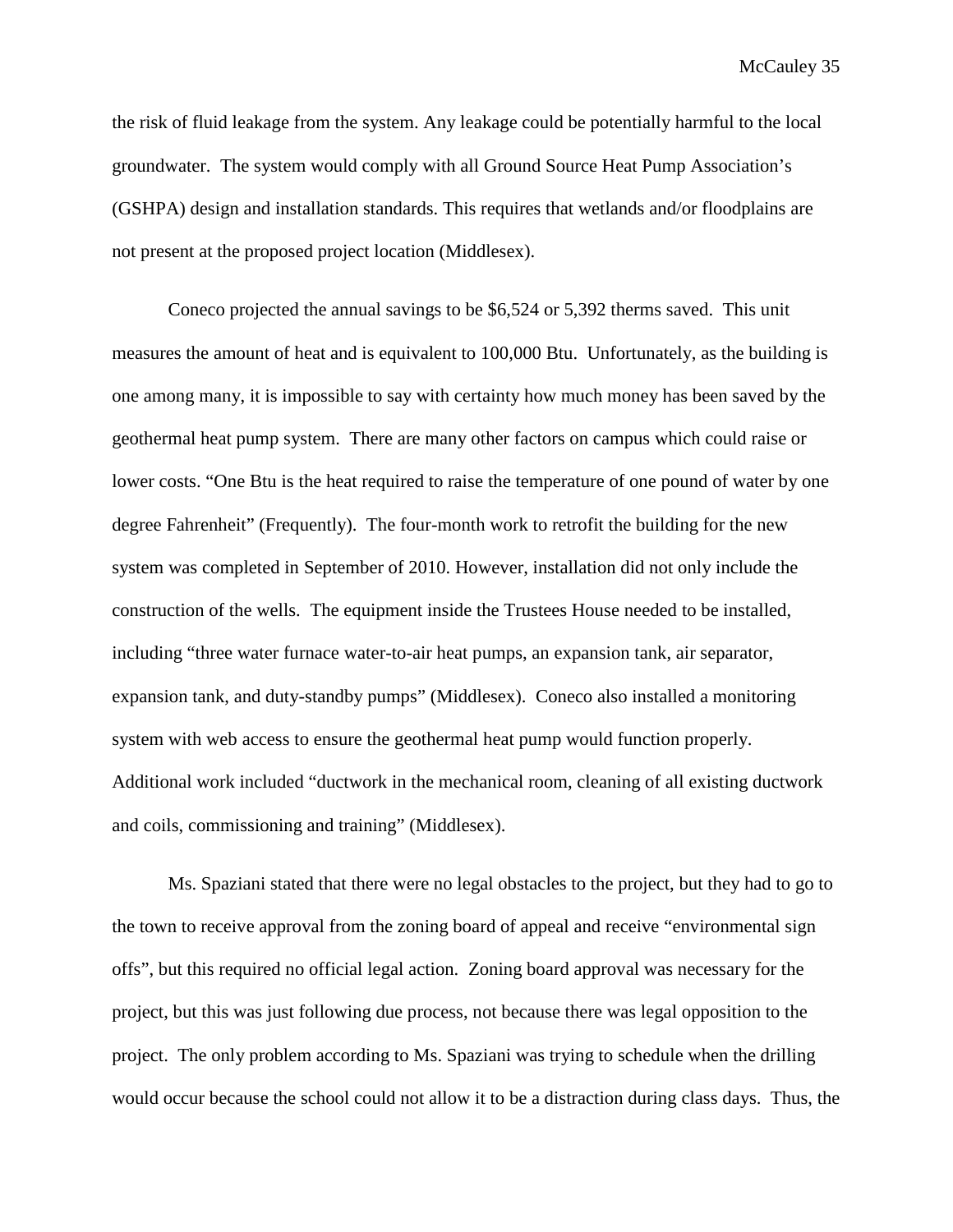the risk of fluid leakage from the system. Any leakage could be potentially harmful to the local groundwater. The system would comply with all Ground Source Heat Pump Association's (GSHPA) design and installation standards. This requires that wetlands and/or floodplains are not present at the proposed project location (Middlesex).

Coneco projected the annual savings to be $6,524 or 5,392 therms saved. This unit measures the amount of heat and is equivalent to 100,000 Btu. Unfortunately, as the building is one among many, it is impossible to say with certainty how much money has been saved by the geothermal heat pump system. There are many other factors on campus which could raise or lower costs. "One Btu is the heat required to raise the temperature of one pound of water by one degree Fahrenheit" (Frequently). The four-month work to retrofit the building for the new system was completed in September of 2010. However, installation did not only include the construction of the wells. The equipment inside the Trustees House needed to be installed, including "three water furnace water-to-air heat pumps, an expansion tank, air separator, expansion tank, and duty-standby pumps" (Middlesex). Coneco also installed a monitoring system with web access to ensure the geothermal heat pump would function properly. Additional work included "ductwork in the mechanical room, cleaning of all existing ductwork and coils, commissioning and training" (Middlesex).

Ms. Spaziani stated that there were no legal obstacles to the project, but they had to go to the town to receive approval from the zoning board of appeal and receive "environmental sign offs", but this required no official legal action. Zoning board approval was necessary for the project, but this was just following due process, not because there was legal opposition to the project. The only problem according to Ms. Spaziani was trying to schedule when the drilling would occur because the school could not allow it to be a distraction during class days. Thus, the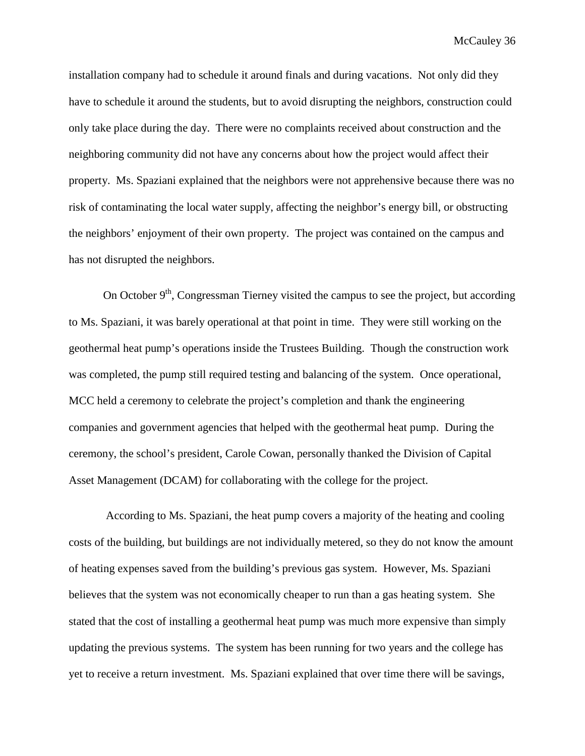installation company had to schedule it around finals and during vacations. Not only did they have to schedule it around the students, but to avoid disrupting the neighbors, construction could only take place during the day. There were no complaints received about construction and the neighboring community did not have any concerns about how the project would affect their property. Ms. Spaziani explained that the neighbors were not apprehensive because there was no risk of contaminating the local water supply, affecting the neighbor's energy bill, or obstructing the neighbors' enjoyment of their own property. The project was contained on the campus and has not disrupted the neighbors.

On October 9th, Congressman Tierney visited the campus to see the project, but according to Ms. Spaziani, it was barely operational at that point in time. They were still working on the geothermal heat pump's operations inside the Trustees Building. Though the construction work was completed, the pump still required testing and balancing of the system. Once operational, MCC held a ceremony to celebrate the project's completion and thank the engineering companies and government agencies that helped with the geothermal heat pump. During the ceremony, the school's president, Carole Cowan, personally thanked the Division of Capital Asset Management (DCAM) for collaborating with the college for the project.

According to Ms. Spaziani, the heat pump covers a majority of the heating and cooling costs of the building, but buildings are not individually metered, so they do not know the amount of heating expenses saved from the building's previous gas system. However, Ms. Spaziani believes that the system was not economically cheaper to run than a gas heating system. She stated that the cost of installing a geothermal heat pump was much more expensive than simply updating the previous systems. The system has been running for two years and the college has yet to receive a return investment. Ms. Spaziani explained that over time there will be savings,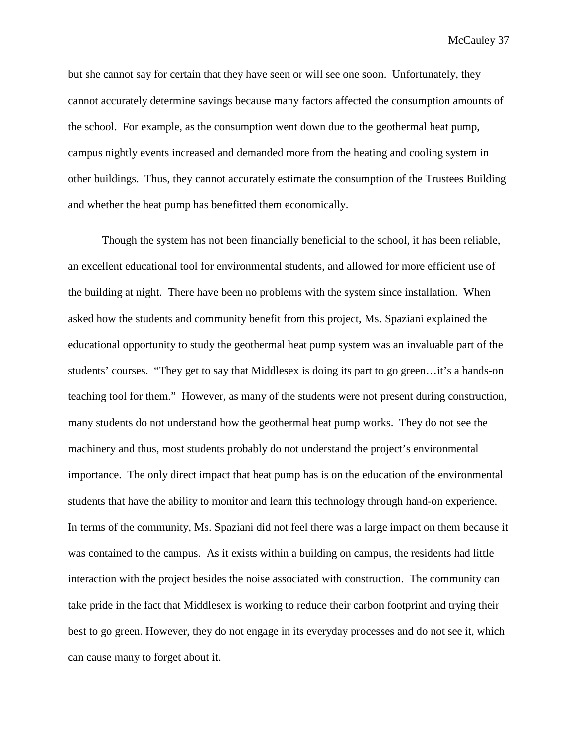but she cannot say for certain that they have seen or will see one soon. Unfortunately, they cannot accurately determine savings because many factors affected the consumption amounts of the school. For example, as the consumption went down due to the geothermal heat pump, campus nightly events increased and demanded more from the heating and cooling system in other buildings. Thus, they cannot accurately estimate the consumption of the Trustees Building and whether the heat pump has benefitted them economically.

Though the system has not been financially beneficial to the school, it has been reliable, an excellent educational tool for environmental students, and allowed for more efficient use of the building at night. There have been no problems with the system since installation. When asked how the students and community benefit from this project, Ms. Spaziani explained the educational opportunity to study the geothermal heat pump system was an invaluable part of the students' courses. "They get to say that Middlesex is doing its part to go green…it's a hands-on teaching tool for them." However, as many of the students were not present during construction, many students do not understand how the geothermal heat pump works. They do not see the machinery and thus, most students probably do not understand the project's environmental importance. The only direct impact that heat pump has is on the education of the environmental students that have the ability to monitor and learn this technology through hand-on experience. In terms of the community, Ms. Spaziani did not feel there was a large impact on them because it was contained to the campus. As it exists within a building on campus, the residents had little interaction with the project besides the noise associated with construction. The community can take pride in the fact that Middlesex is working to reduce their carbon footprint and trying their best to go green. However, they do not engage in its everyday processes and do not see it, which can cause many to forget about it.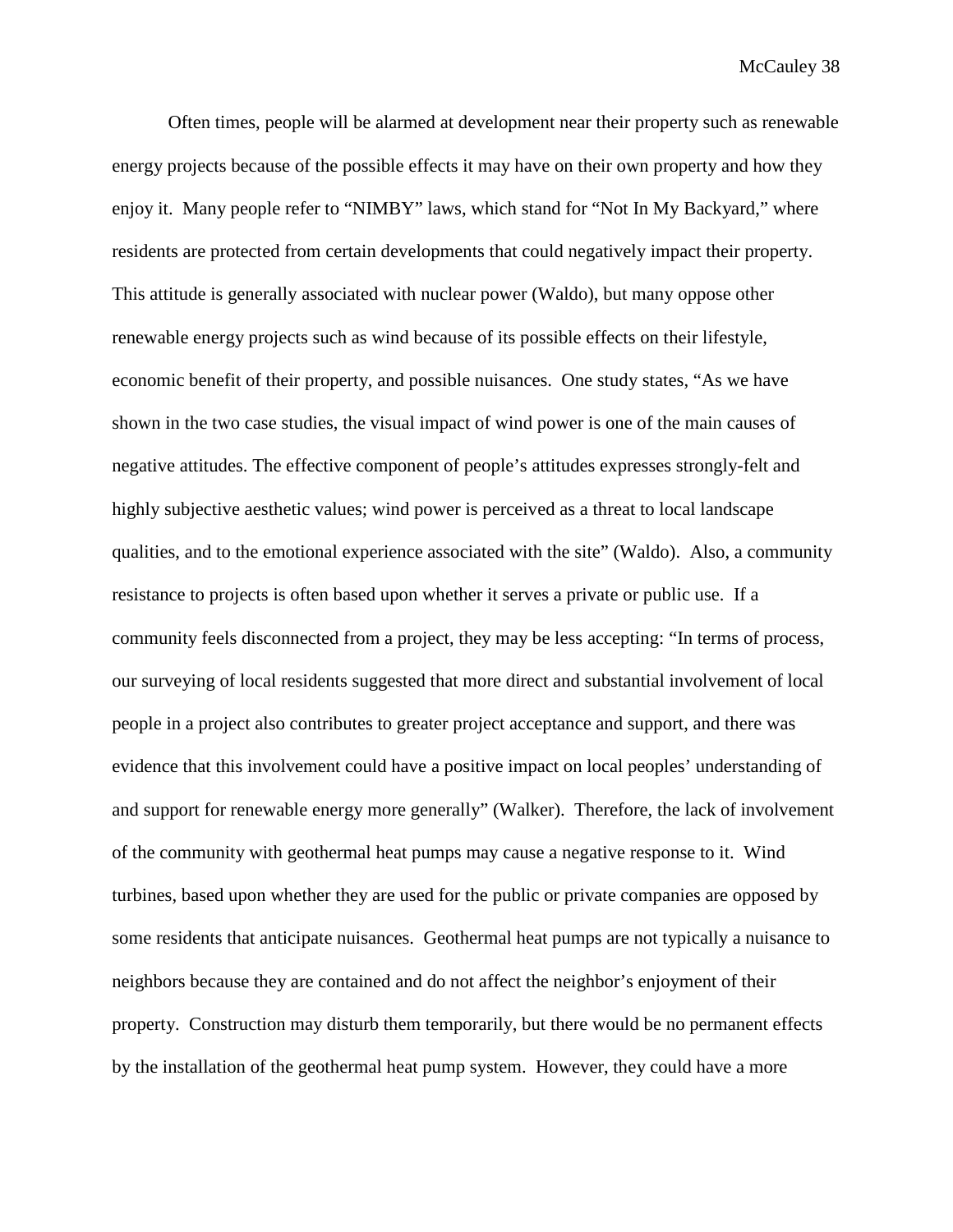Often times, people will be alarmed at development near their property such as renewable energy projects because of the possible effects it may have on their own property and how they enjoy it. Many people refer to "NIMBY" laws, which stand for "Not In My Backyard," where residents are protected from certain developments that could negatively impact their property. This attitude is generally associated with nuclear power (Waldo), but many oppose other renewable energy projects such as wind because of its possible effects on their lifestyle, economic benefit of their property, and possible nuisances. One study states, "As we have shown in the two case studies, the visual impact of wind power is one of the main causes of negative attitudes. The effective component of people's attitudes expresses strongly-felt and highly subjective aesthetic values; wind power is perceived as a threat to local landscape qualities, and to the emotional experience associated with the site" (Waldo). Also, a community resistance to projects is often based upon whether it serves a private or public use. If a community feels disconnected from a project, they may be less accepting: "In terms of process, our surveying of local residents suggested that more direct and substantial involvement of local people in a project also contributes to greater project acceptance and support, and there was evidence that this involvement could have a positive impact on local peoples' understanding of and support for renewable energy more generally" (Walker). Therefore, the lack of involvement of the community with geothermal heat pumps may cause a negative response to it. Wind turbines, based upon whether they are used for the public or private companies are opposed by some residents that anticipate nuisances. Geothermal heat pumps are not typically a nuisance to neighbors because they are contained and do not affect the neighbor's enjoyment of their property. Construction may disturb them temporarily, but there would be no permanent effects by the installation of the geothermal heat pump system. However, they could have a more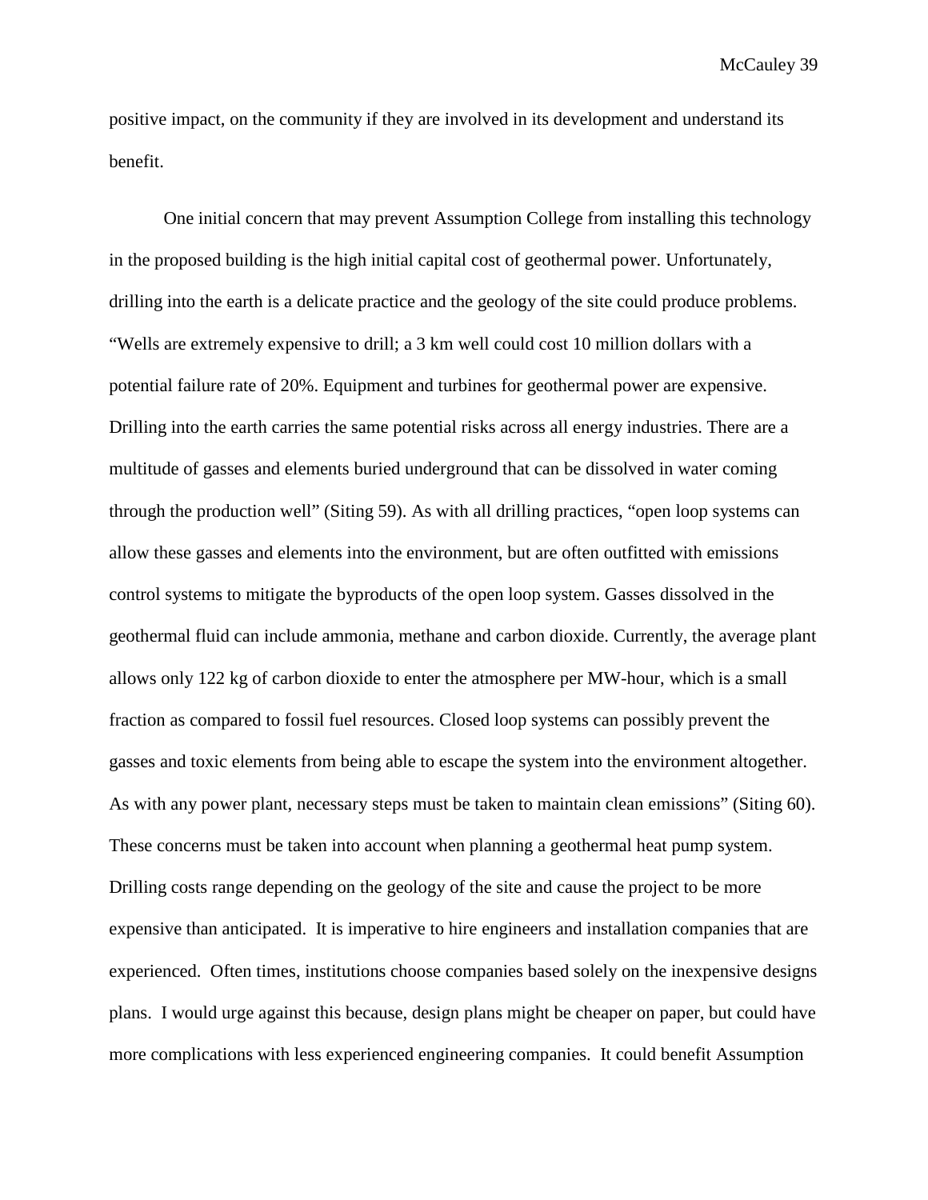positive impact, on the community if they are involved in its development and understand its benefit.

One initial concern that may prevent Assumption College from installing this technology in the proposed building is the high initial capital cost of geothermal power. Unfortunately, drilling into the earth is a delicate practice and the geology of the site could produce problems. "Wells are extremely expensive to drill; a 3 km well could cost 10 million dollars with a potential failure rate of 20%. Equipment and turbines for geothermal power are expensive. Drilling into the earth carries the same potential risks across all energy industries. There are a multitude of gasses and elements buried underground that can be dissolved in water coming through the production well" (Siting 59). As with all drilling practices, "open loop systems can allow these gasses and elements into the environment, but are often outfitted with emissions control systems to mitigate the byproducts of the open loop system. Gasses dissolved in the geothermal fluid can include ammonia, methane and carbon dioxide. Currently, the average plant allows only 122 kg of carbon dioxide to enter the atmosphere per MW-hour, which is a small fraction as compared to fossil fuel resources. Closed loop systems can possibly prevent the gasses and toxic elements from being able to escape the system into the environment altogether. As with any power plant, necessary steps must be taken to maintain clean emissions" (Siting 60). These concerns must be taken into account when planning a geothermal heat pump system. Drilling costs range depending on the geology of the site and cause the project to be more expensive than anticipated. It is imperative to hire engineers and installation companies that are experienced. Often times, institutions choose companies based solely on the inexpensive designs plans. I would urge against this because, design plans might be cheaper on paper, but could have more complications with less experienced engineering companies. It could benefit Assumption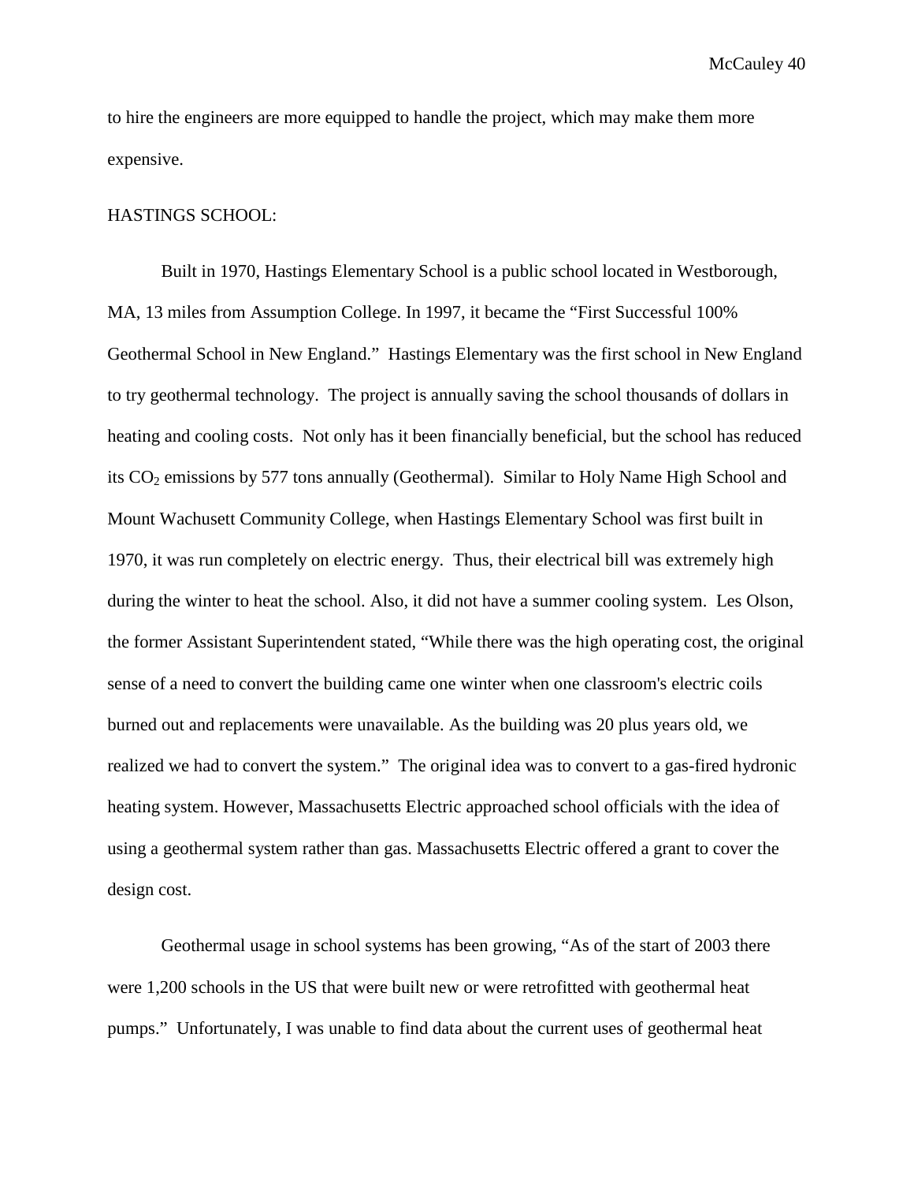to hire the engineers are more equipped to handle the project, which may make them more expensive.

HASTINGS SCHOOL:

Built in 1970, Hastings Elementary School is a public school located in Westborough, MA, 13 miles from Assumption College. In 1997, it became the "First Successful 100% Geothermal School in New England." Hastings Elementary was the first school in New England to try geothermal technology. The project is annually saving the school thousands of dollars in heating and cooling costs. Not only has it been financially beneficial, but the school has reduced its $CO_2$ emissions by 577 tons annually (Geothermal). Similar to Holy Name High School and Mount Wachusett Community College, when Hastings Elementary School was first built in 1970, it was run completely on electric energy. Thus, their electrical bill was extremely high during the winter to heat the school. Also, it did not have a summer cooling system. Les Olson, the former Assistant Superintendent stated, "While there was the high operating cost, the original sense of a need to convert the building came one winter when one classroom's electric coils burned out and replacements were unavailable. As the building was 20 plus years old, we realized we had to convert the system." The original idea was to convert to a gas-fired hydronic heating system. However, Massachusetts Electric approached school officials with the idea of using a geothermal system rather than gas. Massachusetts Electric offered a grant to cover the design cost.

Geothermal usage in school systems has been growing, "As of the start of 2003 there were 1,200 schools in the US that were built new or were retrofitted with geothermal heat pumps." Unfortunately, I was unable to find data about the current uses of geothermal heat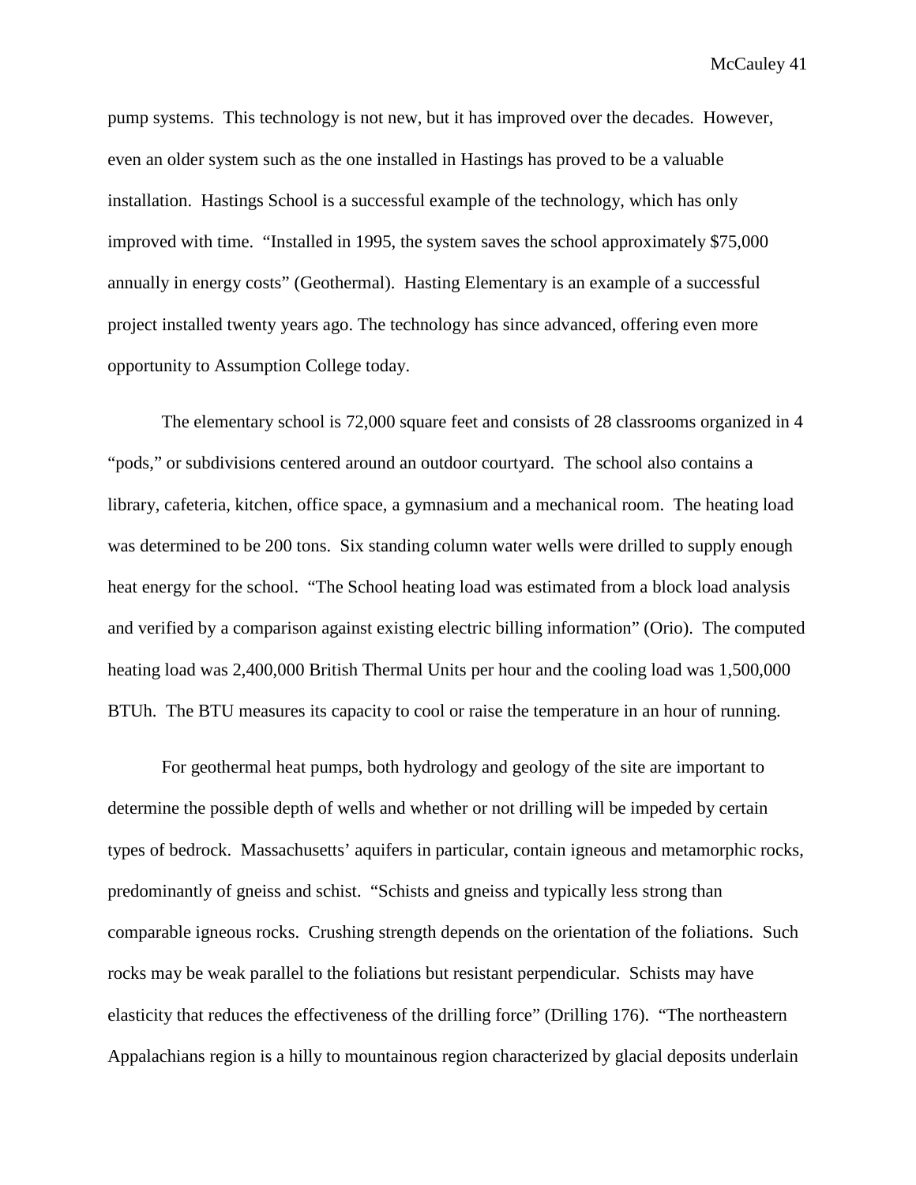pump systems. This technology is not new, but it has improved over the decades. However, even an older system such as the one installed in Hastings has proved to be a valuable installation. Hastings School is a successful example of the technology, which has only improved with time. "Installed in 1995, the system saves the school approximately $75,000 annually in energy costs" (Geothermal). Hasting Elementary is an example of a successful project installed twenty years ago. The technology has since advanced, offering even more opportunity to Assumption College today.

The elementary school is 72,000 square feet and consists of 28 classrooms organized in 4 "pods," or subdivisions centered around an outdoor courtyard. The school also contains a library, cafeteria, kitchen, office space, a gymnasium and a mechanical room. The heating load was determined to be 200 tons. Six standing column water wells were drilled to supply enough heat energy for the school. "The School heating load was estimated from a block load analysis and verified by a comparison against existing electric billing information" (Orio). The computed heating load was 2,400,000 British Thermal Units per hour and the cooling load was 1,500,000 BTUh. The BTU measures its capacity to cool or raise the temperature in an hour of running.

For geothermal heat pumps, both hydrology and geology of the site are important to determine the possible depth of wells and whether or not drilling will be impeded by certain types of bedrock. Massachusetts' aquifers in particular, contain igneous and metamorphic rocks, predominantly of gneiss and schist. "Schists and gneiss and typically less strong than comparable igneous rocks. Crushing strength depends on the orientation of the foliations. Such rocks may be weak parallel to the foliations but resistant perpendicular. Schists may have elasticity that reduces the effectiveness of the drilling force" (Drilling 176). "The northeastern Appalachians region is a hilly to mountainous region characterized by glacial deposits underlain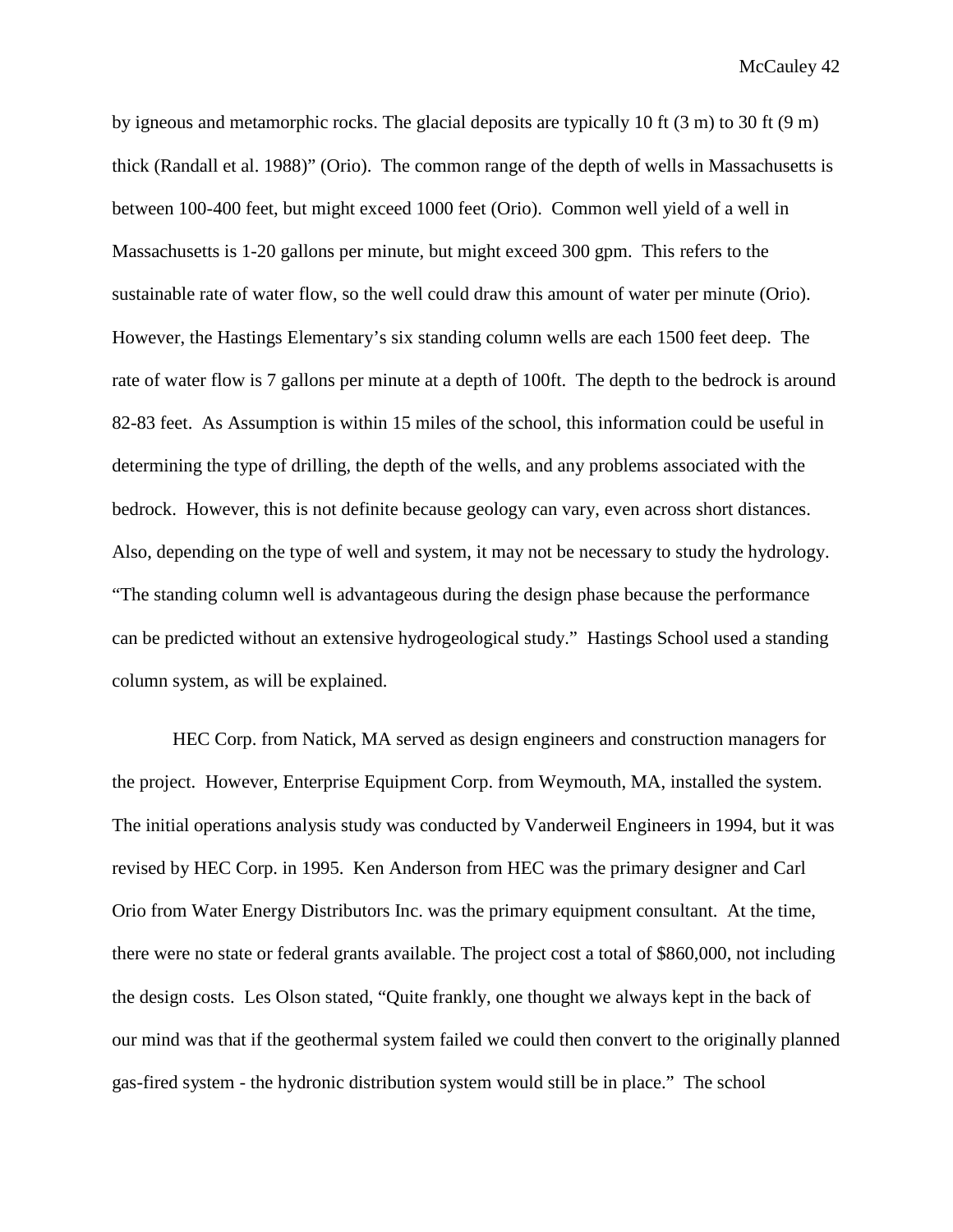by igneous and metamorphic rocks. The glacial deposits are typically 10 ft (3 m) to 30 ft (9 m) thick (Randall et al. 1988)" (Orio). The common range of the depth of wells in Massachusetts is between 100-400 feet, but might exceed 1000 feet (Orio). Common well yield of a well in Massachusetts is 1-20 gallons per minute, but might exceed 300 gpm. This refers to the sustainable rate of water flow, so the well could draw this amount of water per minute (Orio). However, the Hastings Elementary's six standing column wells are each 1500 feet deep. The rate of water flow is 7 gallons per minute at a depth of 100ft. The depth to the bedrock is around 82-83 feet. As Assumption is within 15 miles of the school, this information could be useful in determining the type of drilling, the depth of the wells, and any problems associated with the bedrock. However, this is not definite because geology can vary, even across short distances. Also, depending on the type of well and system, it may not be necessary to study the hydrology. "The standing column well is advantageous during the design phase because the performance can be predicted without an extensive hydrogeological study." Hastings School used a standing column system, as will be explained.

HEC Corp. from Natick, MA served as design engineers and construction managers for the project. However, Enterprise Equipment Corp. from Weymouth, MA, installed the system. The initial operations analysis study was conducted by Vanderweil Engineers in 1994, but it was revised by HEC Corp. in 1995. Ken Anderson from HEC was the primary designer and Carl Orio from Water Energy Distributors Inc. was the primary equipment consultant. At the time, there were no state or federal grants available. The project cost a total of $860,000, not including the design costs. Les Olson stated, "Quite frankly, one thought we always kept in the back of our mind was that if the geothermal system failed we could then convert to the originally planned gas-fired system - the hydronic distribution system would still be in place." The school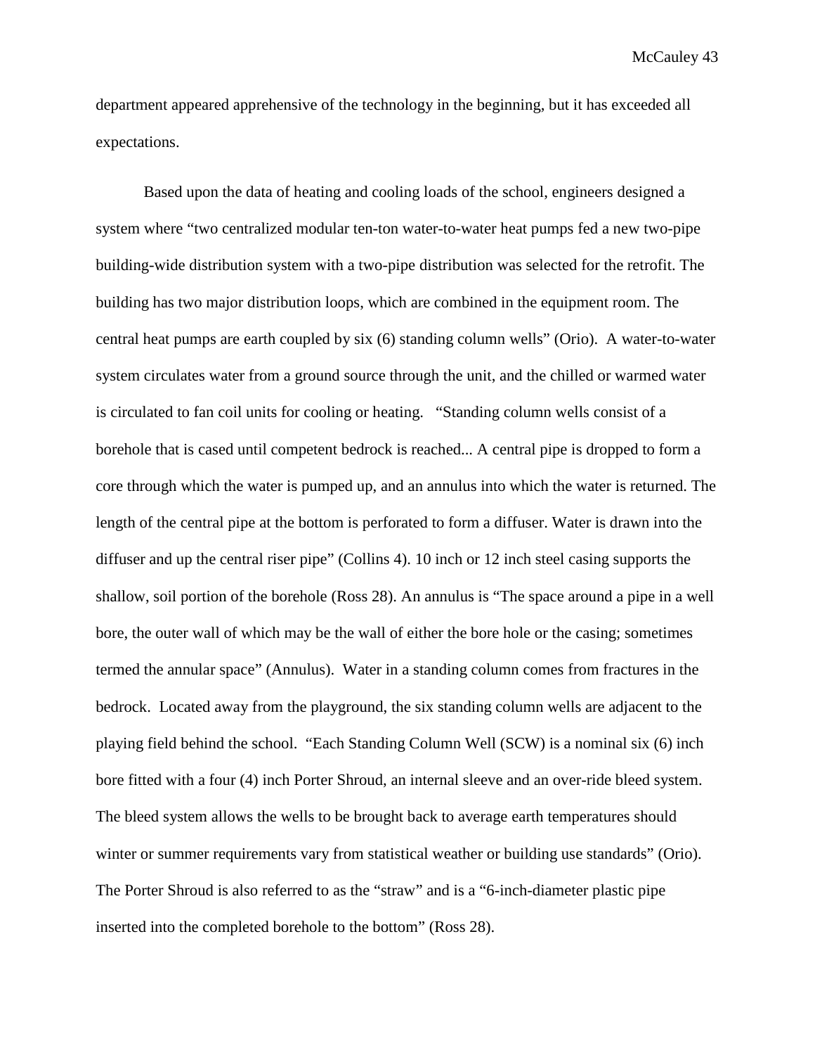department appeared apprehensive of the technology in the beginning, but it has exceeded all expectations.

Based upon the data of heating and cooling loads of the school, engineers designed a system where "two centralized modular ten-ton water-to-water heat pumps fed a new two-pipe building-wide distribution system with a two-pipe distribution was selected for the retrofit. The building has two major distribution loops, which are combined in the equipment room. The central heat pumps are earth coupled by six (6) standing column wells" (Orio). A water-to-water system circulates water from a ground source through the unit, and the chilled or warmed water is circulated to fan coil units for cooling or heating. "Standing column wells consist of a borehole that is cased until competent bedrock is reached... A central pipe is dropped to form a core through which the water is pumped up, and an annulus into which the water is returned. The length of the central pipe at the bottom is perforated to form a diffuser. Water is drawn into the diffuser and up the central riser pipe" (Collins 4). 10 inch or 12 inch steel casing supports the shallow, soil portion of the borehole (Ross 28). An annulus is "The space around a pipe in a well bore, the outer wall of which may be the wall of either the bore hole or the casing; sometimes termed the annular space" (Annulus). Water in a standing column comes from fractures in the bedrock. Located away from the playground, the six standing column wells are adjacent to the playing field behind the school. "Each Standing Column Well (SCW) is a nominal six (6) inch bore fitted with a four (4) inch Porter Shroud, an internal sleeve and an over-ride bleed system. The bleed system allows the wells to be brought back to average earth temperatures should winter or summer requirements vary from statistical weather or building use standards" (Orio). The Porter Shroud is also referred to as the "straw" and is a "6-inch-diameter plastic pipe inserted into the completed borehole to the bottom" (Ross 28).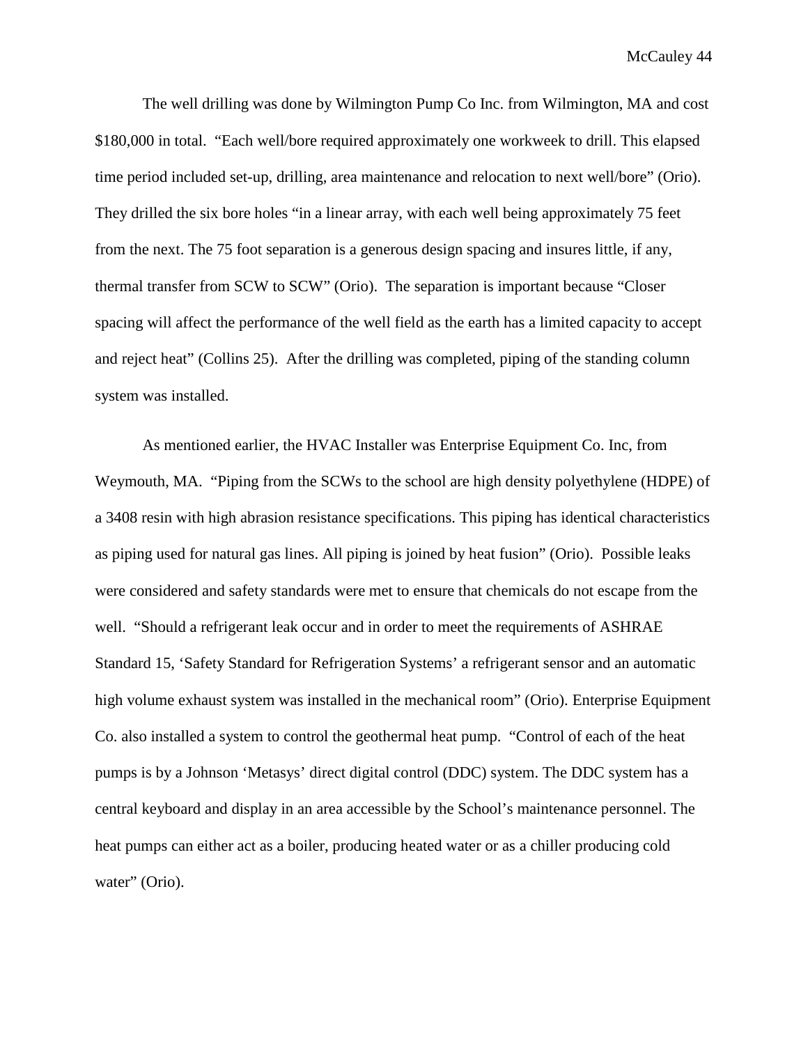The well drilling was done by Wilmington Pump Co Inc. from Wilmington, MA and cost $180,000 in total. "Each well/bore required approximately one workweek to drill. This elapsed time period included set-up, drilling, area maintenance and relocation to next well/bore" (Orio). They drilled the six bore holes "in a linear array, with each well being approximately 75 feet from the next. The 75 foot separation is a generous design spacing and insures little, if any, thermal transfer from SCW to SCW" (Orio). The separation is important because "Closer spacing will affect the performance of the well field as the earth has a limited capacity to accept and reject heat" (Collins 25). After the drilling was completed, piping of the standing column system was installed.

As mentioned earlier, the HVAC Installer was Enterprise Equipment Co. Inc, from Weymouth, MA. "Piping from the SCWs to the school are high density polyethylene (HDPE) of a 3408 resin with high abrasion resistance specifications. This piping has identical characteristics as piping used for natural gas lines. All piping is joined by heat fusion" (Orio). Possible leaks were considered and safety standards were met to ensure that chemicals do not escape from the well. "Should a refrigerant leak occur and in order to meet the requirements of ASHRAE Standard 15, 'Safety Standard for Refrigeration Systems' a refrigerant sensor and an automatic high volume exhaust system was installed in the mechanical room" (Orio). Enterprise Equipment Co. also installed a system to control the geothermal heat pump. "Control of each of the heat pumps is by a Johnson 'Metasys' direct digital control (DDC) system. The DDC system has a central keyboard and display in an area accessible by the School's maintenance personnel. The heat pumps can either act as a boiler, producing heated water or as a chiller producing cold water" (Orio).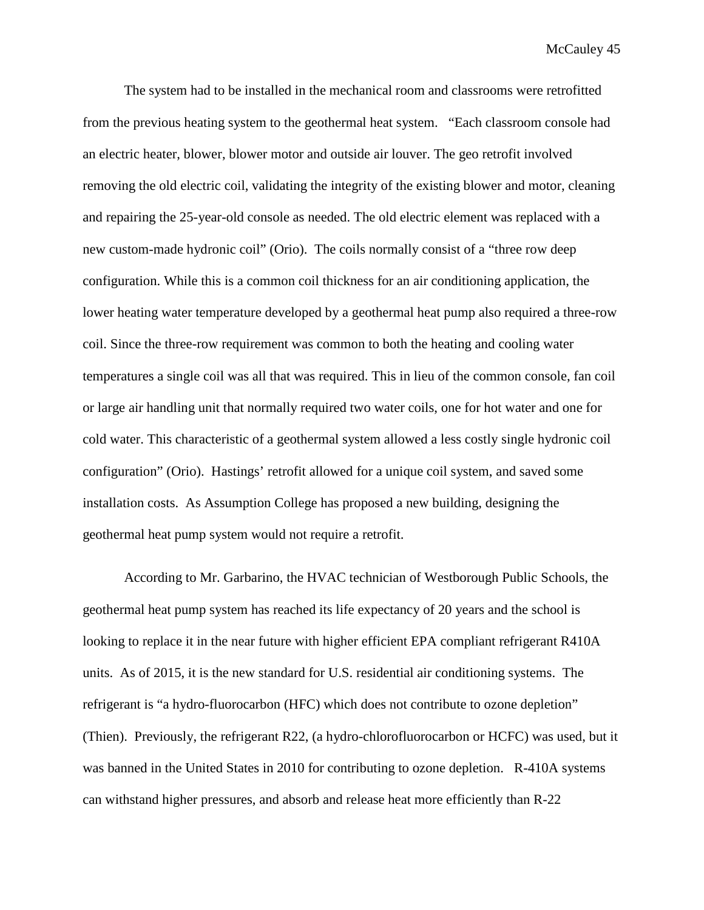The system had to be installed in the mechanical room and classrooms were retrofitted from the previous heating system to the geothermal heat system. "Each classroom console had an electric heater, blower, blower motor and outside air louver. The geo retrofit involved removing the old electric coil, validating the integrity of the existing blower and motor, cleaning and repairing the 25-year-old console as needed. The old electric element was replaced with a new custom-made hydronic coil" (Orio). The coils normally consist of a "three row deep configuration. While this is a common coil thickness for an air conditioning application, the lower heating water temperature developed by a geothermal heat pump also required a three-row coil. Since the three-row requirement was common to both the heating and cooling water temperatures a single coil was all that was required. This in lieu of the common console, fan coil or large air handling unit that normally required two water coils, one for hot water and one for cold water. This characteristic of a geothermal system allowed a less costly single hydronic coil configuration" (Orio). Hastings' retrofit allowed for a unique coil system, and saved some installation costs. As Assumption College has proposed a new building, designing the geothermal heat pump system would not require a retrofit.

According to Mr. Garbarino, the HVAC technician of Westborough Public Schools, the geothermal heat pump system has reached its life expectancy of 20 years and the school is looking to replace it in the near future with higher efficient EPA compliant refrigerant R410A units. As of 2015, it is the new standard for U.S. residential air conditioning systems. The refrigerant is "a hydro-fluorocarbon (HFC) which does not contribute to ozone depletion" (Thien). Previously, the refrigerant R22, (a hydro-chlorofluorocarbon or HCFC) was used, but it was banned in the United States in 2010 for contributing to ozone depletion. R-410A systems can withstand higher pressures, and absorb and release heat more efficiently than R-22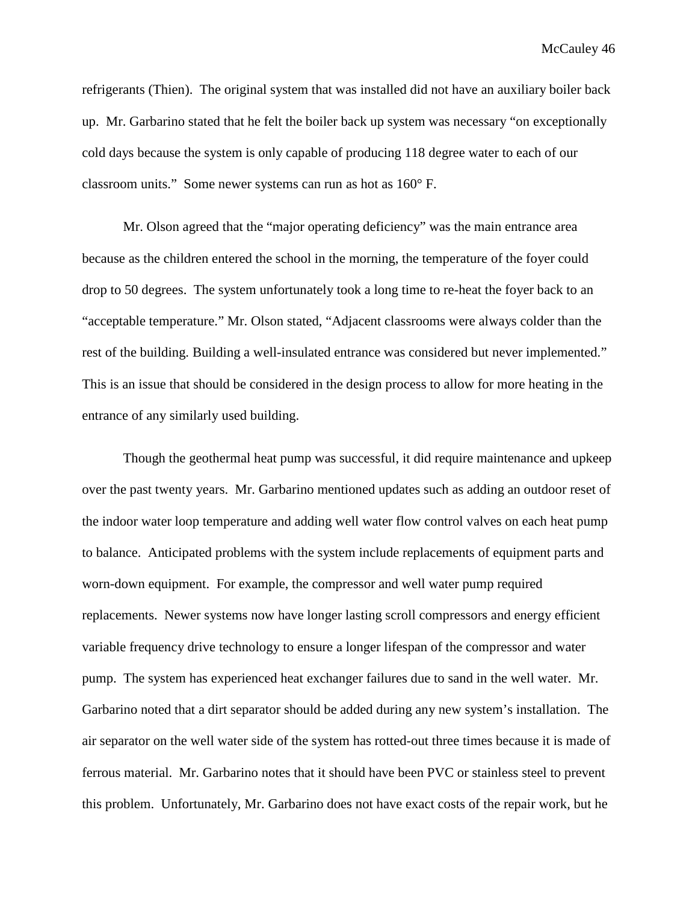refrigerants (Thien). The original system that was installed did not have an auxiliary boiler back up. Mr. Garbarino stated that he felt the boiler back up system was necessary "on exceptionally cold days because the system is only capable of producing 118 degree water to each of our classroom units." Some newer systems can run as hot as 160° F.

Mr. Olson agreed that the "major operating deficiency" was the main entrance area because as the children entered the school in the morning, the temperature of the foyer could drop to 50 degrees. The system unfortunately took a long time to re-heat the foyer back to an "acceptable temperature." Mr. Olson stated, "Adjacent classrooms were always colder than the rest of the building. Building a well-insulated entrance was considered but never implemented." This is an issue that should be considered in the design process to allow for more heating in the entrance of any similarly used building.

Though the geothermal heat pump was successful, it did require maintenance and upkeep over the past twenty years. Mr. Garbarino mentioned updates such as adding an outdoor reset of the indoor water loop temperature and adding well water flow control valves on each heat pump to balance. Anticipated problems with the system include replacements of equipment parts and worn-down equipment. For example, the compressor and well water pump required replacements. Newer systems now have longer lasting scroll compressors and energy efficient variable frequency drive technology to ensure a longer lifespan of the compressor and water pump. The system has experienced heat exchanger failures due to sand in the well water. Mr. Garbarino noted that a dirt separator should be added during any new system's installation. The air separator on the well water side of the system has rotted-out three times because it is made of ferrous material. Mr. Garbarino notes that it should have been PVC or stainless steel to prevent this problem. Unfortunately, Mr. Garbarino does not have exact costs of the repair work, but he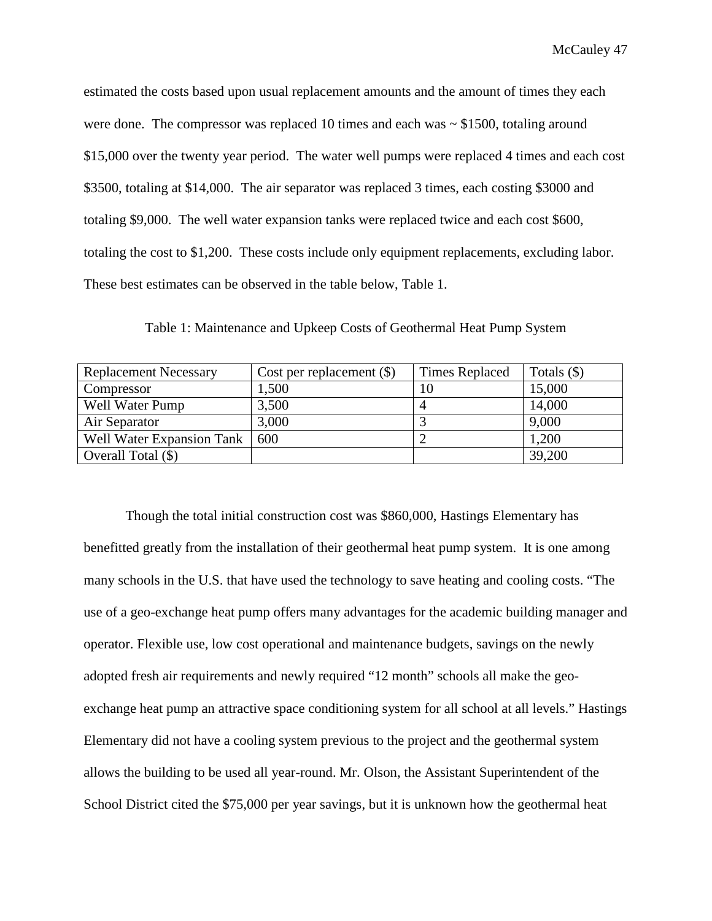estimated the costs based upon usual replacement amounts and the amount of times they each were done. The compressor was replaced 10 times and each was ~ $1500, totaling around $15,000 over the twenty year period. The water well pumps were replaced 4 times and each cost $3500, totaling at $14,000. The air separator was replaced 3 times, each costing $3000 and totaling $9,000. The well water expansion tanks were replaced twice and each cost $600, totaling the cost to $1,200. These costs include only equipment replacements, excluding labor. These best estimates can be observed in the table below, Table 1.

Table 1: Maintenance and Upkeep Costs of Geothermal Heat Pump System

| Replacement Necessary | Cost per replacement ($) | Times Replaced | Totals ($) |
| --- | --- | --- | --- |
| Compressor | 1,500 | 10 | 15,000 |
| Well Water Pump | 3,500 | 4 | 14,000 |
| Air Separator | 3,000 | 3 | 9,000 |
| Well Water Expansion Tank | 600 | 2 | 1,200 |
| Overall Total ($) | | | 39,200 |

Though the total initial construction cost was $860,000, Hastings Elementary has benefitted greatly from the installation of their geothermal heat pump system. It is one among many schools in the U.S. that have used the technology to save heating and cooling costs. "The use of a geo-exchange heat pump offers many advantages for the academic building manager and operator. Flexible use, low cost operational and maintenance budgets, savings on the newly adopted fresh air requirements and newly required "12 month" schools all make the geo-exchange heat pump an attractive space conditioning system for all school at all levels." Hastings Elementary did not have a cooling system previous to the project and the geothermal system allows the building to be used all year-round. Mr. Olson, the Assistant Superintendent of the School District cited the $75,000 per year savings, but it is unknown how the geothermal heat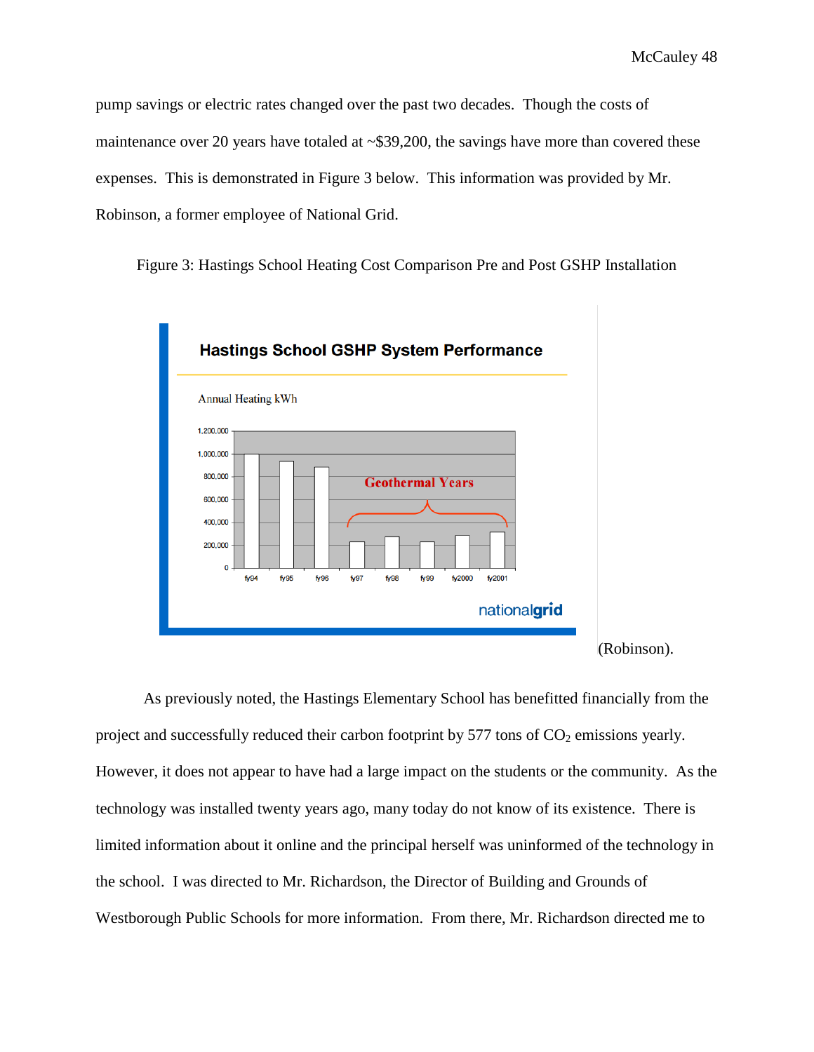pump savings or electric rates changed over the past two decades. Though the costs of maintenance over 20 years have totaled at ~$39,200, the savings have more than covered these expenses. This is demonstrated in Figure 3 below. This information was provided by Mr. Robinson, a former employee of National Grid.

Figure 3: Hastings School Heating Cost Comparison Pre and Post GSHP Installation

(Robinson).

As previously noted, the Hastings Elementary School has benefitted financially from the project and successfully reduced their carbon footprint by 577 tons of $CO_2$ emissions yearly. However, it does not appear to have had a large impact on the students or the community. As the technology was installed twenty years ago, many today do not know of its existence. There is limited information about it online and the principal herself was uninformed of the technology in the school. I was directed to Mr. Richardson, the Director of Building and Grounds of Westborough Public Schools for more information. From there, Mr. Richardson directed me to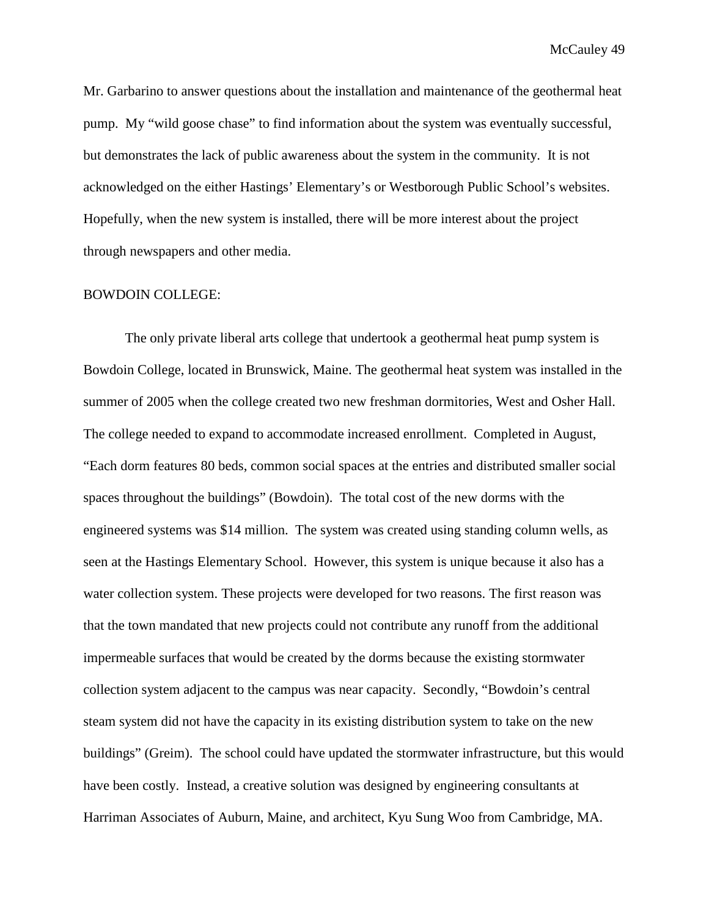Mr. Garbarino to answer questions about the installation and maintenance of the geothermal heat pump. My "wild goose chase" to find information about the system was eventually successful, but demonstrates the lack of public awareness about the system in the community. It is not acknowledged on the either Hastings' Elementary's or Westborough Public School's websites. Hopefully, when the new system is installed, there will be more interest about the project through newspapers and other media.

BOWDOIN COLLEGE:

The only private liberal arts college that undertook a geothermal heat pump system is Bowdoin College, located in Brunswick, Maine. The geothermal heat system was installed in the summer of 2005 when the college created two new freshman dormitories, West and Osher Hall. The college needed to expand to accommodate increased enrollment. Completed in August, "Each dorm features 80 beds, common social spaces at the entries and distributed smaller social spaces throughout the buildings" (Bowdoin). The total cost of the new dorms with the engineered systems was $14 million. The system was created using standing column wells, as seen at the Hastings Elementary School. However, this system is unique because it also has a water collection system. These projects were developed for two reasons. The first reason was that the town mandated that new projects could not contribute any runoff from the additional impermeable surfaces that would be created by the dorms because the existing stormwater collection system adjacent to the campus was near capacity. Secondly, "Bowdoin's central steam system did not have the capacity in its existing distribution system to take on the new buildings" (Greim). The school could have updated the stormwater infrastructure, but this would have been costly. Instead, a creative solution was designed by engineering consultants at Harriman Associates of Auburn, Maine, and architect, Kyu Sung Woo from Cambridge, MA.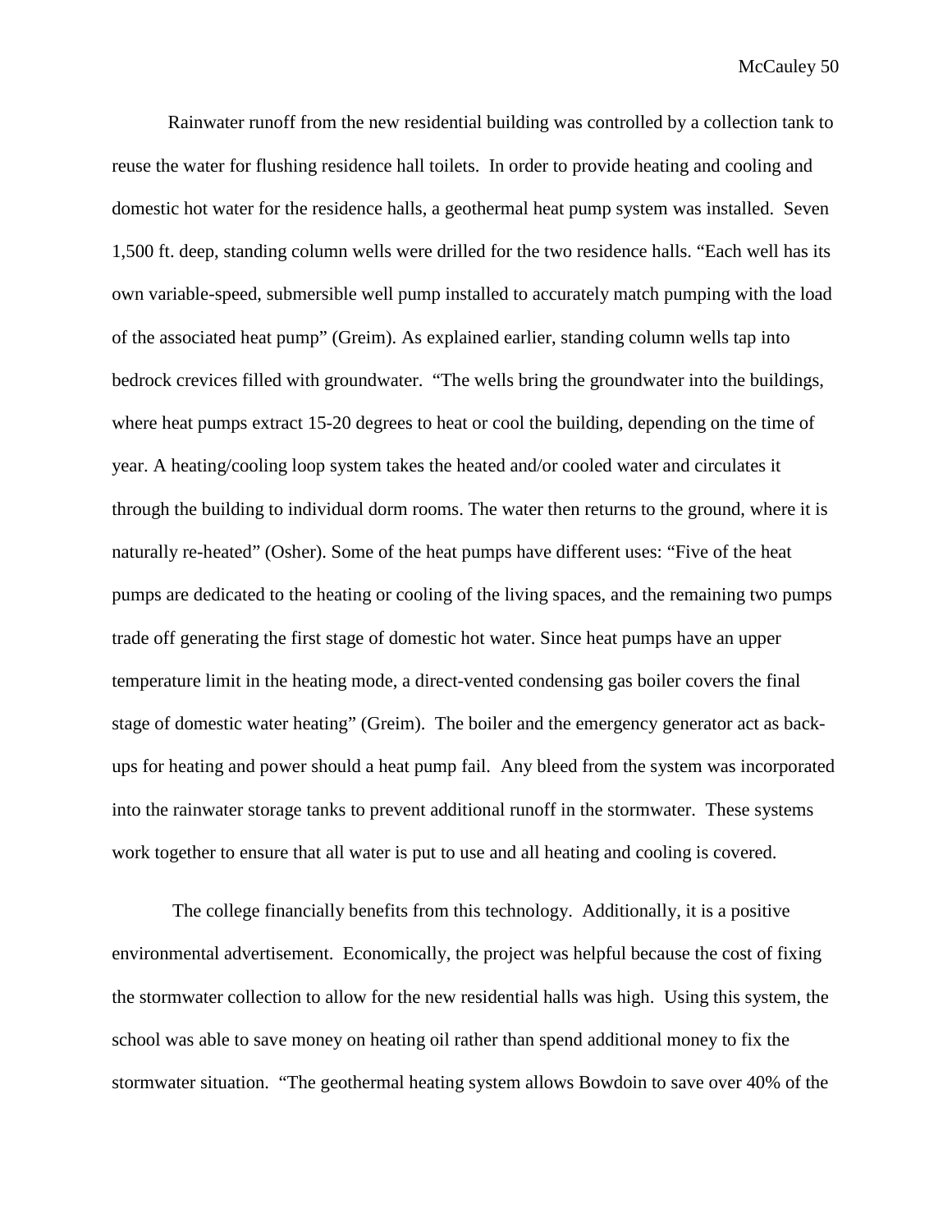Rainwater runoff from the new residential building was controlled by a collection tank to reuse the water for flushing residence hall toilets. In order to provide heating and cooling and domestic hot water for the residence halls, a geothermal heat pump system was installed. Seven 1,500 ft. deep, standing column wells were drilled for the two residence halls. "Each well has its own variable-speed, submersible well pump installed to accurately match pumping with the load of the associated heat pump" (Greim). As explained earlier, standing column wells tap into bedrock crevices filled with groundwater. "The wells bring the groundwater into the buildings, where heat pumps extract 15-20 degrees to heat or cool the building, depending on the time of year. A heating/cooling loop system takes the heated and/or cooled water and circulates it through the building to individual dorm rooms. The water then returns to the ground, where it is naturally re-heated" (Osher). Some of the heat pumps have different uses: "Five of the heat pumps are dedicated to the heating or cooling of the living spaces, and the remaining two pumps trade off generating the first stage of domestic hot water. Since heat pumps have an upper temperature limit in the heating mode, a direct-vented condensing gas boiler covers the final stage of domestic water heating" (Greim). The boiler and the emergency generator act as back-ups for heating and power should a heat pump fail. Any bleed from the system was incorporated into the rainwater storage tanks to prevent additional runoff in the stormwater. These systems work together to ensure that all water is put to use and all heating and cooling is covered.

The college financially benefits from this technology. Additionally, it is a positive environmental advertisement. Economically, the project was helpful because the cost of fixing the stormwater collection to allow for the new residential halls was high. Using this system, the school was able to save money on heating oil rather than spend additional money to fix the stormwater situation. "The geothermal heating system allows Bowdoin to save over 40% of the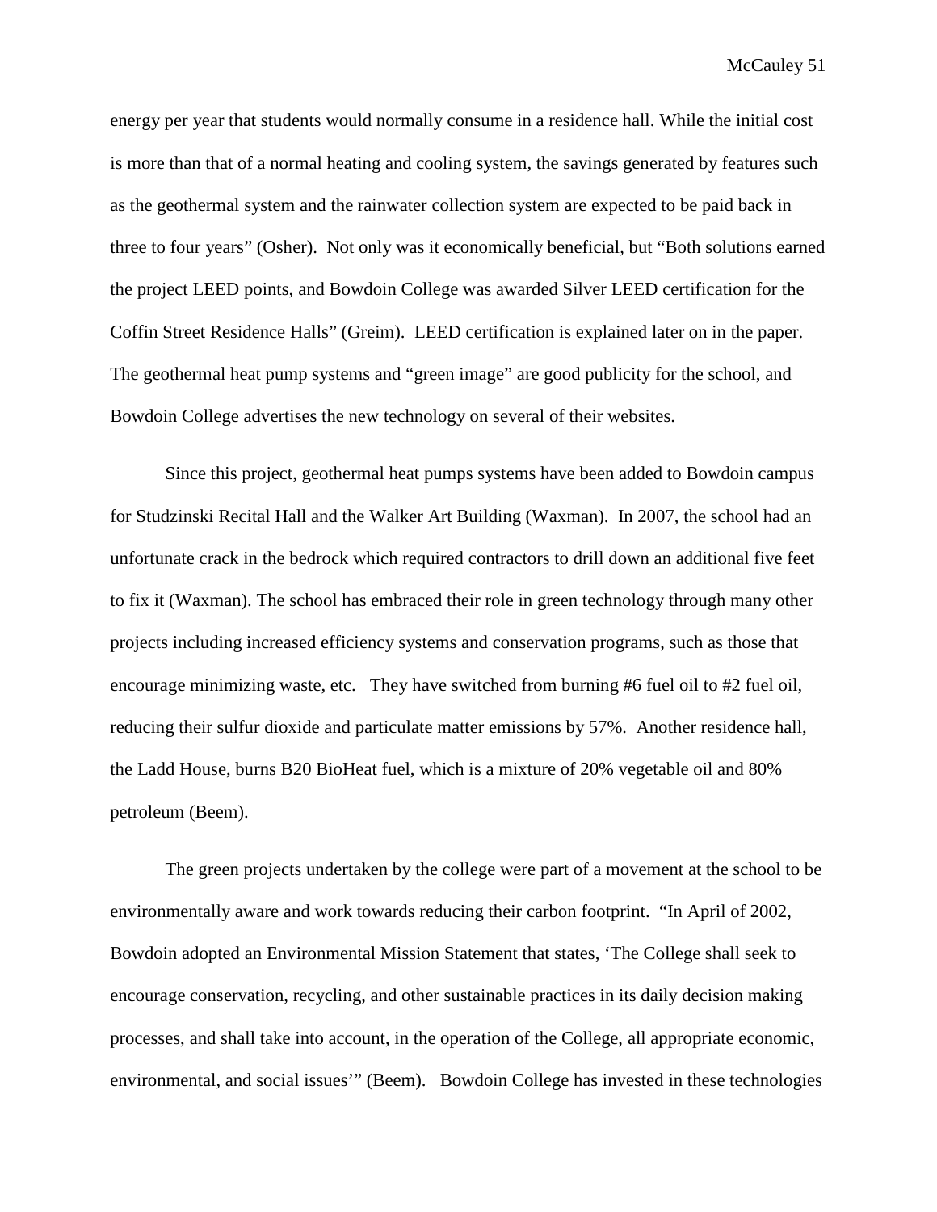energy per year that students would normally consume in a residence hall. While the initial cost is more than that of a normal heating and cooling system, the savings generated by features such as the geothermal system and the rainwater collection system are expected to be paid back in three to four years" (Osher). Not only was it economically beneficial, but "Both solutions earned the project LEED points, and Bowdoin College was awarded Silver LEED certification for the Coffin Street Residence Halls" (Greim). LEED certification is explained later on in the paper. The geothermal heat pump systems and "green image" are good publicity for the school, and Bowdoin College advertises the new technology on several of their websites.

Since this project, geothermal heat pumps systems have been added to Bowdoin campus for Studzinski Recital Hall and the Walker Art Building (Waxman). In 2007, the school had an unfortunate crack in the bedrock which required contractors to drill down an additional five feet to fix it (Waxman). The school has embraced their role in green technology through many other projects including increased efficiency systems and conservation programs, such as those that encourage minimizing waste, etc. They have switched from burning #6 fuel oil to #2 fuel oil, reducing their sulfur dioxide and particulate matter emissions by 57%. Another residence hall, the Ladd House, burns B20 BioHeat fuel, which is a mixture of 20% vegetable oil and 80% petroleum (Beem).

The green projects undertaken by the college were part of a movement at the school to be environmentally aware and work towards reducing their carbon footprint. "In April of 2002, Bowdoin adopted an Environmental Mission Statement that states, 'The College shall seek to encourage conservation, recycling, and other sustainable practices in its daily decision making processes, and shall take into account, in the operation of the College, all appropriate economic, environmental, and social issues'" (Beem). Bowdoin College has invested in these technologies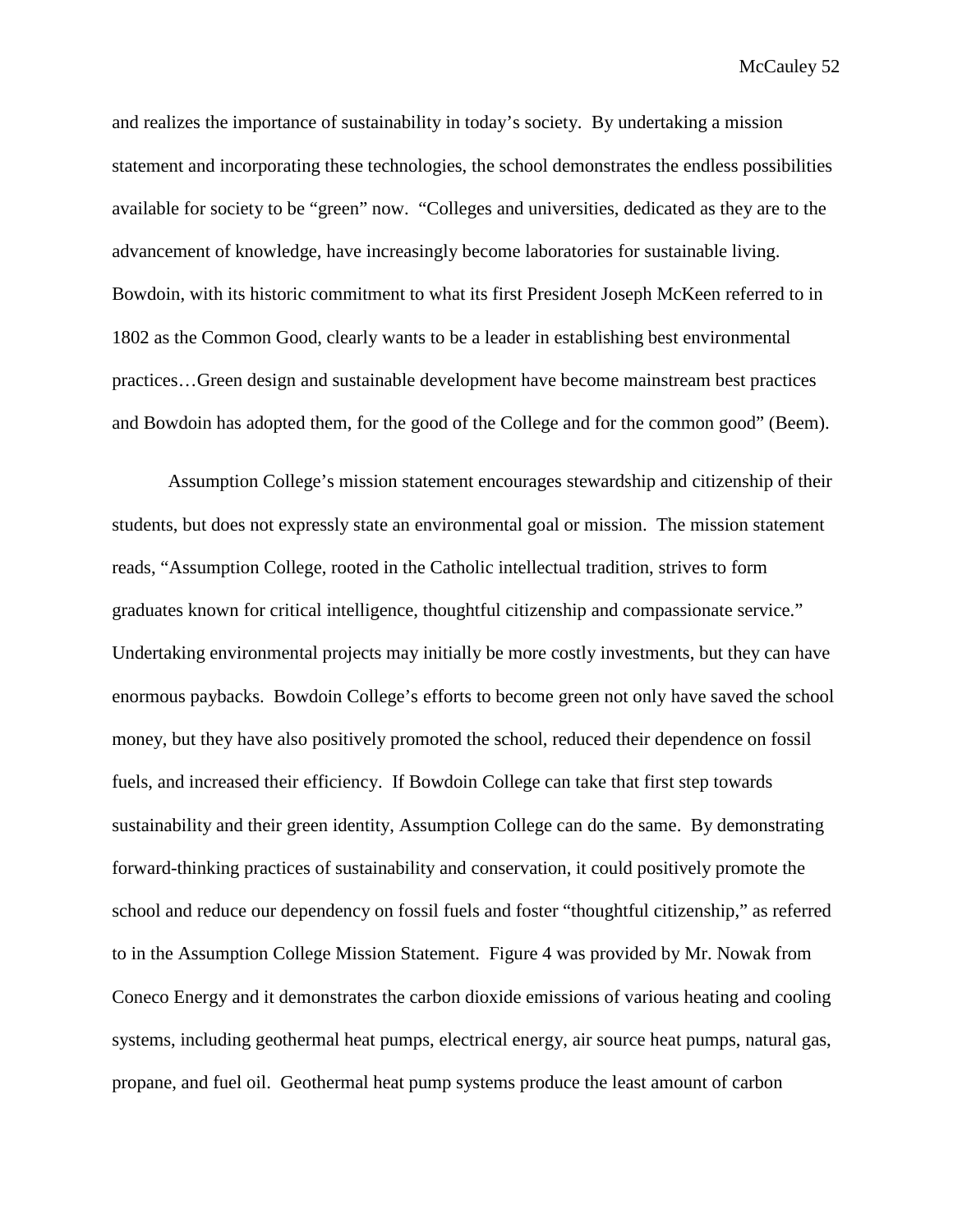and realizes the importance of sustainability in today's society. By undertaking a mission statement and incorporating these technologies, the school demonstrates the endless possibilities available for society to be "green" now. "Colleges and universities, dedicated as they are to the advancement of knowledge, have increasingly become laboratories for sustainable living. Bowdoin, with its historic commitment to what its first President Joseph McKeen referred to in 1802 as the Common Good, clearly wants to be a leader in establishing best environmental practices…Green design and sustainable development have become mainstream best practices and Bowdoin has adopted them, for the good of the College and for the common good" (Beem).

Assumption College's mission statement encourages stewardship and citizenship of their students, but does not expressly state an environmental goal or mission. The mission statement reads, "Assumption College, rooted in the Catholic intellectual tradition, strives to form graduates known for critical intelligence, thoughtful citizenship and compassionate service." Undertaking environmental projects may initially be more costly investments, but they can have enormous paybacks. Bowdoin College's efforts to become green not only have saved the school money, but they have also positively promoted the school, reduced their dependence on fossil fuels, and increased their efficiency. If Bowdoin College can take that first step towards sustainability and their green identity, Assumption College can do the same. By demonstrating forward-thinking practices of sustainability and conservation, it could positively promote the school and reduce our dependency on fossil fuels and foster "thoughtful citizenship," as referred to in the Assumption College Mission Statement. Figure 4 was provided by Mr. Nowak from Coneco Energy and it demonstrates the carbon dioxide emissions of various heating and cooling systems, including geothermal heat pumps, electrical energy, air source heat pumps, natural gas, propane, and fuel oil. Geothermal heat pump systems produce the least amount of carbon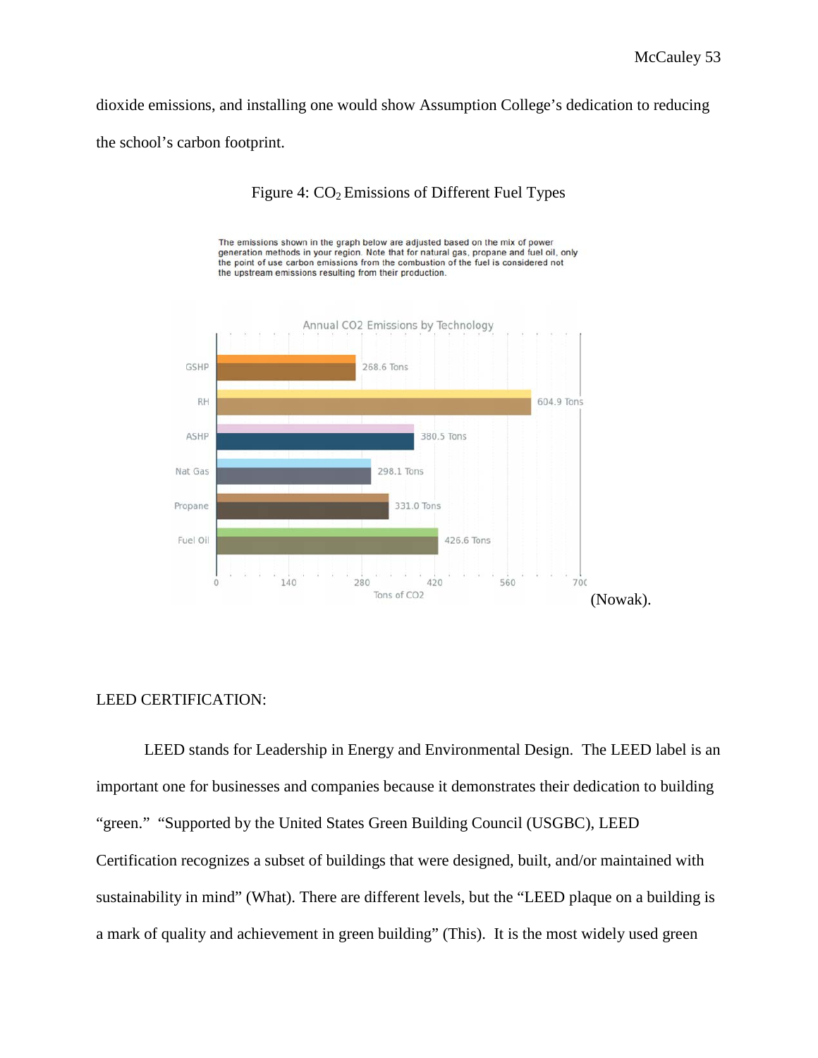dioxide emissions, and installing one would show Assumption College's dedication to reducing the school's carbon footprint.

Figure 4: $CO_2$ Emissions of Different Fuel Types

The emissions shown in the graph below are adjusted based on the mix of power generation methods in your region. Note that for natural gas, propane and fuel oil, only the point of use carbon emissions from the combustion of the fuel is considered not the upstream emissions resulting from their production.

Annual CO2 Emissions by Technology

| Technology | Tons of CO2 |
|---|---|
| GSHP | 268.6 Tons |
| RH | 604.9 Tons |
| ASHP | 380.5 Tons |
| Nat Gas | 298.1 Tons |
| Propane | 331.0 Tons |
| Fuel Oil | 426.6 Tons |

(Nowak).

LEED CERTIFICATION:

LEED stands for Leadership in Energy and Environmental Design. The LEED label is an important one for businesses and companies because it demonstrates their dedication to building "green." "Supported by the United States Green Building Council (USGBC), LEED Certification recognizes a subset of buildings that were designed, built, and/or maintained with sustainability in mind" (What). There are different levels, but the "LEED plaque on a building is a mark of quality and achievement in green building" (This). It is the most widely used green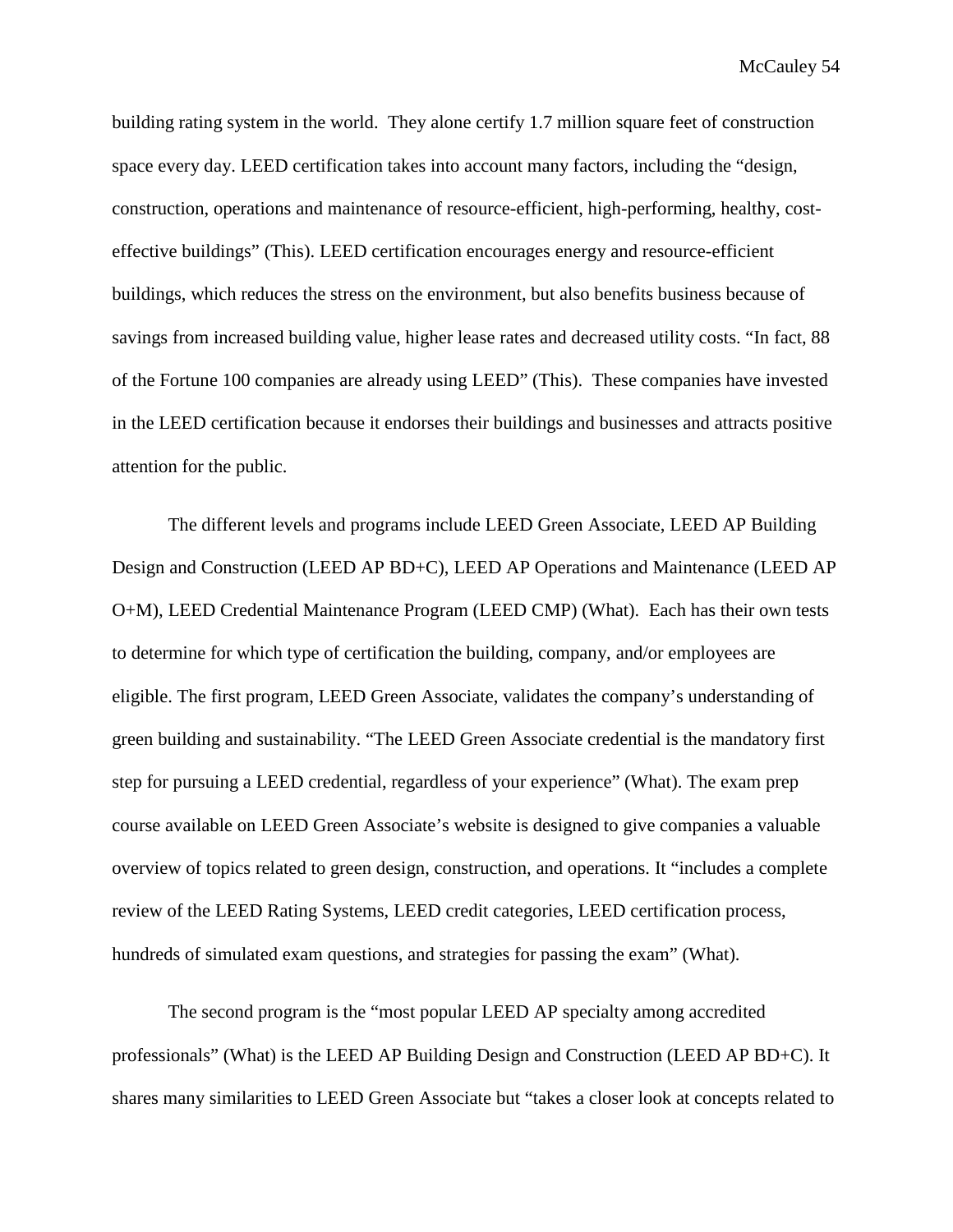building rating system in the world. They alone certify 1.7 million square feet of construction space every day. LEED certification takes into account many factors, including the "design, construction, operations and maintenance of resource-efficient, high-performing, healthy, cost-effective buildings" (This). LEED certification encourages energy and resource-efficient buildings, which reduces the stress on the environment, but also benefits business because of savings from increased building value, higher lease rates and decreased utility costs. "In fact, 88 of the Fortune 100 companies are already using LEED" (This). These companies have invested in the LEED certification because it endorses their buildings and businesses and attracts positive attention for the public.

The different levels and programs include LEED Green Associate, LEED AP Building Design and Construction (LEED AP BD+C), LEED AP Operations and Maintenance (LEED AP O+M), LEED Credential Maintenance Program (LEED CMP) (What). Each has their own tests to determine for which type of certification the building, company, and/or employees are eligible. The first program, LEED Green Associate, validates the company's understanding of green building and sustainability. "The LEED Green Associate credential is the mandatory first step for pursuing a LEED credential, regardless of your experience" (What). The exam prep course available on LEED Green Associate's website is designed to give companies a valuable overview of topics related to green design, construction, and operations. It "includes a complete review of the LEED Rating Systems, LEED credit categories, LEED certification process, hundreds of simulated exam questions, and strategies for passing the exam" (What).

The second program is the "most popular LEED AP specialty among accredited professionals" (What) is the LEED AP Building Design and Construction (LEED AP BD+C). It shares many similarities to LEED Green Associate but "takes a closer look at concepts related to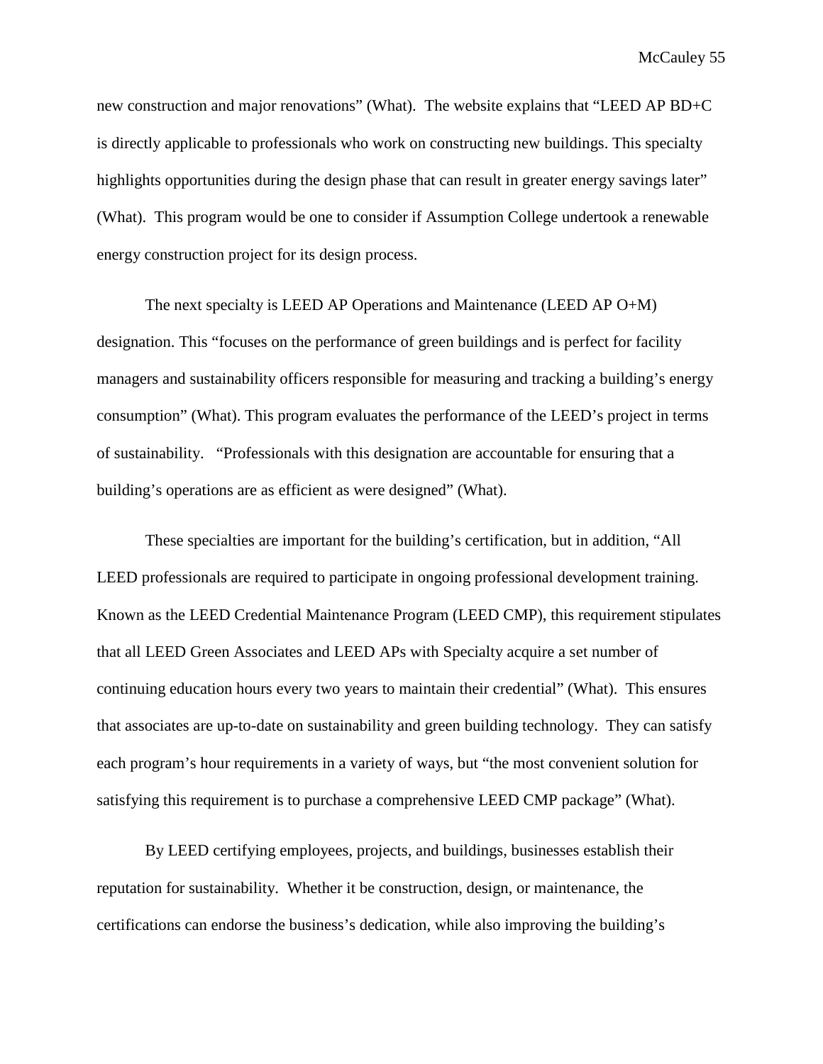new construction and major renovations" (What). The website explains that "LEED AP BD+C is directly applicable to professionals who work on constructing new buildings. This specialty highlights opportunities during the design phase that can result in greater energy savings later" (What). This program would be one to consider if Assumption College undertook a renewable energy construction project for its design process.

The next specialty is LEED AP Operations and Maintenance (LEED AP O+M) designation. This "focuses on the performance of green buildings and is perfect for facility managers and sustainability officers responsible for measuring and tracking a building's energy consumption" (What). This program evaluates the performance of the LEED's project in terms of sustainability. "Professionals with this designation are accountable for ensuring that a building's operations are as efficient as were designed" (What).

These specialties are important for the building's certification, but in addition, "All LEED professionals are required to participate in ongoing professional development training. Known as the LEED Credential Maintenance Program (LEED CMP), this requirement stipulates that all LEED Green Associates and LEED APs with Specialty acquire a set number of continuing education hours every two years to maintain their credential" (What). This ensures that associates are up-to-date on sustainability and green building technology. They can satisfy each program's hour requirements in a variety of ways, but "the most convenient solution for satisfying this requirement is to purchase a comprehensive LEED CMP package" (What).

By LEED certifying employees, projects, and buildings, businesses establish their reputation for sustainability. Whether it be construction, design, or maintenance, the certifications can endorse the business's dedication, while also improving the building's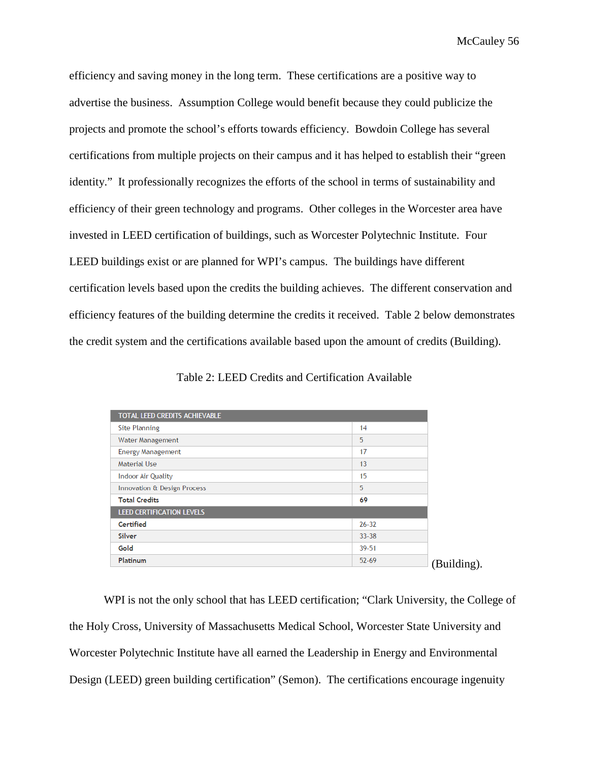efficiency and saving money in the long term. These certifications are a positive way to advertise the business. Assumption College would benefit because they could publicize the projects and promote the school's efforts towards efficiency. Bowdoin College has several certifications from multiple projects on their campus and it has helped to establish their "green identity." It professionally recognizes the efforts of the school in terms of sustainability and efficiency of their green technology and programs. Other colleges in the Worcester area have invested in LEED certification of buildings, such as Worcester Polytechnic Institute. Four LEED buildings exist or are planned for WPI's campus. The buildings have different certification levels based upon the credits the building achieves. The different conservation and efficiency features of the building determine the credits it received. Table 2 below demonstrates the credit system and the certifications available based upon the amount of credits (Building).

Table 2: LEED Credits and Certification Available

| TOTAL LEED CREDITS ACHIEVABLE | |
|---|---|
| Site Planning | 14 |
| Water Management | 5 |
| Energy Management | 17 |
| Material Use | 13 |
| Indoor Air Quality | 15 |
| Innovation & Design Process | 5 |
| **Total Credits** | **69** |
| **LEED CERTIFICATION LEVELS** | |
| **Certified** | 26-32 |
| **Silver** | 33-38 |
| **Gold** | 39-51 |
| **Platinum** | 52-69 |

(Building).

WPI is not the only school that has LEED certification; "Clark University, the College of the Holy Cross, University of Massachusetts Medical School, Worcester State University and Worcester Polytechnic Institute have all earned the Leadership in Energy and Environmental Design (LEED) green building certification" (Semon). The certifications encourage ingenuity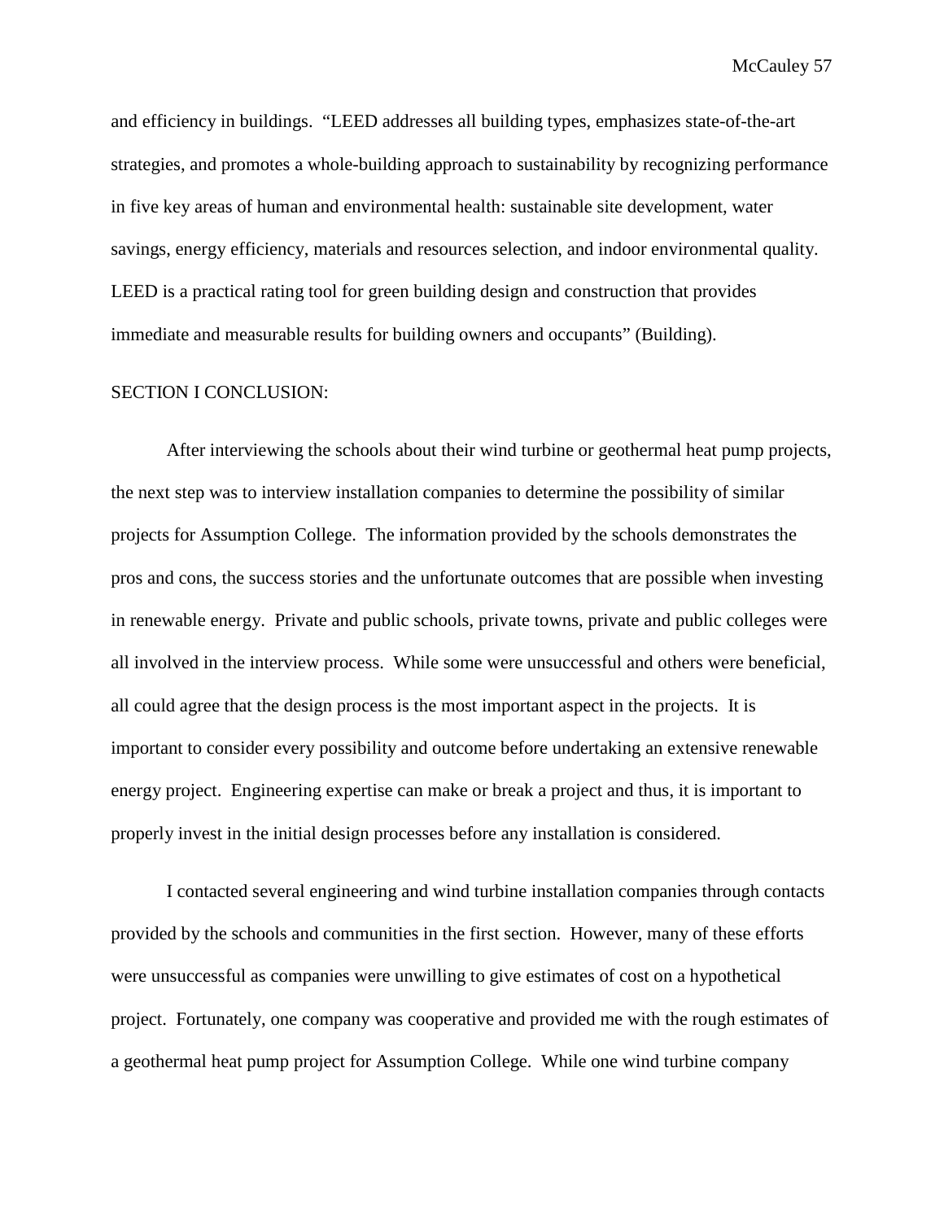and efficiency in buildings. "LEED addresses all building types, emphasizes state-of-the-art strategies, and promotes a whole-building approach to sustainability by recognizing performance in five key areas of human and environmental health: sustainable site development, water savings, energy efficiency, materials and resources selection, and indoor environmental quality. LEED is a practical rating tool for green building design and construction that provides immediate and measurable results for building owners and occupants" (Building).

SECTION I CONCLUSION:

After interviewing the schools about their wind turbine or geothermal heat pump projects, the next step was to interview installation companies to determine the possibility of similar projects for Assumption College. The information provided by the schools demonstrates the pros and cons, the success stories and the unfortunate outcomes that are possible when investing in renewable energy. Private and public schools, private towns, private and public colleges were all involved in the interview process. While some were unsuccessful and others were beneficial, all could agree that the design process is the most important aspect in the projects. It is important to consider every possibility and outcome before undertaking an extensive renewable energy project. Engineering expertise can make or break a project and thus, it is important to properly invest in the initial design processes before any installation is considered.

I contacted several engineering and wind turbine installation companies through contacts provided by the schools and communities in the first section. However, many of these efforts were unsuccessful as companies were unwilling to give estimates of cost on a hypothetical project. Fortunately, one company was cooperative and provided me with the rough estimates of a geothermal heat pump project for Assumption College. While one wind turbine company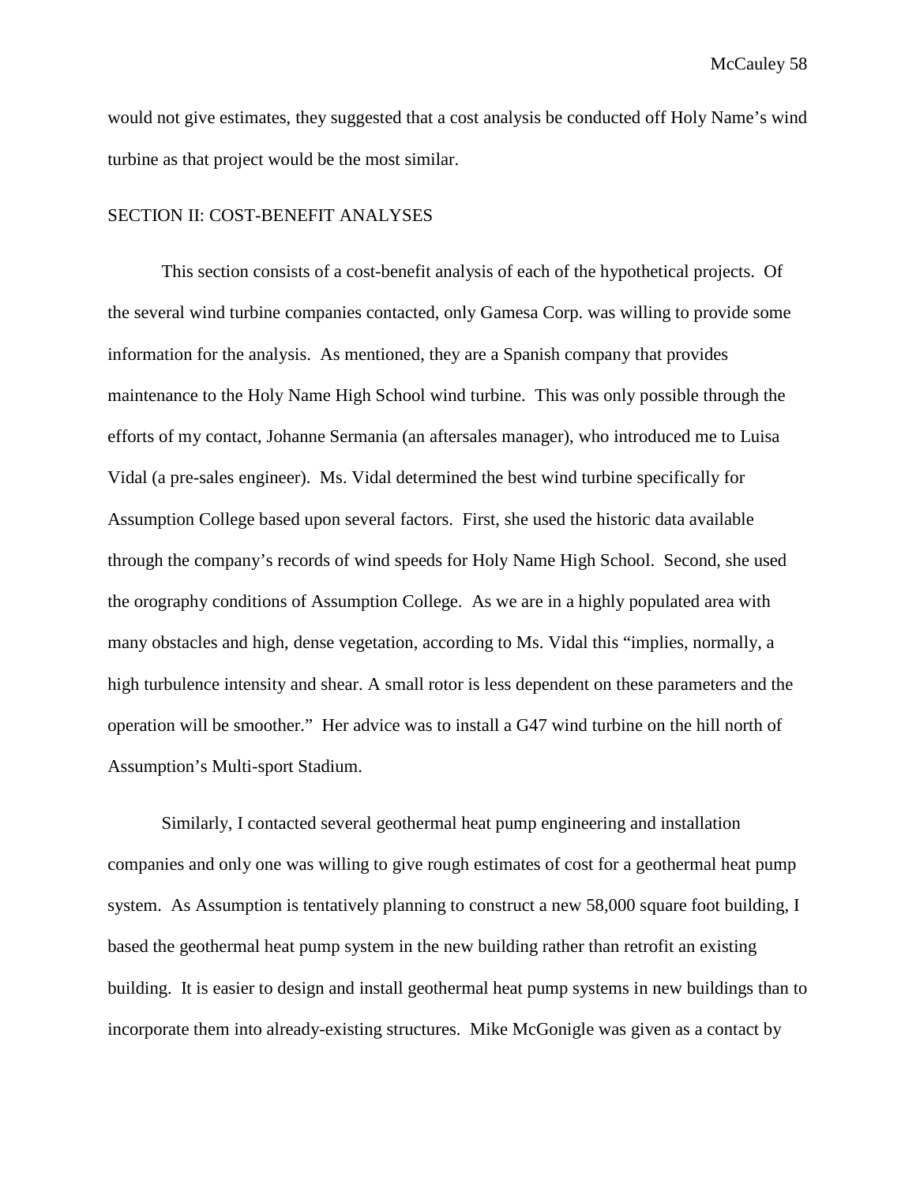would not give estimates, they suggested that a cost analysis be conducted off Holy Name's wind turbine as that project would be the most similar.

## SECTION II: COST-BENEFIT ANALYSES

This section consists of a cost-benefit analysis of each of the hypothetical projects. Of the several wind turbine companies contacted, only Gamesa Corp. was willing to provide some information for the analysis. As mentioned, they are a Spanish company that provides maintenance to the Holy Name High School wind turbine. This was only possible through the efforts of my contact, Johanne Sermania (an aftersales manager), who introduced me to Luisa Vidal (a pre-sales engineer). Ms. Vidal determined the best wind turbine specifically for Assumption College based upon several factors. First, she used the historic data available through the company's records of wind speeds for Holy Name High School. Second, she used the orography conditions of Assumption College. As we are in a highly populated area with many obstacles and high, dense vegetation, according to Ms. Vidal this "implies, normally, a high turbulence intensity and shear. A small rotor is less dependent on these parameters and the operation will be smoother." Her advice was to install a G47 wind turbine on the hill north of Assumption's Multi-sport Stadium.

Similarly, I contacted several geothermal heat pump engineering and installation companies and only one was willing to give rough estimates of cost for a geothermal heat pump system. As Assumption is tentatively planning to construct a new 58,000 square foot building, I based the geothermal heat pump system in the new building rather than retrofit an existing building. It is easier to design and install geothermal heat pump systems in new buildings than to incorporate them into already-existing structures. Mike McGonigle was given as a contact by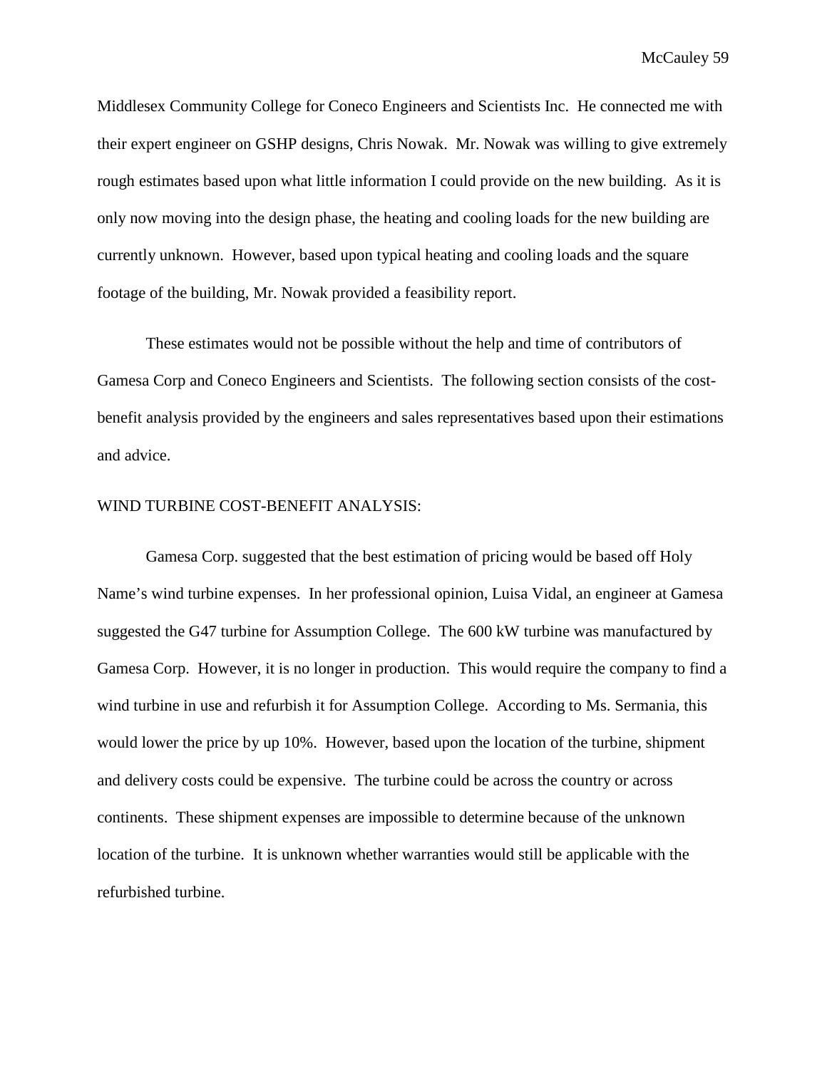Middlesex Community College for Coneco Engineers and Scientists Inc. He connected me with their expert engineer on GSHP designs, Chris Nowak. Mr. Nowak was willing to give extremely rough estimates based upon what little information I could provide on the new building. As it is only now moving into the design phase, the heating and cooling loads for the new building are currently unknown. However, based upon typical heating and cooling loads and the square footage of the building, Mr. Nowak provided a feasibility report.

These estimates would not be possible without the help and time of contributors of Gamesa Corp and Coneco Engineers and Scientists. The following section consists of the cost-benefit analysis provided by the engineers and sales representatives based upon their estimations and advice.

WIND TURBINE COST-BENEFIT ANALYSIS:

Gamesa Corp. suggested that the best estimation of pricing would be based off Holy Name's wind turbine expenses. In her professional opinion, Luisa Vidal, an engineer at Gamesa suggested the G47 turbine for Assumption College. The 600 kW turbine was manufactured by Gamesa Corp. However, it is no longer in production. This would require the company to find a wind turbine in use and refurbish it for Assumption College. According to Ms. Sermania, this would lower the price by up 10%. However, based upon the location of the turbine, shipment and delivery costs could be expensive. The turbine could be across the country or across continents. These shipment expenses are impossible to determine because of the unknown location of the turbine. It is unknown whether warranties would still be applicable with the refurbished turbine.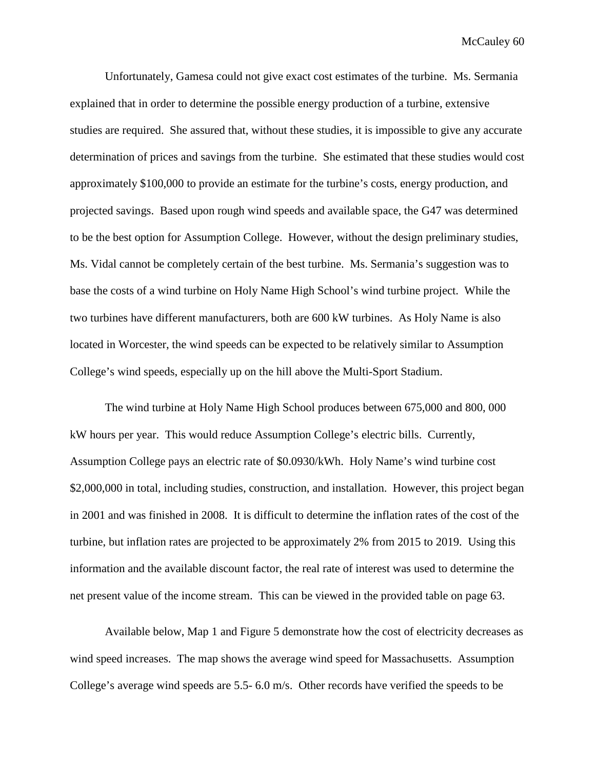Unfortunately, Gamesa could not give exact cost estimates of the turbine. Ms. Sermania explained that in order to determine the possible energy production of a turbine, extensive studies are required. She assured that, without these studies, it is impossible to give any accurate determination of prices and savings from the turbine. She estimated that these studies would cost approximately $100,000 to provide an estimate for the turbine's costs, energy production, and projected savings. Based upon rough wind speeds and available space, the G47 was determined to be the best option for Assumption College. However, without the design preliminary studies, Ms. Vidal cannot be completely certain of the best turbine. Ms. Sermania's suggestion was to base the costs of a wind turbine on Holy Name High School's wind turbine project. While the two turbines have different manufacturers, both are 600 kW turbines. As Holy Name is also located in Worcester, the wind speeds can be expected to be relatively similar to Assumption College's wind speeds, especially up on the hill above the Multi-Sport Stadium.

The wind turbine at Holy Name High School produces between 675,000 and 800, 000 kW hours per year. This would reduce Assumption College's electric bills. Currently, Assumption College pays an electric rate of $0.0930/kWh. Holy Name's wind turbine cost $2,000,000 in total, including studies, construction, and installation. However, this project began in 2001 and was finished in 2008. It is difficult to determine the inflation rates of the cost of the turbine, but inflation rates are projected to be approximately 2% from 2015 to 2019. Using this information and the available discount factor, the real rate of interest was used to determine the net present value of the income stream. This can be viewed in the provided table on page 63.

Available below, Map 1 and Figure 5 demonstrate how the cost of electricity decreases as wind speed increases. The map shows the average wind speed for Massachusetts. Assumption College's average wind speeds are 5.5- 6.0 m/s. Other records have verified the speeds to be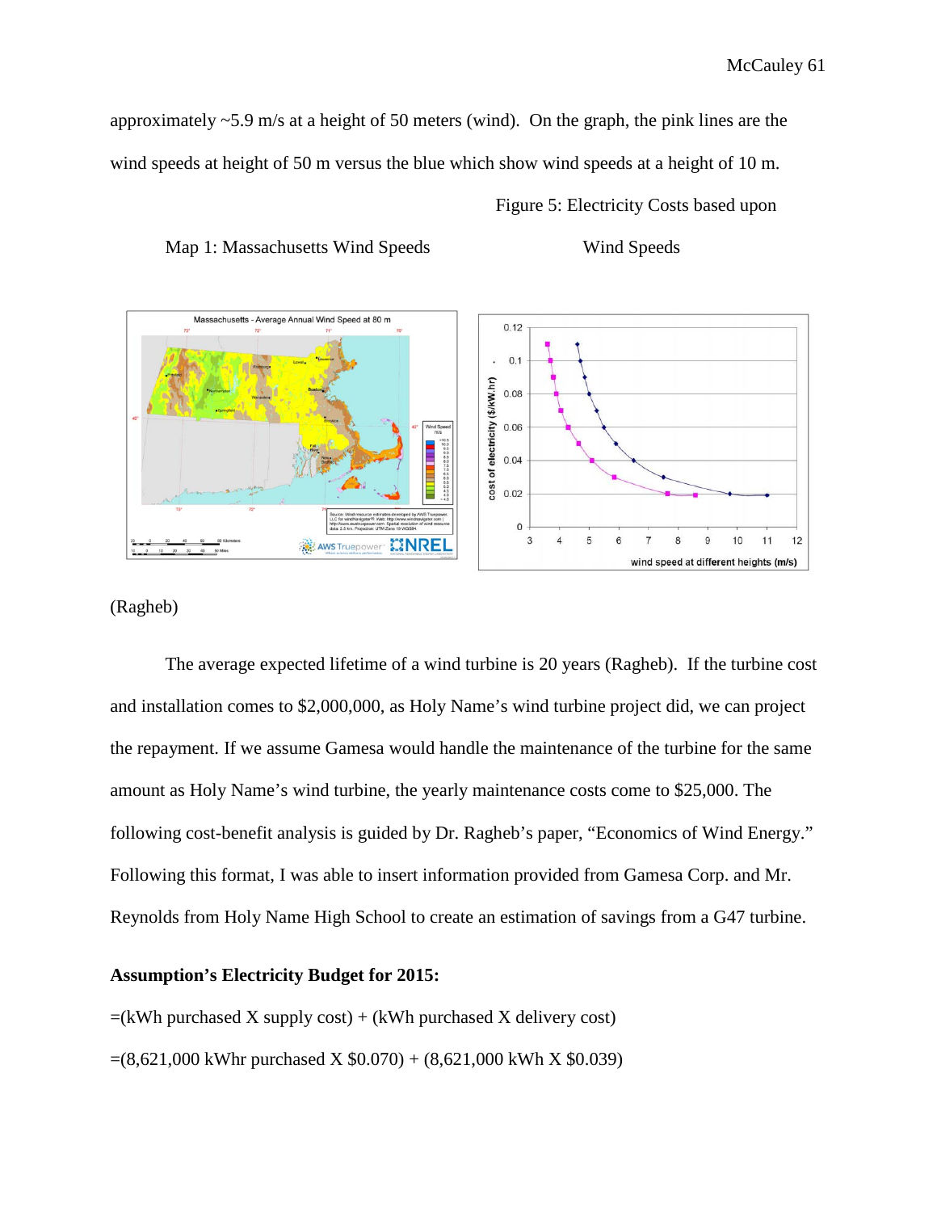approximately ~5.9 m/s at a height of 50 meters (wind). On the graph, the pink lines are the wind speeds at height of 50 m versus the blue which show wind speeds at a height of 10 m.

Map 1: Massachusetts Wind Speeds

Figure 5: Electricity Costs based upon Wind Speeds

(Ragheb)

The average expected lifetime of a wind turbine is 20 years (Ragheb). If the turbine cost and installation comes to $2,000,000, as Holy Name's wind turbine project did, we can project the repayment. If we assume Gamesa would handle the maintenance of the turbine for the same amount as Holy Name's wind turbine, the yearly maintenance costs come to $25,000. The following cost-benefit analysis is guided by Dr. Ragheb's paper, "Economics of Wind Energy." Following this format, I was able to insert information provided from Gamesa Corp. and Mr. Reynolds from Holy Name High School to create an estimation of savings from a G47 turbine.

**Assumption's Electricity Budget for 2015:**

=(kWh purchased X supply cost) + (kWh purchased X delivery cost)

=(8,621,000 kWhr purchased X $0.070) + (8,621,000 kWh X $0.039)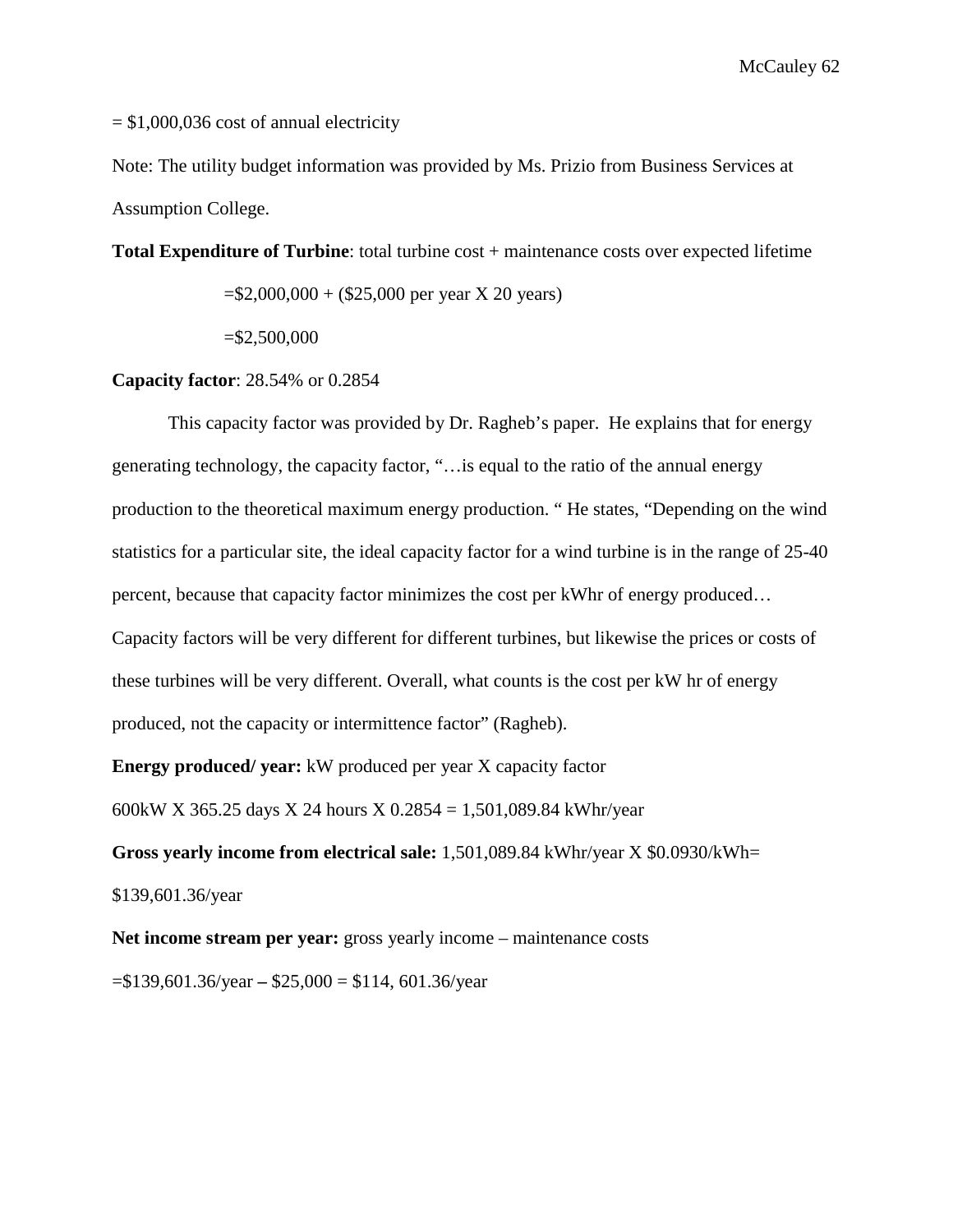= $1,000,036 cost of annual electricity

Note: The utility budget information was provided by Ms. Prizio from Business Services at Assumption College.

**Total Expenditure of Turbine**: total turbine cost + maintenance costs over expected lifetime

=$2,000,000 + ($25,000 per year X 20 years)

=$2,500,000

**Capacity factor**: 28.54% or 0.2854

This capacity factor was provided by Dr. Ragheb's paper. He explains that for energy generating technology, the capacity factor, "…is equal to the ratio of the annual energy production to the theoretical maximum energy production. " He states, "Depending on the wind statistics for a particular site, the ideal capacity factor for a wind turbine is in the range of 25-40 percent, because that capacity factor minimizes the cost per kWhr of energy produced… Capacity factors will be very different for different turbines, but likewise the prices or costs of these turbines will be very different. Overall, what counts is the cost per kW hr of energy produced, not the capacity or intermittence factor" (Ragheb).

**Energy produced/ year:** kW produced per year X capacity factor

600kW X 365.25 days X 24 hours X 0.2854 = 1,501,089.84 kWhr/year

**Gross yearly income from electrical sale:** 1,501,089.84 kWhr/year X $0.0930/kWh= $139,601.36/year

**Net income stream per year:** gross yearly income – maintenance costs

=$139,601.36/year **–** $25,000 = $114, 601.36/year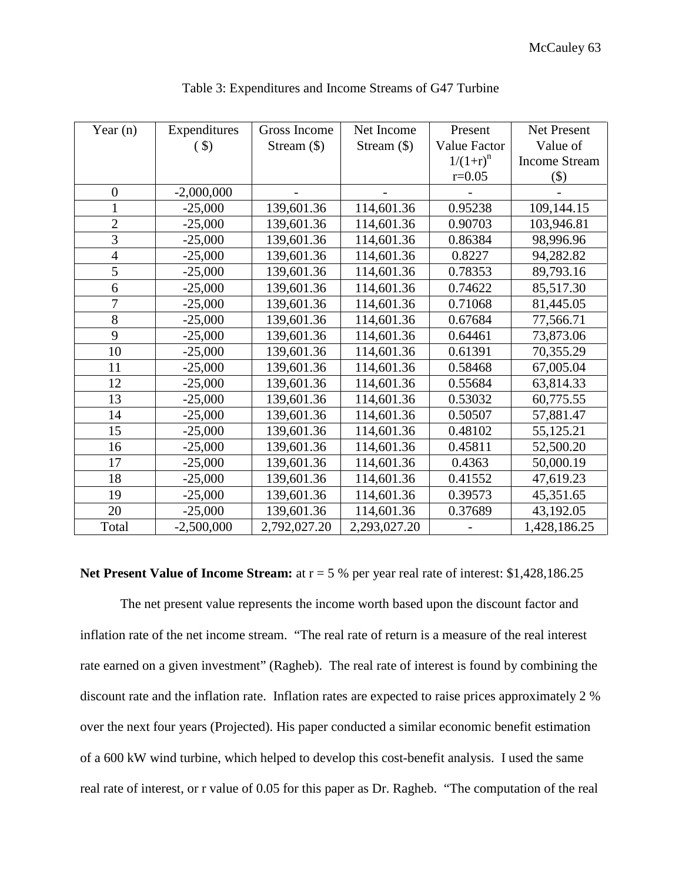Table 3: Expenditures and Income Streams of G47 Turbine

| Year (n) | Expenditures ( $) | Gross Income Stream ($) | Net Income Stream ($) | Present Value Factor $1/(1+r)^n$ r=0.05 | Net Present Value of Income Stream ($) |
|---|---|---|---|---|---|
| 0 | -2,000,000 | - | - | - | - |
| 1 | -25,000 | 139,601.36 | 114,601.36 | 0.95238 | 109,144.15 |
| 2 | -25,000 | 139,601.36 | 114,601.36 | 0.90703 | 103,946.81 |
| 3 | -25,000 | 139,601.36 | 114,601.36 | 0.86384 | 98,996.96 |
| 4 | -25,000 | 139,601.36 | 114,601.36 | 0.8227 | 94,282.82 |
| 5 | -25,000 | 139,601.36 | 114,601.36 | 0.78353 | 89,793.16 |
| 6 | -25,000 | 139,601.36 | 114,601.36 | 0.74622 | 85,517.30 |
| 7 | -25,000 | 139,601.36 | 114,601.36 | 0.71068 | 81,445.05 |
| 8 | -25,000 | 139,601.36 | 114,601.36 | 0.67684 | 77,566.71 |
| 9 | -25,000 | 139,601.36 | 114,601.36 | 0.64461 | 73,873.06 |
| 10 | -25,000 | 139,601.36 | 114,601.36 | 0.61391 | 70,355.29 |
| 11 | -25,000 | 139,601.36 | 114,601.36 | 0.58468 | 67,005.04 |
| 12 | -25,000 | 139,601.36 | 114,601.36 | 0.55684 | 63,814.33 |
| 13 | -25,000 | 139,601.36 | 114,601.36 | 0.53032 | 60,775.55 |
| 14 | -25,000 | 139,601.36 | 114,601.36 | 0.50507 | 57,881.47 |
| 15 | -25,000 | 139,601.36 | 114,601.36 | 0.48102 | 55,125.21 |
| 16 | -25,000 | 139,601.36 | 114,601.36 | 0.45811 | 52,500.20 |
| 17 | -25,000 | 139,601.36 | 114,601.36 | 0.4363 | 50,000.19 |
| 18 | -25,000 | 139,601.36 | 114,601.36 | 0.41552 | 47,619.23 |
| 19 | -25,000 | 139,601.36 | 114,601.36 | 0.39573 | 45,351.65 |
| 20 | -25,000 | 139,601.36 | 114,601.36 | 0.37689 | 43,192.05 |
| Total | -2,500,000 | 2,792,027.20 | 2,293,027.20 | - | 1,428,186.25 |

**Net Present Value of Income Stream:** at r = 5 % per year real rate of interest: $1,428,186.25

The net present value represents the income worth based upon the discount factor and inflation rate of the net income stream. "The real rate of return is a measure of the real interest rate earned on a given investment" (Ragheb). The real rate of interest is found by combining the discount rate and the inflation rate. Inflation rates are expected to raise prices approximately 2 % over the next four years (Projected). His paper conducted a similar economic benefit estimation of a 600 kW wind turbine, which helped to develop this cost-benefit analysis. I used the same real rate of interest, or r value of 0.05 for this paper as Dr. Ragheb. "The computation of the real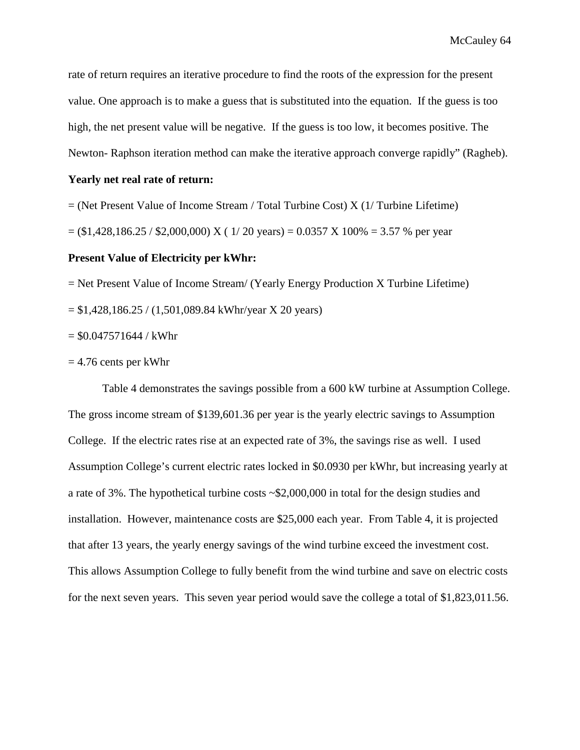rate of return requires an iterative procedure to find the roots of the expression for the present value. One approach is to make a guess that is substituted into the equation. If the guess is too high, the net present value will be negative. If the guess is too low, it becomes positive. The Newton- Raphson iteration method can make the iterative approach converge rapidly" (Ragheb).

**Yearly net real rate of return:**

= (Net Present Value of Income Stream / Total Turbine Cost) X (1/ Turbine Lifetime)

= ($1,428,186.25 / $2,000,000) X ( 1/ 20 years) = 0.0357 X 100% = 3.57 % per year

**Present Value of Electricity per kWhr:**

= Net Present Value of Income Stream/ (Yearly Energy Production X Turbine Lifetime)

= $1,428,186.25 / (1,501,089.84 kWhr/year X 20 years)

= $0.047571644 / kWhr

= 4.76 cents per kWhr

Table 4 demonstrates the savings possible from a 600 kW turbine at Assumption College. The gross income stream of $139,601.36 per year is the yearly electric savings to Assumption College. If the electric rates rise at an expected rate of 3%, the savings rise as well. I used Assumption College's current electric rates locked in $0.0930 per kWhr, but increasing yearly at a rate of 3%. The hypothetical turbine costs ~$2,000,000 in total for the design studies and installation. However, maintenance costs are $25,000 each year. From Table 4, it is projected that after 13 years, the yearly energy savings of the wind turbine exceed the investment cost. This allows Assumption College to fully benefit from the wind turbine and save on electric costs for the next seven years. This seven year period would save the college a total of $1,823,011.56.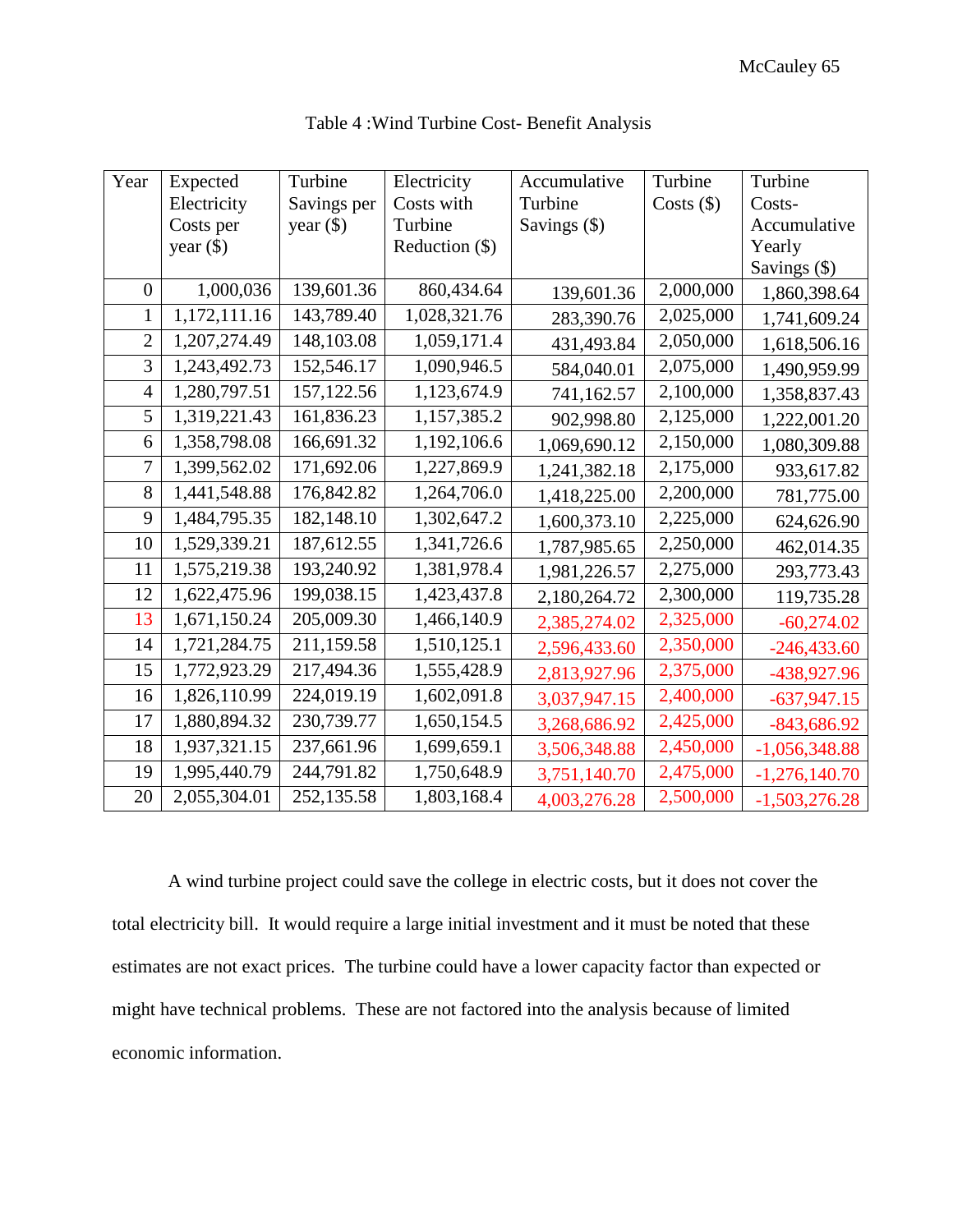Table 4 :Wind Turbine Cost- Benefit Analysis

| Year | Expected Electricity Costs per year ($) | Turbine Savings per year ($) | Electricity Costs with Turbine Reduction ($) | Accumulative Turbine Savings ($) | Turbine Costs ($) | Turbine Costs- Accumulative Yearly Savings ($) |
|---|---|---|---|---|---|---|
| 0 | 1,000,036 | 139,601.36 | 860,434.64 | 139,601.36 | 2,000,000 | 1,860,398.64 |
| 1 | 1,172,111.16 | 143,789.40 | 1,028,321.76 | 283,390.76 | 2,025,000 | 1,741,609.24 |
| 2 | 1,207,274.49 | 148,103.08 | 1,059,171.4 | 431,493.84 | 2,050,000 | 1,618,506.16 |
| 3 | 1,243,492.73 | 152,546.17 | 1,090,946.5 | 584,040.01 | 2,075,000 | 1,490,959.99 |
| 4 | 1,280,797.51 | 157,122.56 | 1,123,674.9 | 741,162.57 | 2,100,000 | 1,358,837.43 |
| 5 | 1,319,221.43 | 161,836.23 | 1,157,385.2 | 902,998.80 | 2,125,000 | 1,222,001.20 |
| 6 | 1,358,798.08 | 166,691.32 | 1,192,106.6 | 1,069,690.12 | 2,150,000 | 1,080,309.88 |
| 7 | 1,399,562.02 | 171,692.06 | 1,227,869.9 | 1,241,382.18 | 2,175,000 | 933,617.82 |
| 8 | 1,441,548.88 | 176,842.82 | 1,264,706.0 | 1,418,225.00 | 2,200,000 | 781,775.00 |
| 9 | 1,484,795.35 | 182,148.10 | 1,302,647.2 | 1,600,373.10 | 2,225,000 | 624,626.90 |
| 10 | 1,529,339.21 | 187,612.55 | 1,341,726.6 | 1,787,985.65 | 2,250,000 | 462,014.35 |
| 11 | 1,575,219.38 | 193,240.92 | 1,381,978.4 | 1,981,226.57 | 2,275,000 | 293,773.43 |
| 12 | 1,622,475.96 | 199,038.15 | 1,423,437.8 | 2,180,264.72 | 2,300,000 | 119,735.28 |
| 13 | 1,671,150.24 | 205,009.30 | 1,466,140.9 | 2,385,274.02 | 2,325,000 | -60,274.02 |
| 14 | 1,721,284.75 | 211,159.58 | 1,510,125.1 | 2,596,433.60 | 2,350,000 | -246,433.60 |
| 15 | 1,772,923.29 | 217,494.36 | 1,555,428.9 | 2,813,927.96 | 2,375,000 | -438,927.96 |
| 16 | 1,826,110.99 | 224,019.19 | 1,602,091.8 | 3,037,947.15 | 2,400,000 | -637,947.15 |
| 17 | 1,880,894.32 | 230,739.77 | 1,650,154.5 | 3,268,686.92 | 2,425,000 | -843,686.92 |
| 18 | 1,937,321.15 | 237,661.96 | 1,699,659.1 | 3,506,348.88 | 2,450,000 | -1,056,348.88 |
| 19 | 1,995,440.79 | 244,791.82 | 1,750,648.9 | 3,751,140.70 | 2,475,000 | -1,276,140.70 |
| 20 | 2,055,304.01 | 252,135.58 | 1,803,168.4 | 4,003,276.28 | 2,500,000 | -1,503,276.28 |

A wind turbine project could save the college in electric costs, but it does not cover the total electricity bill. It would require a large initial investment and it must be noted that these estimates are not exact prices. The turbine could have a lower capacity factor than expected or might have technical problems. These are not factored into the analysis because of limited economic information.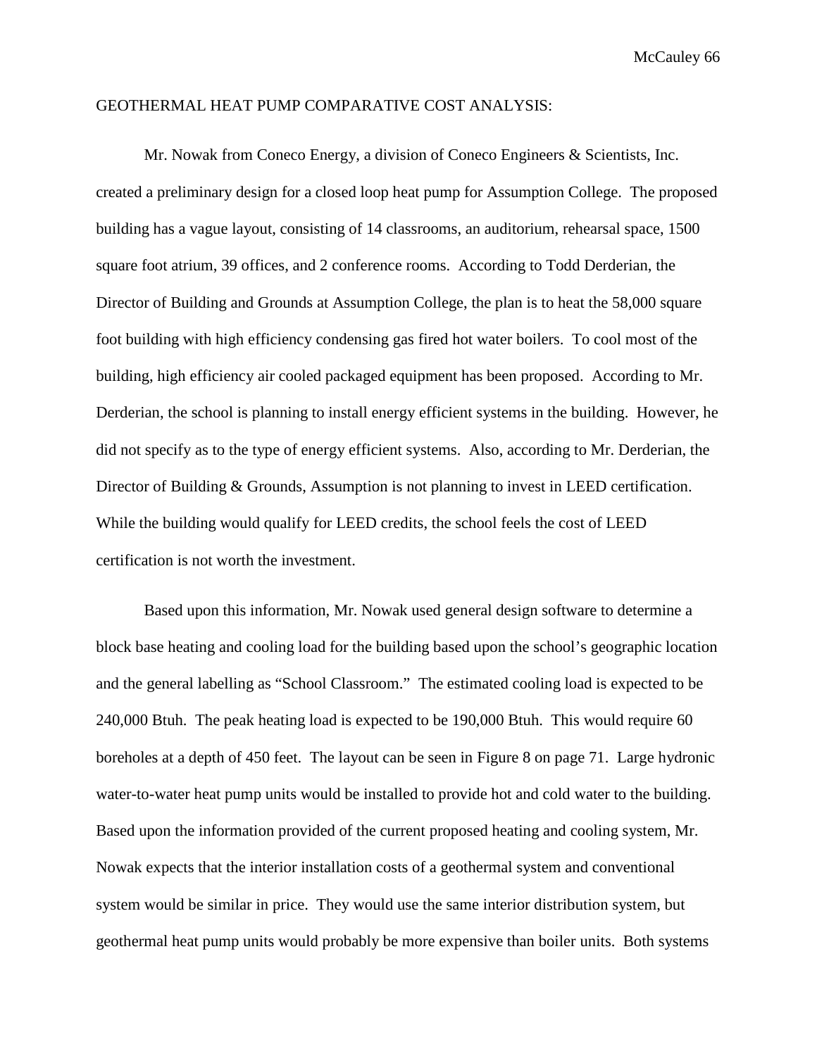GEOTHERMAL HEAT PUMP COMPARATIVE COST ANALYSIS:

Mr. Nowak from Coneco Energy, a division of Coneco Engineers & Scientists, Inc. created a preliminary design for a closed loop heat pump for Assumption College. The proposed building has a vague layout, consisting of 14 classrooms, an auditorium, rehearsal space, 1500 square foot atrium, 39 offices, and 2 conference rooms. According to Todd Derderian, the Director of Building and Grounds at Assumption College, the plan is to heat the 58,000 square foot building with high efficiency condensing gas fired hot water boilers. To cool most of the building, high efficiency air cooled packaged equipment has been proposed. According to Mr. Derderian, the school is planning to install energy efficient systems in the building. However, he did not specify as to the type of energy efficient systems. Also, according to Mr. Derderian, the Director of Building & Grounds, Assumption is not planning to invest in LEED certification. While the building would qualify for LEED credits, the school feels the cost of LEED certification is not worth the investment.

Based upon this information, Mr. Nowak used general design software to determine a block base heating and cooling load for the building based upon the school's geographic location and the general labelling as "School Classroom." The estimated cooling load is expected to be 240,000 Btuh. The peak heating load is expected to be 190,000 Btuh. This would require 60 boreholes at a depth of 450 feet. The layout can be seen in Figure 8 on page 71. Large hydronic water-to-water heat pump units would be installed to provide hot and cold water to the building. Based upon the information provided of the current proposed heating and cooling system, Mr. Nowak expects that the interior installation costs of a geothermal system and conventional system would be similar in price. They would use the same interior distribution system, but geothermal heat pump units would probably be more expensive than boiler units. Both systems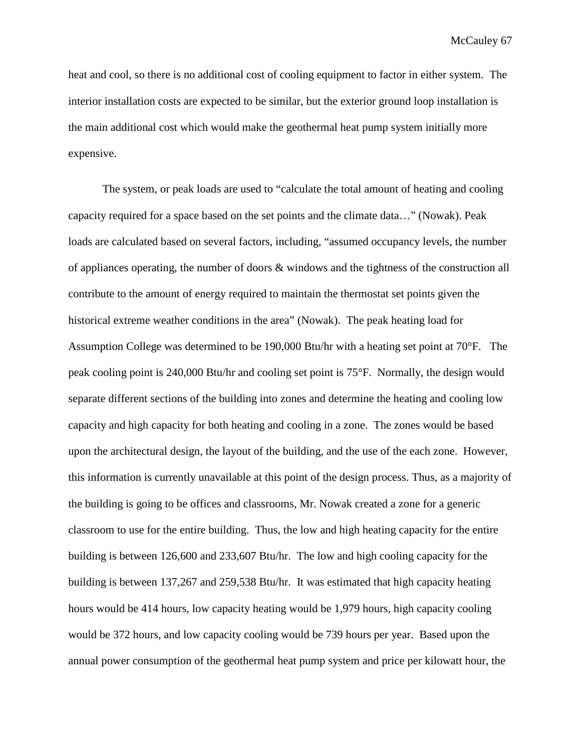heat and cool, so there is no additional cost of cooling equipment to factor in either system. The interior installation costs are expected to be similar, but the exterior ground loop installation is the main additional cost which would make the geothermal heat pump system initially more expensive.

The system, or peak loads are used to "calculate the total amount of heating and cooling capacity required for a space based on the set points and the climate data…" (Nowak). Peak loads are calculated based on several factors, including, "assumed occupancy levels, the number of appliances operating, the number of doors & windows and the tightness of the construction all contribute to the amount of energy required to maintain the thermostat set points given the historical extreme weather conditions in the area" (Nowak). The peak heating load for Assumption College was determined to be 190,000 Btu/hr with a heating set point at 70°F. The peak cooling point is 240,000 Btu/hr and cooling set point is 75°F. Normally, the design would separate different sections of the building into zones and determine the heating and cooling low capacity and high capacity for both heating and cooling in a zone. The zones would be based upon the architectural design, the layout of the building, and the use of the each zone. However, this information is currently unavailable at this point of the design process. Thus, as a majority of the building is going to be offices and classrooms, Mr. Nowak created a zone for a generic classroom to use for the entire building. Thus, the low and high heating capacity for the entire building is between 126,600 and 233,607 Btu/hr. The low and high cooling capacity for the building is between 137,267 and 259,538 Btu/hr. It was estimated that high capacity heating hours would be 414 hours, low capacity heating would be 1,979 hours, high capacity cooling would be 372 hours, and low capacity cooling would be 739 hours per year. Based upon the annual power consumption of the geothermal heat pump system and price per kilowatt hour, the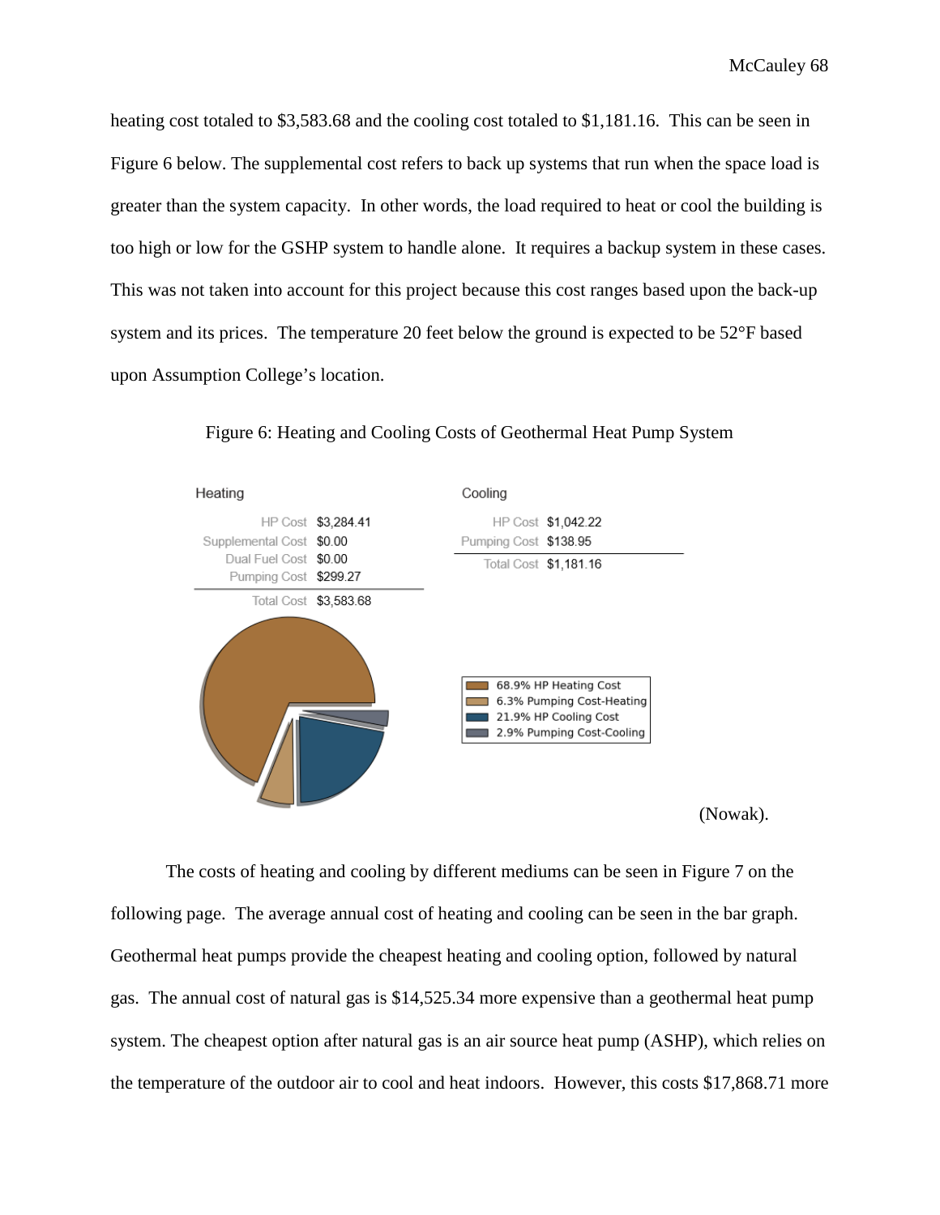heating cost totaled to $3,583.68 and the cooling cost totaled to $1,181.16. This can be seen in Figure 6 below. The supplemental cost refers to back up systems that run when the space load is greater than the system capacity. In other words, the load required to heat or cool the building is too high or low for the GSHP system to handle alone. It requires a backup system in these cases. This was not taken into account for this project because this cost ranges based upon the back-up system and its prices. The temperature 20 feet below the ground is expected to be 52°F based upon Assumption College's location.

Figure 6: Heating and Cooling Costs of Geothermal Heat Pump System

**Heating**

| | |
|---|---|
| HP Cost | $3,284.41 |
| Supplemental Cost | $0.00 |
| Dual Fuel Cost | $0.00 |
| Pumping Cost | $299.27 |
| Total Cost | $3,583.68 |

**Cooling**

| | |
|---|---|
| HP Cost | $1,042.22 |
| Pumping Cost | $138.95 |
| Total Cost | $1,181.16 |

- 68.9% HP Heating Cost
- 6.3% Pumping Cost-Heating
- 21.9% HP Cooling Cost
- 2.9% Pumping Cost-Cooling

(Nowak).

The costs of heating and cooling by different mediums can be seen in Figure 7 on the following page. The average annual cost of heating and cooling can be seen in the bar graph. Geothermal heat pumps provide the cheapest heating and cooling option, followed by natural gas. The annual cost of natural gas is $14,525.34 more expensive than a geothermal heat pump system. The cheapest option after natural gas is an air source heat pump (ASHP), which relies on the temperature of the outdoor air to cool and heat indoors. However, this costs $17,868.71 more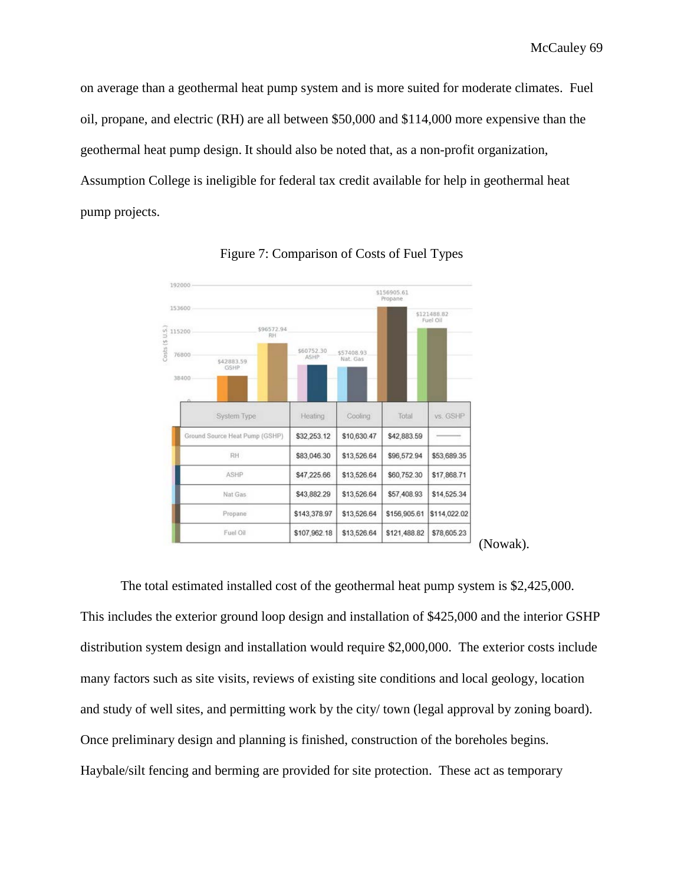on average than a geothermal heat pump system and is more suited for moderate climates. Fuel oil, propane, and electric (RH) are all between $50,000 and $114,000 more expensive than the geothermal heat pump design. It should also be noted that, as a non-profit organization, Assumption College is ineligible for federal tax credit available for help in geothermal heat pump projects.

Figure 7: Comparison of Costs of Fuel Types

| System Type | Heating | Cooling | Total | vs. GSHP |
|---|---|---|---|---|
| Ground Source Heat Pump (GSHP) | $32,253.12 | $10,630.47 | $42,883.59 | —— |
| RH | $83,046.30 | $13,526.64 | $96,572.94 | $53,689.35 |
| ASHP | $47,225.66 | $13,526.64 | $60,752.30 | $17,868.71 |
| Nat Gas | $43,882.29 | $13,526.64 | $57,408.93 | $14,525.34 |
| Propane | $143,378.97 | $13,526.64 | $156,905.61 | $114,022.02 |
| Fuel Oil | $107,962.18 | $13,526.64 | $121,488.82 | $78,605.23 |

(Nowak).

The total estimated installed cost of the geothermal heat pump system is $2,425,000. This includes the exterior ground loop design and installation of $425,000 and the interior GSHP distribution system design and installation would require $2,000,000. The exterior costs include many factors such as site visits, reviews of existing site conditions and local geology, location and study of well sites, and permitting work by the city/ town (legal approval by zoning board). Once preliminary design and planning is finished, construction of the boreholes begins. Haybale/silt fencing and berming are provided for site protection. These act as temporary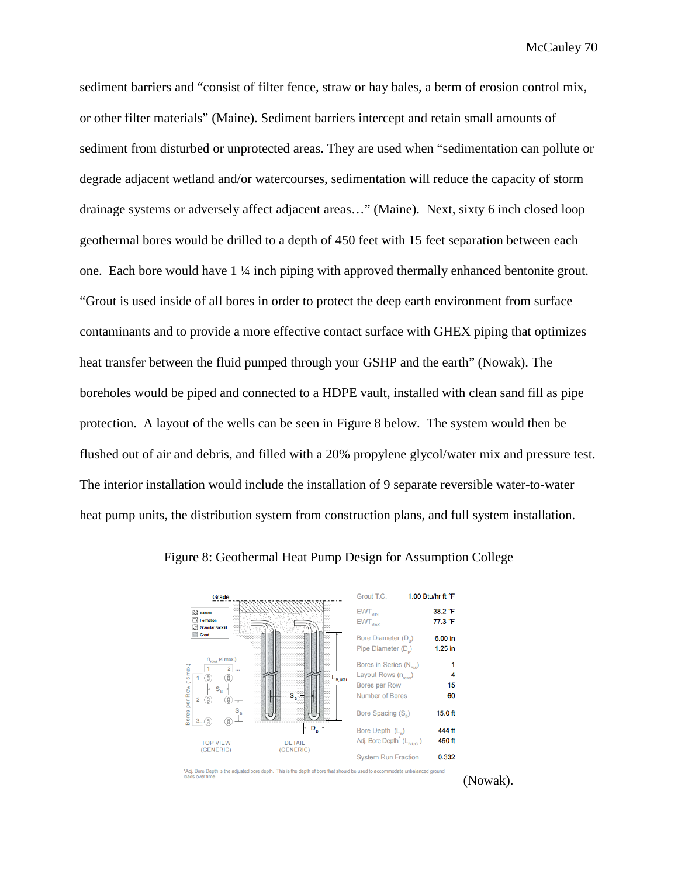sediment barriers and "consist of filter fence, straw or hay bales, a berm of erosion control mix, or other filter materials" (Maine). Sediment barriers intercept and retain small amounts of sediment from disturbed or unprotected areas. They are used when "sedimentation can pollute or degrade adjacent wetland and/or watercourses, sedimentation will reduce the capacity of storm drainage systems or adversely affect adjacent areas…" (Maine). Next, sixty 6 inch closed loop geothermal bores would be drilled to a depth of 450 feet with 15 feet separation between each one. Each bore would have 1 ¼ inch piping with approved thermally enhanced bentonite grout. "Grout is used inside of all bores in order to protect the deep earth environment from surface contaminants and to provide a more effective contact surface with GHEX piping that optimizes heat transfer between the fluid pumped through your GSHP and the earth" (Nowak). The boreholes would be piped and connected to a HDPE vault, installed with clean sand fill as pipe protection. A layout of the wells can be seen in Figure 8 below. The system would then be flushed out of air and debris, and filled with a 20% propylene glycol/water mix and pressure test. The interior installation would include the installation of 9 separate reversible water-to-water heat pump units, the distribution system from construction plans, and full system installation.

Figure 8: Geothermal Heat Pump Design for Assumption College

| Parameter | Value |
|---|---|
| Grout T.C. | 1.00 Btu/hr ft °F |
| $EWT_{MIN}$ | 38.2 °F |
| $EWT_{MAX}$ | 77.3 °F |
| Bore Diameter ($D_B$) | 6.00 in |
| Pipe Diameter ($D_p$) | 1.25 in |
| Bores in Series ($N_{BS}$) | 1 |
| Layout Rows ($n_{rows}$) | 4 |
| Bores per Row | 15 |
| Number of Bores | 60 |
| Bore Spacing ($S_B$) | 15.0 ft |
| Bore Depth ($L_B$) | 444 ft |
| Adj. Bore Depth* ($L_{B,UGL}$) | 450 ft |
| System Run Fraction | 0.332 |

*Adj. Bore Depth is the adjusted bore depth. This is the depth of bore that should be used to accommodate unbalanced ground loads over time.

(Nowak).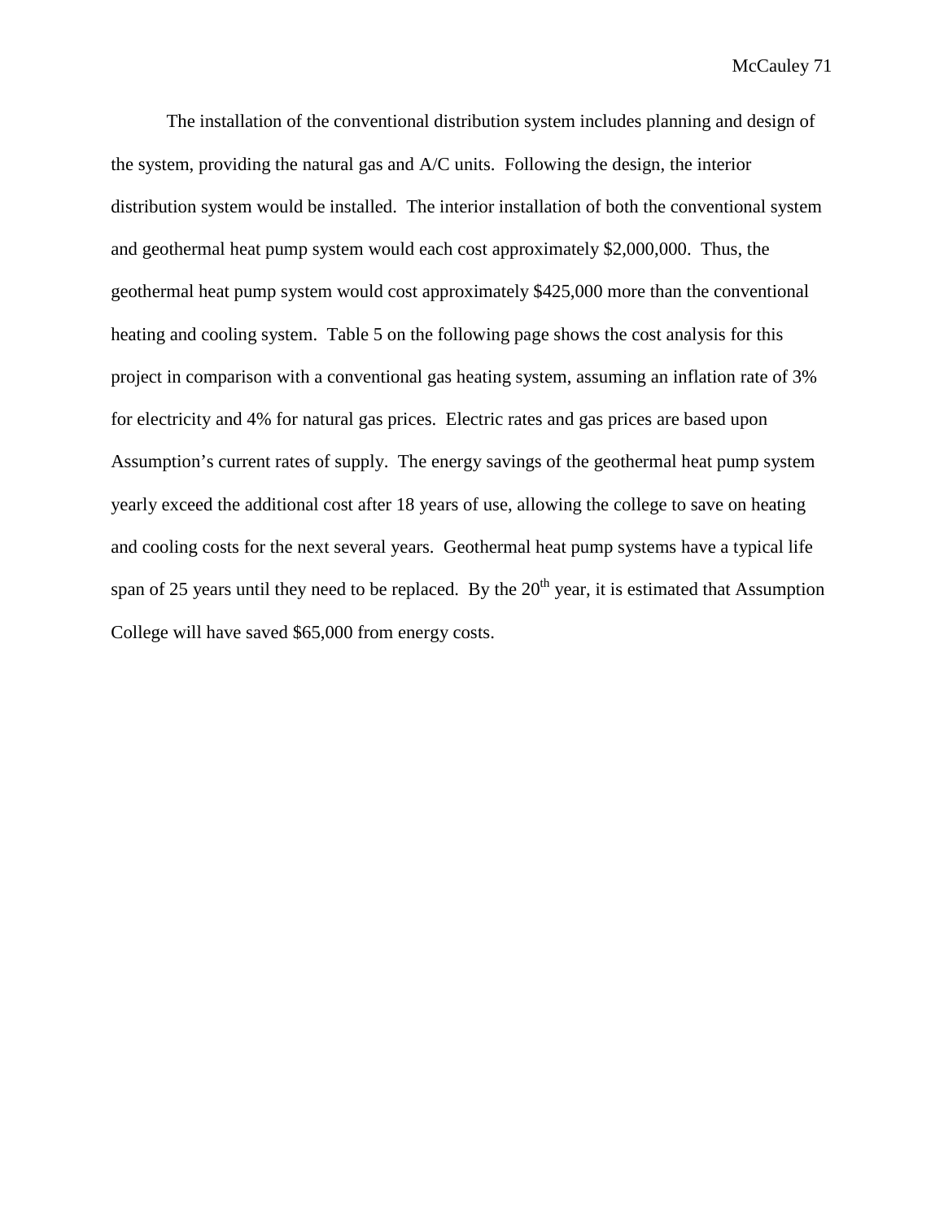The installation of the conventional distribution system includes planning and design of the system, providing the natural gas and A/C units. Following the design, the interior distribution system would be installed. The interior installation of both the conventional system and geothermal heat pump system would each cost approximately $2,000,000. Thus, the geothermal heat pump system would cost approximately $425,000 more than the conventional heating and cooling system. Table 5 on the following page shows the cost analysis for this project in comparison with a conventional gas heating system, assuming an inflation rate of 3% for electricity and 4% for natural gas prices. Electric rates and gas prices are based upon Assumption's current rates of supply. The energy savings of the geothermal heat pump system yearly exceed the additional cost after 18 years of use, allowing the college to save on heating and cooling costs for the next several years. Geothermal heat pump systems have a typical life span of 25 years until they need to be replaced. By the 20th year, it is estimated that Assumption College will have saved $65,000 from energy costs.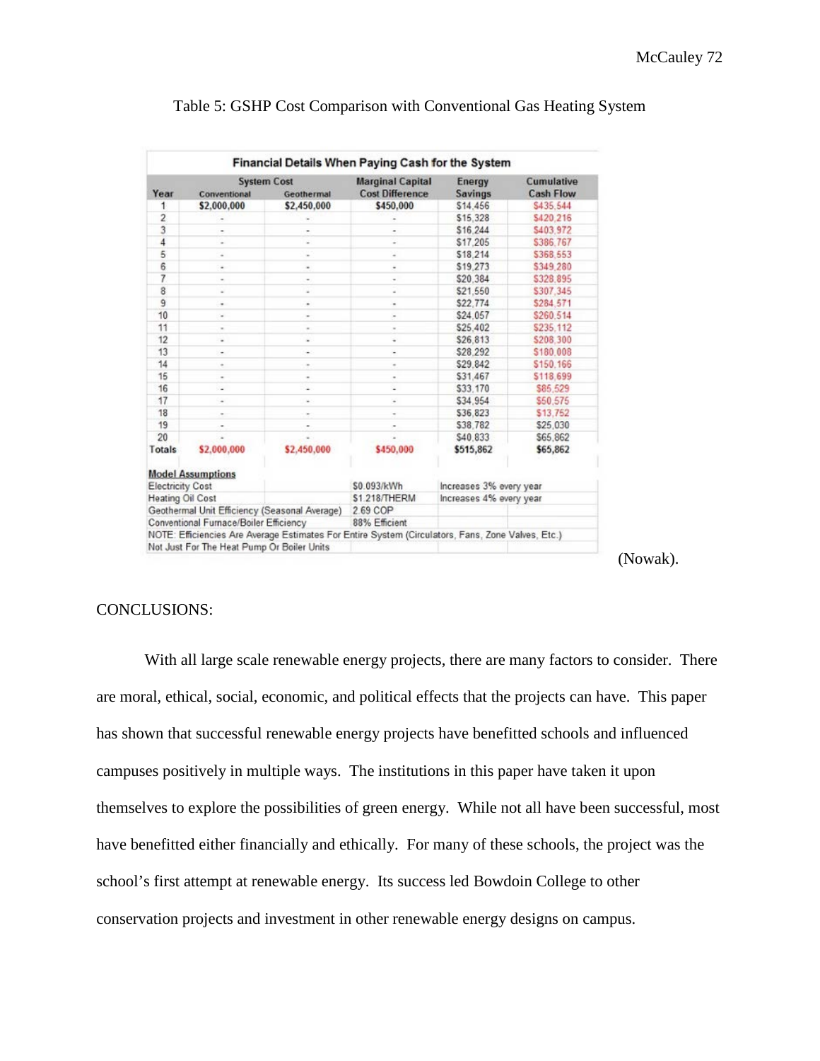Table 5: GSHP Cost Comparison with Conventional Gas Heating System

| Financial Details When Paying Cash for the System | | | | | |
|---|---|---|---|---|---|
| | System Cost | | Marginal Capital | Energy | Cumulative |
| Year | Conventional | Geothermal | Cost Difference | Savings | Cash Flow |
| 1 | $2,000,000 | $2,450,000 | $450,000 | $14,456 | $435,544 |
| 2 | - | - | - | $15,328 | $420,216 |
| 3 | - | - | - | $16,244 | $403,972 |
| 4 | - | - | - | $17,205 | $386,767 |
| 5 | - | - | - | $18,214 | $368,553 |
| 6 | - | - | - | $19,273 | $349,280 |
| 7 | - | - | - | $20,384 | $328,895 |
| 8 | - | - | - | $21,550 | $307,345 |
| 9 | - | - | - | $22,774 | $284,571 |
| 10 | - | - | - | $24,057 | $260,514 |
| 11 | - | - | - | $25,402 | $235,112 |
| 12 | - | - | - | $26,813 | $208,300 |
| 13 | - | - | - | $28,292 | $180,008 |
| 14 | - | - | - | $29,842 | $150,166 |
| 15 | - | - | - | $31,467 | $118,699 |
| 16 | - | - | - | $33,170 | $85,529 |
| 17 | - | - | - | $34,954 | $50,575 |
| 18 | - | - | - | $36,823 | $13,752 |
| 19 | - | - | - | $38,782 | $25,030 |
| 20 | - | - | - | $40,833 | $65,862 |
| Totals | $2,000,000 | $2,450,000 | $450,000 | $515,862 | $65,862 |

**Model Assumptions**

| | | |
|---|---|---|
| Electricity Cost | $0.093/kWh | Increases 3% every year |
| Heating Oil Cost | $1.218/THERM | Increases 4% every year |
| Geothermal Unit Efficiency (Seasonal Average) | 2.69 COP | |
| Conventional Furnace/Boiler Efficiency | 88% Efficient | |

NOTE: Efficiencies Are Average Estimates For Entire System (Circulators, Fans, Zone Valves, Etc.) Not Just For The Heat Pump Or Boiler Units

(Nowak).

CONCLUSIONS:

With all large scale renewable energy projects, there are many factors to consider. There are moral, ethical, social, economic, and political effects that the projects can have. This paper has shown that successful renewable energy projects have benefitted schools and influenced campuses positively in multiple ways. The institutions in this paper have taken it upon themselves to explore the possibilities of green energy. While not all have been successful, most have benefitted either financially and ethically. For many of these schools, the project was the school's first attempt at renewable energy. Its success led Bowdoin College to other conservation projects and investment in other renewable energy designs on campus.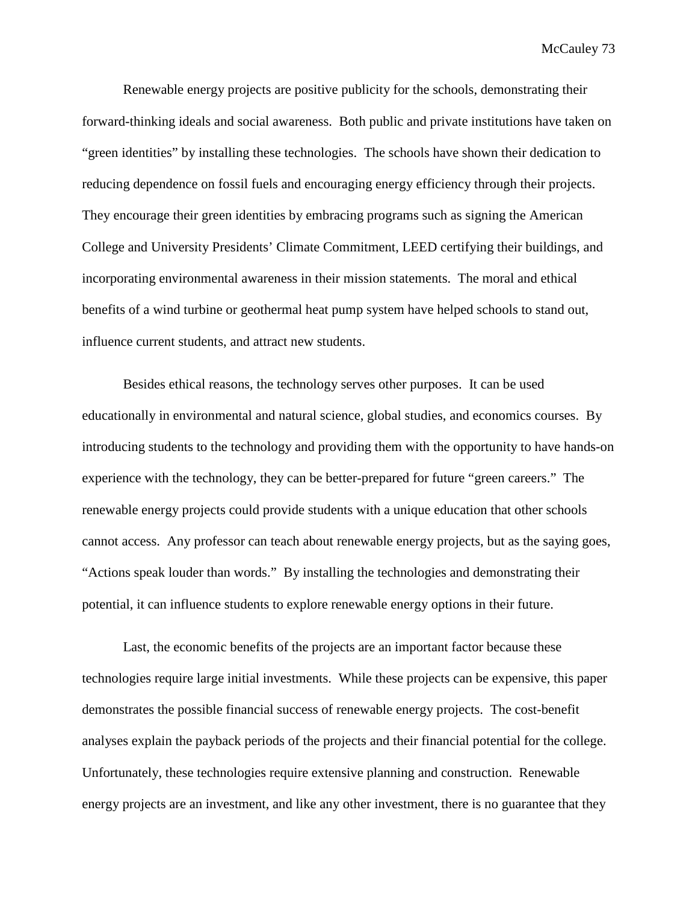Renewable energy projects are positive publicity for the schools, demonstrating their forward-thinking ideals and social awareness. Both public and private institutions have taken on "green identities" by installing these technologies. The schools have shown their dedication to reducing dependence on fossil fuels and encouraging energy efficiency through their projects. They encourage their green identities by embracing programs such as signing the American College and University Presidents' Climate Commitment, LEED certifying their buildings, and incorporating environmental awareness in their mission statements. The moral and ethical benefits of a wind turbine or geothermal heat pump system have helped schools to stand out, influence current students, and attract new students.

Besides ethical reasons, the technology serves other purposes. It can be used educationally in environmental and natural science, global studies, and economics courses. By introducing students to the technology and providing them with the opportunity to have hands-on experience with the technology, they can be better-prepared for future "green careers." The renewable energy projects could provide students with a unique education that other schools cannot access. Any professor can teach about renewable energy projects, but as the saying goes, "Actions speak louder than words." By installing the technologies and demonstrating their potential, it can influence students to explore renewable energy options in their future.

Last, the economic benefits of the projects are an important factor because these technologies require large initial investments. While these projects can be expensive, this paper demonstrates the possible financial success of renewable energy projects. The cost-benefit analyses explain the payback periods of the projects and their financial potential for the college. Unfortunately, these technologies require extensive planning and construction. Renewable energy projects are an investment, and like any other investment, there is no guarantee that they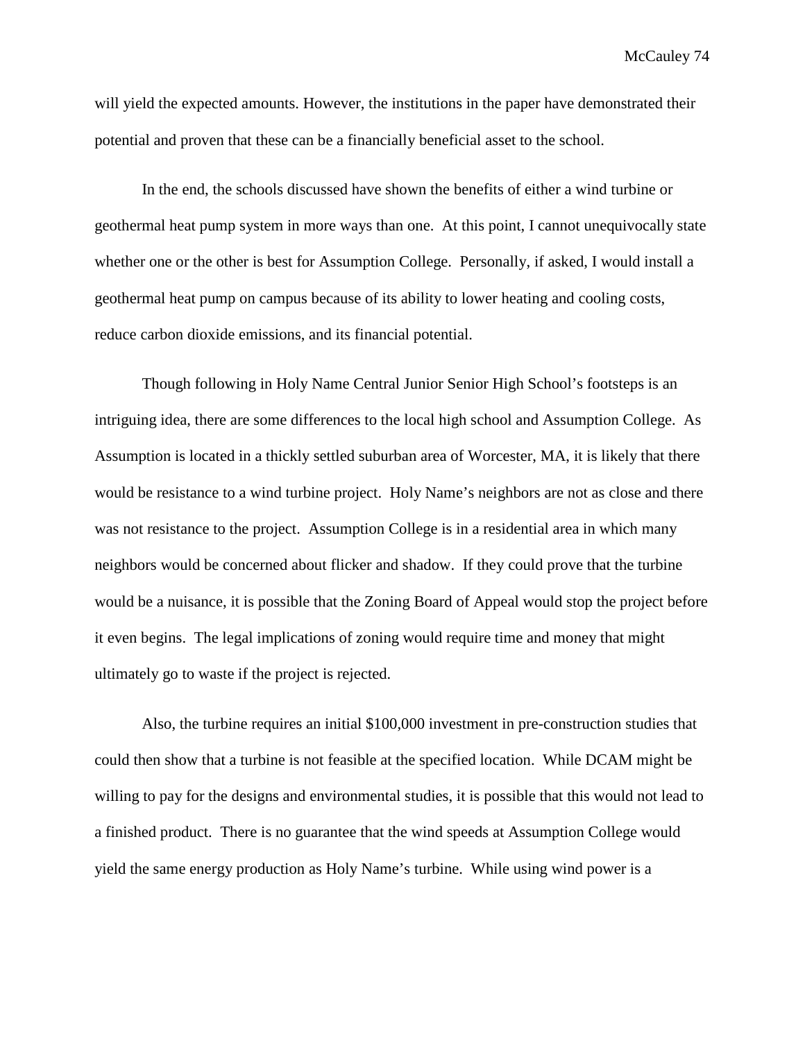will yield the expected amounts. However, the institutions in the paper have demonstrated their potential and proven that these can be a financially beneficial asset to the school.

In the end, the schools discussed have shown the benefits of either a wind turbine or geothermal heat pump system in more ways than one. At this point, I cannot unequivocally state whether one or the other is best for Assumption College. Personally, if asked, I would install a geothermal heat pump on campus because of its ability to lower heating and cooling costs, reduce carbon dioxide emissions, and its financial potential.

Though following in Holy Name Central Junior Senior High School's footsteps is an intriguing idea, there are some differences to the local high school and Assumption College. As Assumption is located in a thickly settled suburban area of Worcester, MA, it is likely that there would be resistance to a wind turbine project. Holy Name's neighbors are not as close and there was not resistance to the project. Assumption College is in a residential area in which many neighbors would be concerned about flicker and shadow. If they could prove that the turbine would be a nuisance, it is possible that the Zoning Board of Appeal would stop the project before it even begins. The legal implications of zoning would require time and money that might ultimately go to waste if the project is rejected.

Also, the turbine requires an initial $100,000 investment in pre-construction studies that could then show that a turbine is not feasible at the specified location. While DCAM might be willing to pay for the designs and environmental studies, it is possible that this would not lead to a finished product. There is no guarantee that the wind speeds at Assumption College would yield the same energy production as Holy Name's turbine. While using wind power is a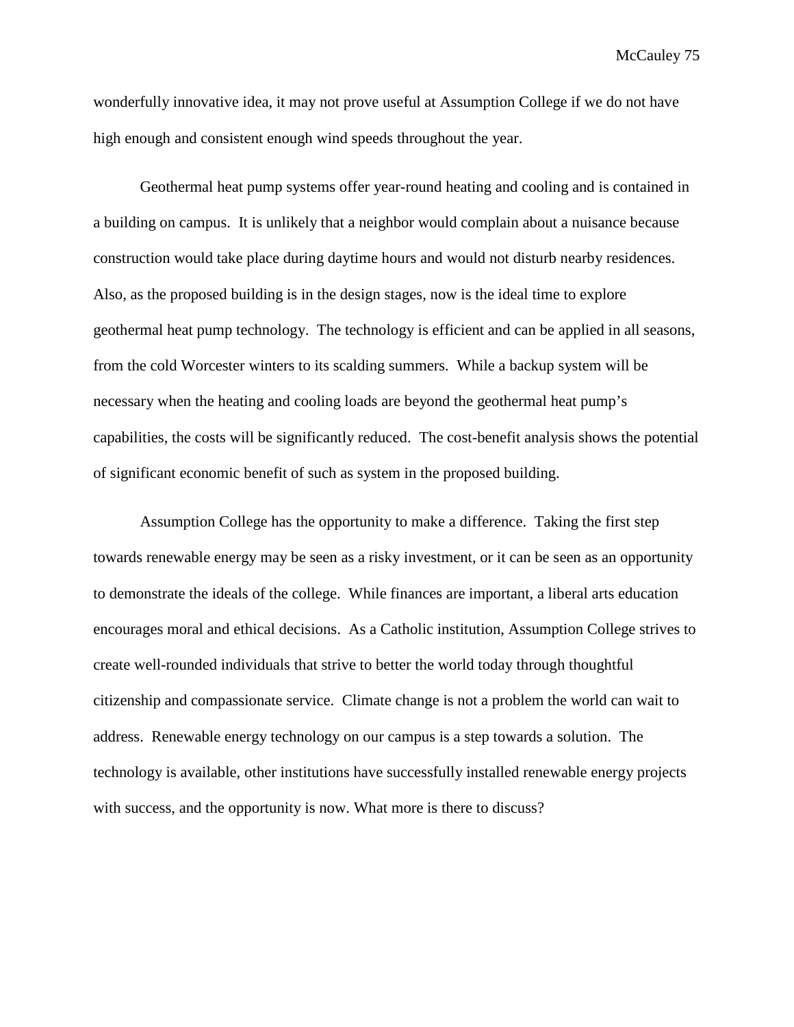wonderfully innovative idea, it may not prove useful at Assumption College if we do not have high enough and consistent enough wind speeds throughout the year.

Geothermal heat pump systems offer year-round heating and cooling and is contained in a building on campus. It is unlikely that a neighbor would complain about a nuisance because construction would take place during daytime hours and would not disturb nearby residences. Also, as the proposed building is in the design stages, now is the ideal time to explore geothermal heat pump technology. The technology is efficient and can be applied in all seasons, from the cold Worcester winters to its scalding summers. While a backup system will be necessary when the heating and cooling loads are beyond the geothermal heat pump's capabilities, the costs will be significantly reduced. The cost-benefit analysis shows the potential of significant economic benefit of such as system in the proposed building.

Assumption College has the opportunity to make a difference. Taking the first step towards renewable energy may be seen as a risky investment, or it can be seen as an opportunity to demonstrate the ideals of the college. While finances are important, a liberal arts education encourages moral and ethical decisions. As a Catholic institution, Assumption College strives to create well-rounded individuals that strive to better the world today through thoughtful citizenship and compassionate service. Climate change is not a problem the world can wait to address. Renewable energy technology on our campus is a step towards a solution. The technology is available, other institutions have successfully installed renewable energy projects with success, and the opportunity is now. What more is there to discuss?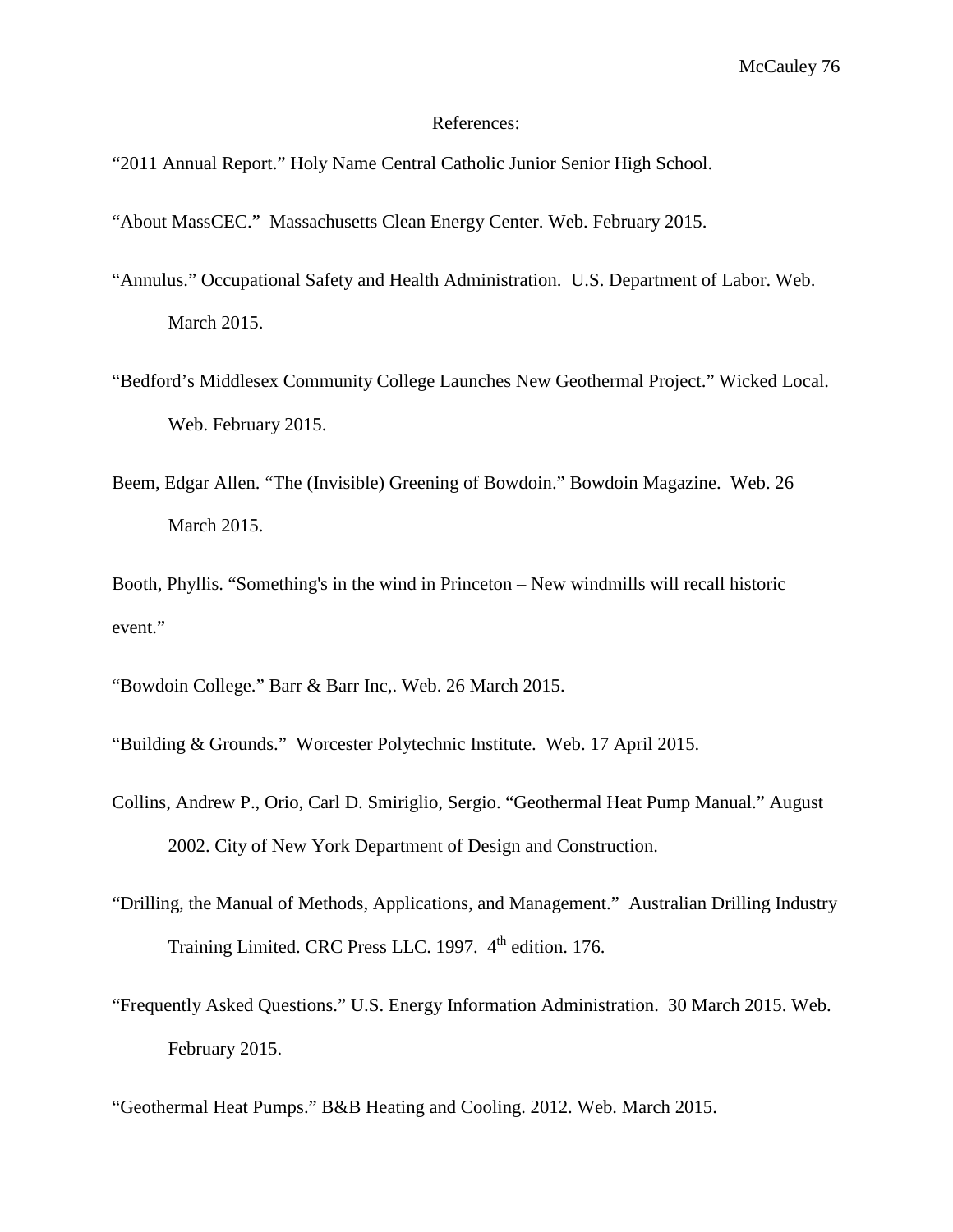References:

"2011 Annual Report." Holy Name Central Catholic Junior Senior High School.

"About MassCEC." Massachusetts Clean Energy Center. Web. February 2015.

"Annulus." Occupational Safety and Health Administration. U.S. Department of Labor. Web. March 2015.

"Bedford's Middlesex Community College Launches New Geothermal Project." Wicked Local. Web. February 2015.

Beem, Edgar Allen. "The (Invisible) Greening of Bowdoin." Bowdoin Magazine. Web. 26 March 2015.

Booth, Phyllis. "Something's in the wind in Princeton – New windmills will recall historic event."

"Bowdoin College." Barr & Barr Inc,. Web. 26 March 2015.

"Building & Grounds." Worcester Polytechnic Institute. Web. 17 April 2015.

Collins, Andrew P., Orio, Carl D. Smiriglio, Sergio. "Geothermal Heat Pump Manual." August 2002. City of New York Department of Design and Construction.

"Drilling, the Manual of Methods, Applications, and Management." Australian Drilling Industry Training Limited. CRC Press LLC. 1997. 4th edition. 176.

"Frequently Asked Questions." U.S. Energy Information Administration. 30 March 2015. Web. February 2015.

"Geothermal Heat Pumps." B&B Heating and Cooling. 2012. Web. March 2015.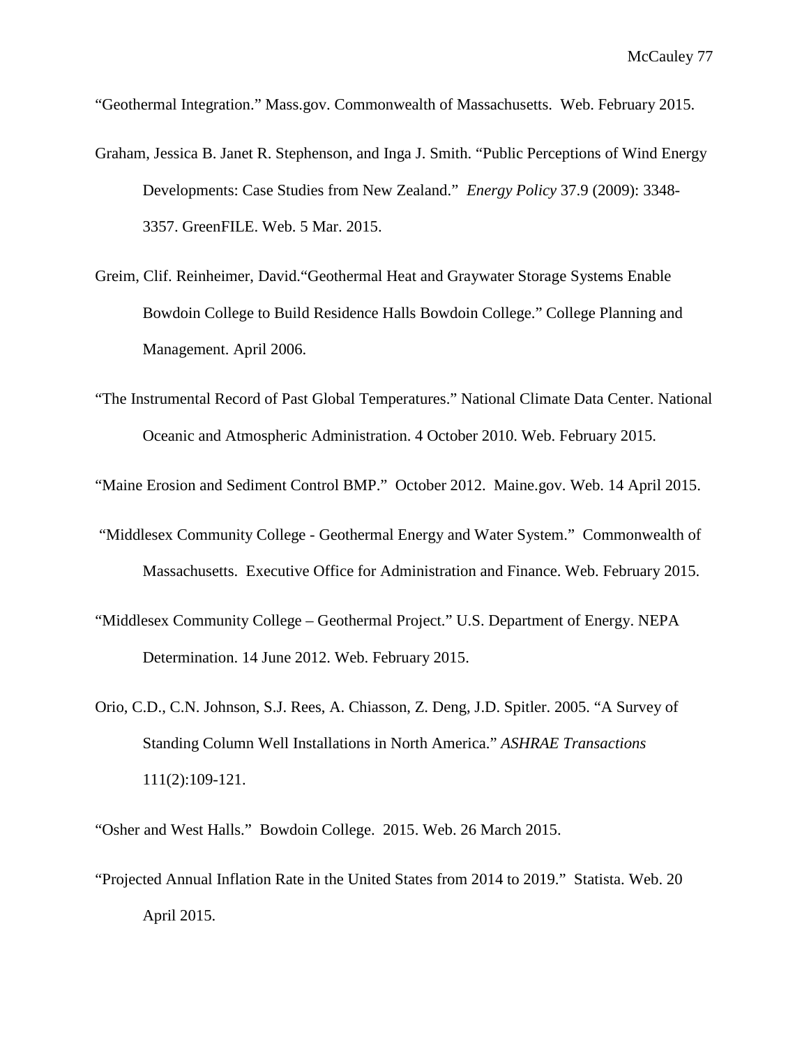"Geothermal Integration." Mass.gov. Commonwealth of Massachusetts. Web. February 2015.

Graham, Jessica B. Janet R. Stephenson, and Inga J. Smith. "Public Perceptions of Wind Energy Developments: Case Studies from New Zealand." *Energy Policy* 37.9 (2009): 3348-3357. GreenFILE. Web. 5 Mar. 2015.

Greim, Clif. Reinheimer, David."Geothermal Heat and Graywater Storage Systems Enable Bowdoin College to Build Residence Halls Bowdoin College." College Planning and Management. April 2006.

"The Instrumental Record of Past Global Temperatures." National Climate Data Center. National Oceanic and Atmospheric Administration. 4 October 2010. Web. February 2015.

"Maine Erosion and Sediment Control BMP." October 2012. Maine.gov. Web. 14 April 2015.

"Middlesex Community College - Geothermal Energy and Water System." Commonwealth of Massachusetts. Executive Office for Administration and Finance. Web. February 2015.

"Middlesex Community College – Geothermal Project." U.S. Department of Energy. NEPA Determination. 14 June 2012. Web. February 2015.

Orio, C.D., C.N. Johnson, S.J. Rees, A. Chiasson, Z. Deng, J.D. Spitler. 2005. "A Survey of Standing Column Well Installations in North America." *ASHRAE Transactions* 111(2):109-121.

"Osher and West Halls." Bowdoin College. 2015. Web. 26 March 2015.

"Projected Annual Inflation Rate in the United States from 2014 to 2019." Statista. Web. 20 April 2015.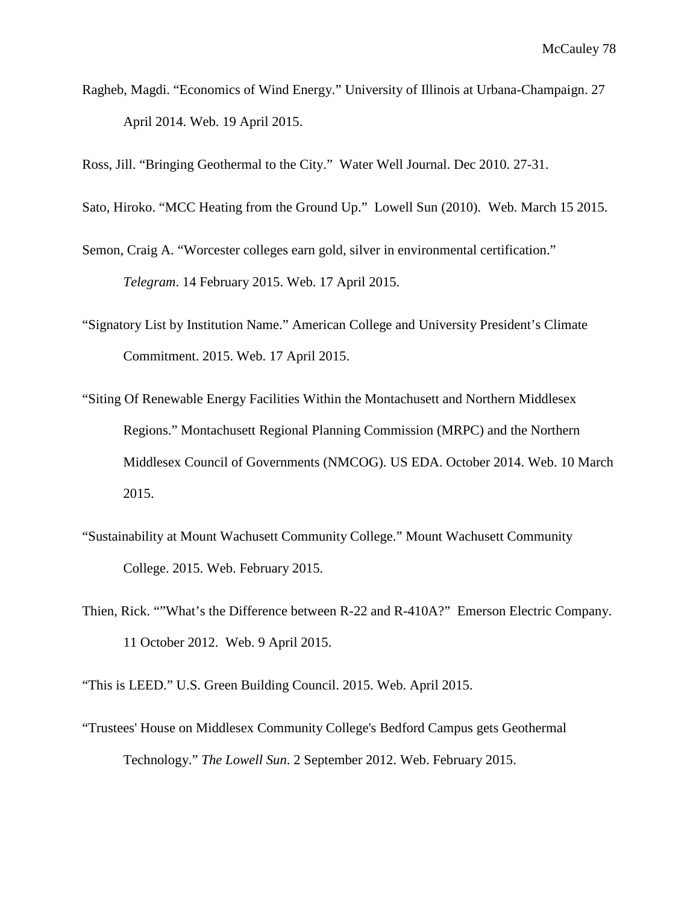Ragheb, Magdi. “Economics of Wind Energy.” University of Illinois at Urbana-Champaign. 27 April 2014. Web. 19 April 2015.

Ross, Jill. “Bringing Geothermal to the City.” Water Well Journal. Dec 2010. 27-31.

Sato, Hiroko. “MCC Heating from the Ground Up.” Lowell Sun (2010). Web. March 15 2015.

Semon, Craig A. “Worcester colleges earn gold, silver in environmental certification.” *Telegram*. 14 February 2015. Web. 17 April 2015.

“Signatory List by Institution Name.” American College and University President’s Climate Commitment. 2015. Web. 17 April 2015.

“Siting Of Renewable Energy Facilities Within the Montachusett and Northern Middlesex Regions.” Montachusett Regional Planning Commission (MRPC) and the Northern Middlesex Council of Governments (NMCOG). US EDA. October 2014. Web. 10 March 2015.

“Sustainability at Mount Wachusett Community College.” Mount Wachusett Community College. 2015. Web. February 2015.

Thien, Rick. “”What’s the Difference between R-22 and R-410A?” Emerson Electric Company. 11 October 2012. Web. 9 April 2015.

“This is LEED.” U.S. Green Building Council. 2015. Web. April 2015.

“Trustees' House on Middlesex Community College's Bedford Campus gets Geothermal Technology.” *The Lowell Sun*. 2 September 2012. Web. February 2015.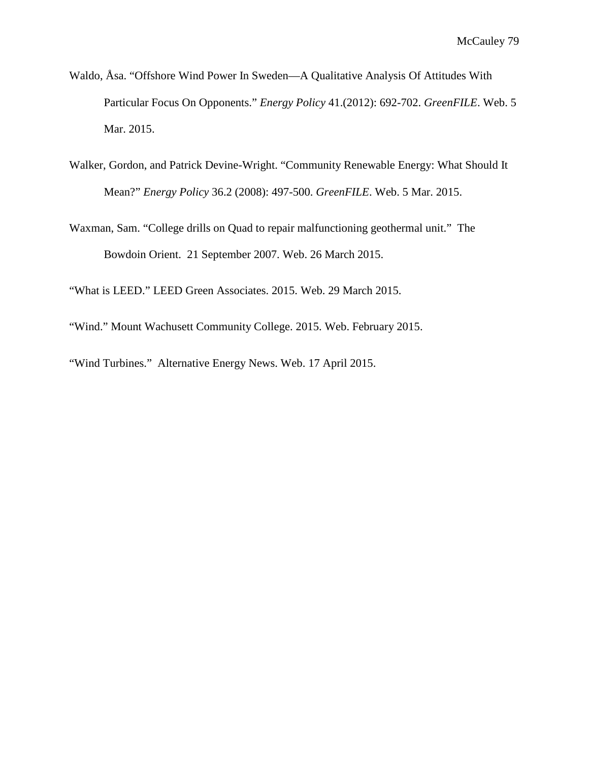Waldo, Åsa. "Offshore Wind Power In Sweden—A Qualitative Analysis Of Attitudes With Particular Focus On Opponents." *Energy Policy* 41.(2012): 692-702. *GreenFILE*. Web. 5 Mar. 2015.

Walker, Gordon, and Patrick Devine-Wright. "Community Renewable Energy: What Should It Mean?" *Energy Policy* 36.2 (2008): 497-500. *GreenFILE*. Web. 5 Mar. 2015.

Waxman, Sam. "College drills on Quad to repair malfunctioning geothermal unit." The Bowdoin Orient. 21 September 2007. Web. 26 March 2015.

"What is LEED." LEED Green Associates. 2015. Web. 29 March 2015.

"Wind." Mount Wachusett Community College. 2015. Web. February 2015.

"Wind Turbines." Alternative Energy News. Web. 17 April 2015.